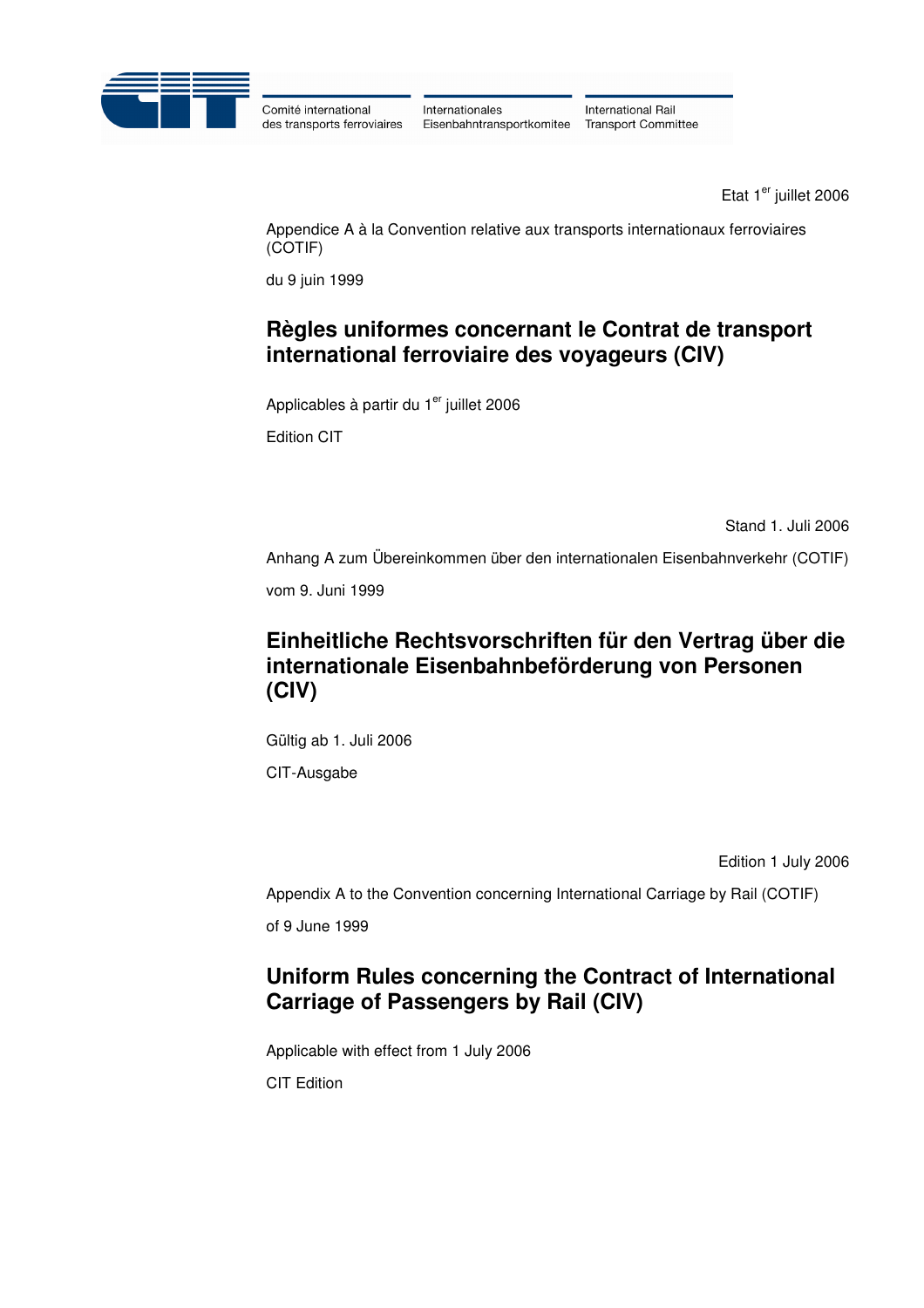Comité international des transports ferroviaires | Internationales Eisenbahntransportkomitee | International Rail Transport Committee

Etat 1er juillet 2006

Appendice A à la Convention relative aux transports internationaux ferroviaires (COTIF)

du 9 juin 1999

# Règles uniformes concernant le Contrat de transport international ferroviaire des voyageurs (CIV)

Applicables à partir du 1er juillet 2006

Edition CIT

Stand 1. Juli 2006

Anhang A zum Übereinkommen über den internationalen Eisenbahnverkehr (COTIF)

vom 9. Juni 1999

# Einheitliche Rechtsvorschriften für den Vertrag über die internationale Eisenbahnbeförderung von Personen (CIV)

Gültig ab 1. Juli 2006

CIT-Ausgabe

Edition 1 July 2006

Appendix A to the Convention concerning International Carriage by Rail (COTIF)

of 9 June 1999

# Uniform Rules concerning the Contract of International Carriage of Passengers by Rail (CIV)

Applicable with effect from 1 July 2006

CIT Edition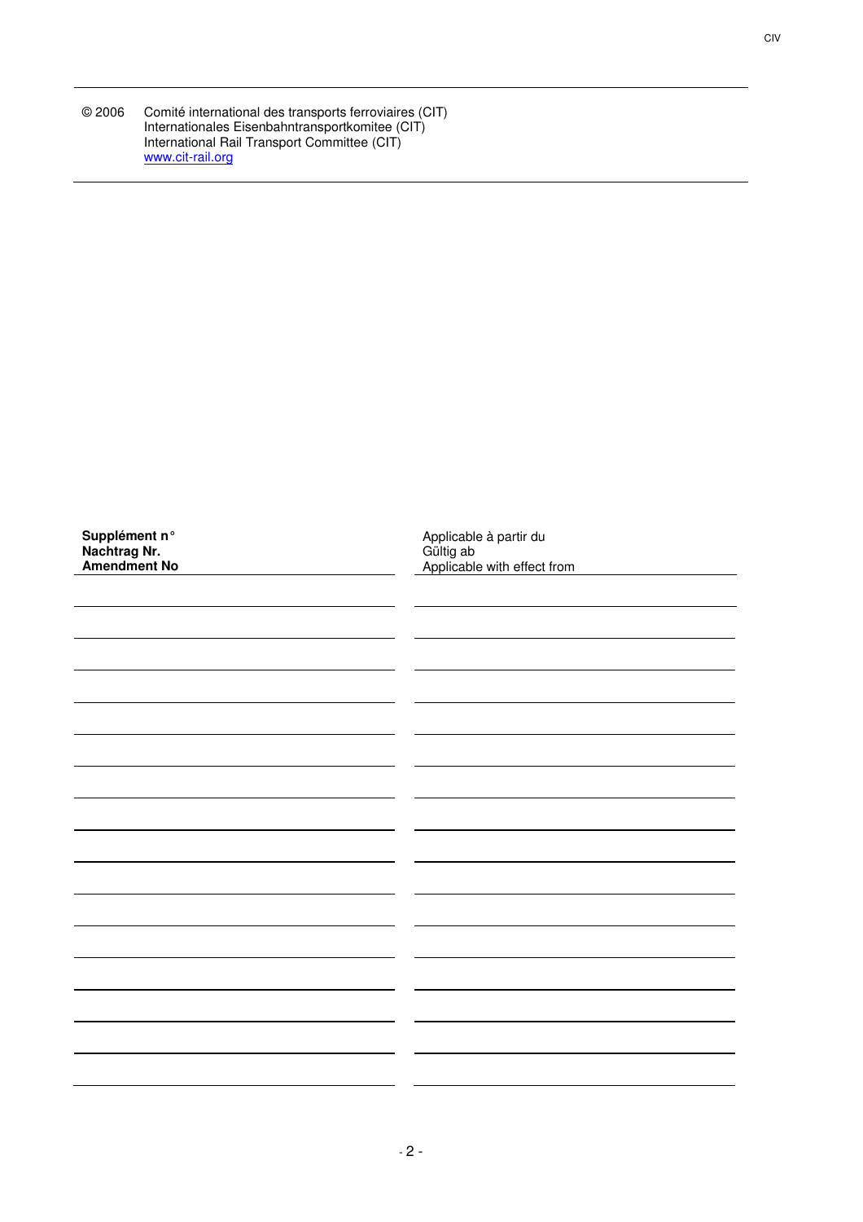© 2006 Comité international des transports ferroviaires (CIT)
Internationales Eisenbahntransportkomitee (CIT)
International Rail Transport Committee (CIT)
www.cit-rail.org

| **Supplément n°**<br>**Nachtrag Nr.**<br>**Amendment No** | Applicable à partir du<br>Gültig ab<br>Applicable with effect from |
|---|---|
| | |
| | |
| | |
| | |
| | |
| | |
| | |
| | |
| | |
| | |
| | |
| | |
| | |
| | |
| | |
| | |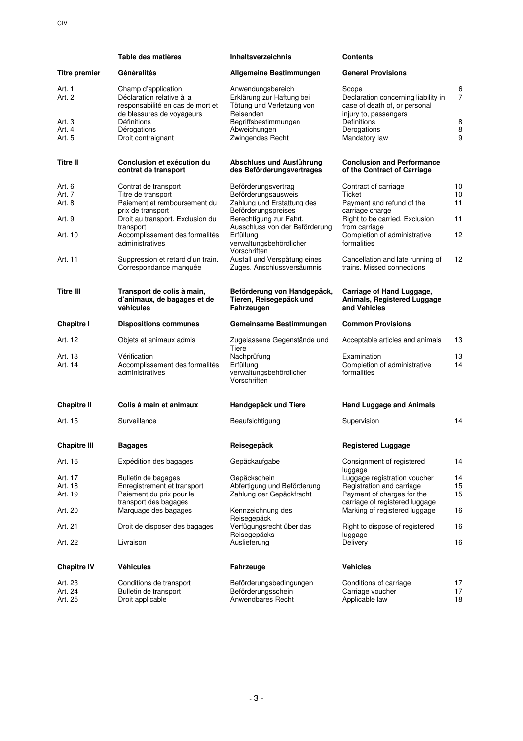CIV

| | Table des matières | Inhaltsverzeichnis | Contents | |
|---|---|---|---|---|
| **Titre premier** | **Généralités** | **Allgemeine Bestimmungen** | **General Provisions** | |
| Art. 1 | Champ d'application | Anwendungsbereich | Scope | 6 |
| Art. 2 | Déclaration relative à la responsabilité en cas de mort et de blessures de voyageurs | Erklärung zur Haftung bei Tötung und Verletzung von Reisenden | Declaration concerning liability in case of death of, or personal injury to, passengers | 7 |
| Art. 3 | Définitions | Begriffsbestimmungen | Definitions | 8 |
| Art. 4 | Dérogations | Abweichungen | Derogations | 8 |
| Art. 5 | Droit contraignant | Zwingendes Recht | Mandatory law | 9 |
| **Titre II** | **Conclusion et exécution du contrat de transport** | **Abschluss und Ausführung des Beförderungsvertrages** | **Conclusion and Performance of the Contract of Carriage** | |
| Art. 6 | Contrat de transport | Beförderungsvertrag | Contract of carriage | 10 |
| Art. 7 | Titre de transport | Beförderungsausweis | Ticket | 10 |
| Art. 8 | Paiement et remboursement du prix de transport | Zahlung und Erstattung des Beförderungspreises | Payment and refund of the carriage charge | 11 |
| Art. 9 | Droit au transport. Exclusion du transport | Berechtigung zur Fahrt. Ausschluss von der Beförderung | Right to be carried. Exclusion from carriage | 11 |
| Art. 10 | Accomplissement des formalités administratives | Erfüllung verwaltungsbehördlicher Vorschriften | Completion of administrative formalities | 12 |
| Art. 11 | Suppression et retard d'un train. Correspondance manquée | Ausfall und Verspätung eines Zuges. Anschlussversäumnis | Cancellation and late running of trains. Missed connections | 12 |
| **Titre III** | **Transport de colis à main, d'animaux, de bagages et de véhicules** | **Beförderung von Handgepäck, Tieren, Reisegepäck und Fahrzeugen** | **Carriage of Hand Luggage, Animals, Registered Luggage and Vehicles** | |
| **Chapitre I** | **Dispositions communes** | **Gemeinsame Bestimmungen** | **Common Provisions** | |
| Art. 12 | Objets et animaux admis | Zugelassene Gegenstände und Tiere | Acceptable articles and animals | 13 |
| Art. 13 | Vérification | Nachprüfung | Examination | 13 |
| Art. 14 | Accomplissement des formalités administratives | Erfüllung verwaltungsbehördlicher Vorschriften | Completion of administrative formalities | 14 |
| **Chapitre II** | **Colis à main et animaux** | **Handgepäck und Tiere** | **Hand Luggage and Animals** | |
| Art. 15 | Surveillance | Beaufsichtigung | Supervision | 14 |
| **Chapitre III** | **Bagages** | **Reisegepäck** | **Registered Luggage** | |
| Art. 16 | Expédition des bagages | Gepäckaufgabe | Consignment of registered luggage | 14 |
| Art. 17 | Bulletin de bagages | Gepäckschein | Luggage registration voucher | 14 |
| Art. 18 | Enregistrement et transport | Abfertigung und Beförderung | Registration and carriage | 15 |
| Art. 19 | Paiement du prix pour le transport des bagages | Zahlung der Gepäckfracht | Payment of charges for the carriage of registered luggage | 15 |
| Art. 20 | Marquage des bagages | Kennzeichnung des Reisegepäck | Marking of registered luggage | 16 |
| Art. 21 | Droit de disposer des bagages | Verfügungsrecht über das Reisegepäcks | Right to dispose of registered luggage | 16 |
| Art. 22 | Livraison | Auslieferung | Delivery | 16 |
| **Chapitre IV** | **Véhicules** | **Fahrzeuge** | **Vehicles** | |
| Art. 23 | Conditions de transport | Beförderungsbedingungen | Conditions of carriage | 17 |
| Art. 24 | Bulletin de transport | Beförderungsschein | Carriage voucher | 17 |
| Art. 25 | Droit applicable | Anwendbares Recht | Applicable law | 18 |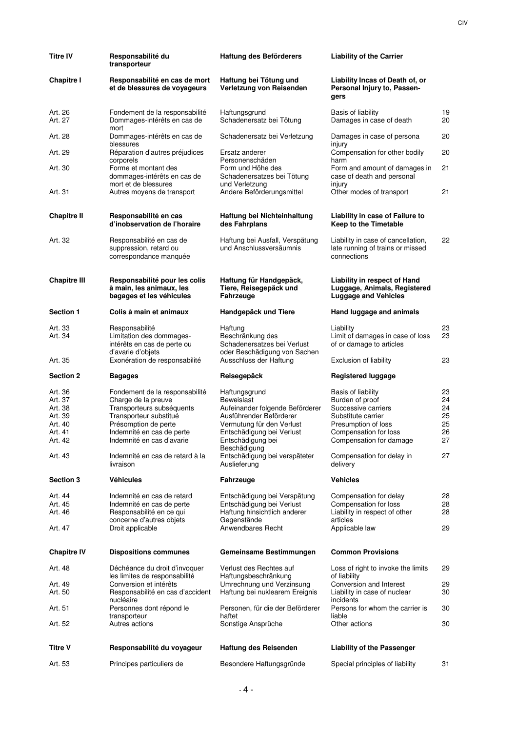| | | | | |
|---|---|---|---|---|
| **Titre IV** | **Responsabilité du transporteur** | **Haftung des Beförderers** | **Liability of the Carrier** | |
| **Chapitre I** | **Responsabilité en cas de mort et de blessures de voyageurs** | **Haftung bei Tötung und Verletzung von Reisenden** | **Liability Incas of Death of, or Personal Injury to, Passengers** | |
| Art. 26 | Fondement de la responsabilité | Haftungsgrund | Basis of liability | 19 |
| Art. 27 | Dommages-intérêts en cas de mort | Schadenersatz bei Tötung | Damages in case of death | 20 |
| Art. 28 | Dommages-intérêts en cas de blessures | Schadenersatz bei Verletzung | Damages in case of persona injury | 20 |
| Art. 29 | Réparation d'autres préjudices corporels | Ersatz anderer Personenschäden | Compensation for other bodily harm | 20 |
| Art. 30 | Forme et montant des dommages-intérêts en cas de mort et de blessures | Form und Höhe des Schadenersatzes bei Tötung und Verletzung | Form and amount of damages in case of death and personal injury | 21 |
| Art. 31 | Autres moyens de transport | Andere Beförderungsmittel | Other modes of transport | 21 |
| **Chapitre II** | **Responsabilité en cas d'inobservation de l'horaire** | **Haftung bei Nichteinhaltung des Fahrplans** | **Liability in case of Failure to Keep to the Timetable** | |
| Art. 32 | Responsabilité en cas de suppression, retard ou correspondance manquée | Haftung bei Ausfall, Verspätung und Anschlussversäumnis | Liability in case of cancellation, late running of trains or missed connections | 22 |
| **Chapitre III** | **Responsabilité pour les colis à main, les animaux, les bagages et les véhicules** | **Haftung für Handgepäck, Tiere, Reisegepäck und Fahrzeuge** | **Liability in respect of Hand Luggage, Animals, Registered Luggage and Vehicles** | |
| **Section 1** | **Colis à main et animaux** | **Handgepäck und Tiere** | **Hand luggage and animals** | |
| Art. 33 | Responsabilité | Haftung | Liability | 23 |
| Art. 34 | Limitation des dommages-intérêts en cas de perte ou d'avarie d'objets | Beschränkung des Schadenersatzes bei Verlust oder Beschädigung von Sachen | Limit of damages in case of loss of or damage to articles | 23 |
| Art. 35 | Exonération de responsabilité | Ausschluss der Haftung | Exclusion of liability | 23 |
| **Section 2** | **Bagages** | **Reisegepäck** | **Registered luggage** | |
| Art. 36 | Fondement de la responsabilité | Haftungsgrund | Basis of liability | 23 |
| Art. 37 | Charge de la preuve | Beweislast | Burden of proof | 24 |
| Art. 38 | Transporteurs subséquents | Aufeinander folgende Beförderer | Successive carriers | 24 |
| Art. 39 | Transporteur substitué | Ausführender Beförderer | Substitute carrier | 25 |
| Art. 40 | Présomption de perte | Vermutung für den Verlust | Presumption of loss | 25 |
| Art. 41 | Indemnité en cas de perte | Entschädigung bei Verlust | Compensation for loss | 26 |
| Art. 42 | Indemnité en cas d'avarie | Entschädigung bei Beschädigung | Compensation for damage | 27 |
| Art. 43 | Indemnité en cas de retard à la livraison | Entschädigung bei verspäteter Auslieferung | Compensation for delay in delivery | 27 |
| **Section 3** | **Véhicules** | **Fahrzeuge** | **Vehicles** | |
| Art. 44 | Indemnité en cas de retard | Entschädigung bei Verspätung | Compensation for delay | 28 |
| Art. 45 | Indemnité en cas de perte | Entschädigung bei Verlust | Compensation for loss | 28 |
| Art. 46 | Responsabilité en ce qui concerne d'autres objets | Haftung hinsichtlich anderer Gegenstände | Liability in respect of other articles | 28 |
| Art. 47 | Droit applicable | Anwendbares Recht | Applicable law | 29 |
| **Chapitre IV** | **Dispositions communes** | **Gemeinsame Bestimmungen** | **Common Provisions** | |
| Art. 48 | Déchéance du droit d'invoquer les limites de responsabilité | Verlust des Rechtes auf Haftungsbeschränkung | Loss of right to invoke the limits of liability | 29 |
| Art. 49 | Conversion et intérêts | Umrechnung und Verzinsung | Conversion and Interest | 29 |
| Art. 50 | Responsabilité en cas d'accident nucléaire | Haftung bei nuklearem Ereignis | Liability in case of nuclear incidents | 30 |
| Art. 51 | Personnes dont répond le transporteur | Personen, für die der Beförderer haftet | Persons for whom the carrier is liable | 30 |
| Art. 52 | Autres actions | Sonstige Ansprüche | Other actions | 30 |
| **Titre V** | **Responsabilité du voyageur** | **Haftung des Reisenden** | **Liability of the Passenger** | |
| Art. 53 | Principes particuliers de | Besondere Haftungsgründe | Special principles of liability | 31 |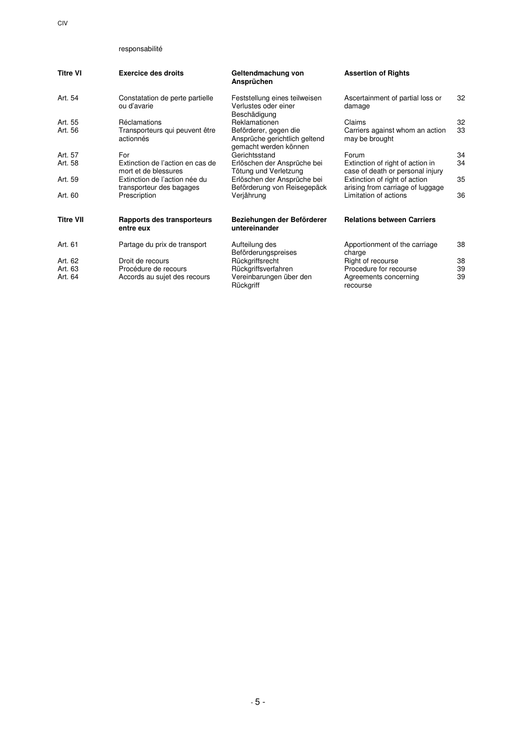responsabilité

| | | | | |
|---|---|---|---|---|
| **Titre VI** | **Exercice des droits** | **Geltendmachung von Ansprüchen** | **Assertion of Rights** | |
| Art. 54 | Constatation de perte partielle ou d'avarie | Feststellung eines teilweisen Verlustes oder einer Beschädigung | Ascertainment of partial loss or damage | 32 |
| Art. 55 | Réclamations | Reklamationen | Claims | 32 |
| Art. 56 | Transporteurs qui peuvent être actionnés | Beförderer, gegen die Ansprüche gerichtlich geltend gemacht werden können | Carriers against whom an action may be brought | 33 |
| Art. 57 | For | Gerichtsstand | Forum | 34 |
| Art. 58 | Extinction de l'action en cas de mort et de blessures | Erlöschen der Ansprüche bei Tötung und Verletzung | Extinction of right of action in case of death or personal injury | 34 |
| Art. 59 | Extinction de l'action née du transporteur des bagages | Erlöschen der Ansprüche bei Beförderung von Reisegepäck | Extinction of right of action arising from carriage of luggage | 35 |
| Art. 60 | Prescription | Verjährung | Limitation of actions | 36 |
| **Titre VII** | **Rapports des transporteurs entre eux** | **Beziehungen der Beförderer untereinander** | **Relations between Carriers** | |
| Art. 61 | Partage du prix de transport | Aufteilung des Beförderungspreises | Apportionment of the carriage charge | 38 |
| Art. 62 | Droit de recours | Rückgriffsrecht | Right of recourse | 38 |
| Art. 63 | Procédure de recours | Rückgriffsverfahren | Procedure for recourse | 39 |
| Art. 64 | Accords au sujet des recours | Vereinbarungen über den Rückgriff | Agreements concerning recourse | 39 |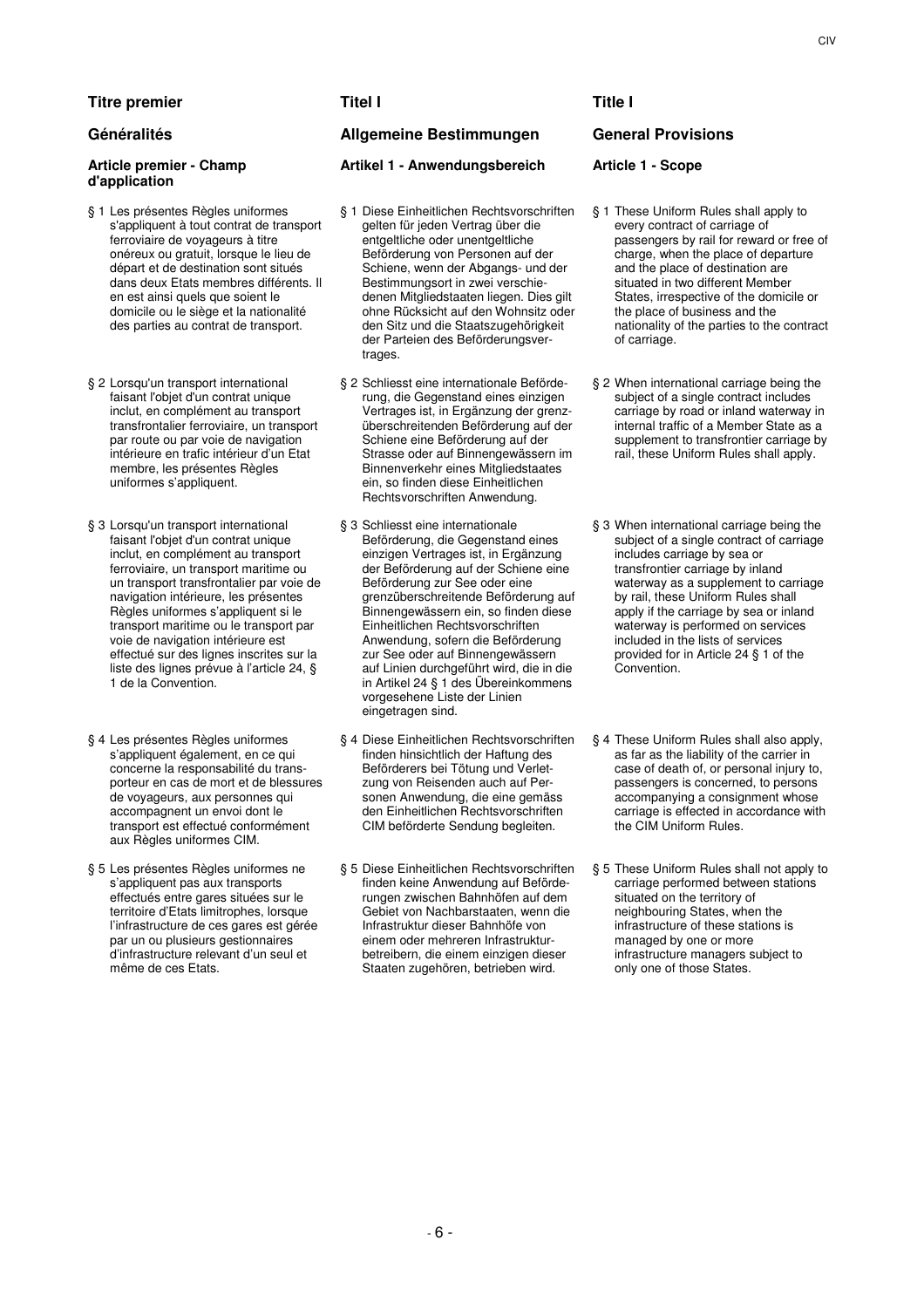## Titre premier

## Généralités

### Article premier - Champ d'application

§ 1 Les présentes Règles uniformes s'appliquent à tout contrat de transport ferroviaire de voyageurs à titre onéreux ou gratuit, lorsque le lieu de départ et de destination sont situés dans deux Etats membres différents. Il en est ainsi quels que soient le domicile ou le siège et la nationalité des parties au contrat de transport.

§ 2 Lorsqu'un transport international faisant l'objet d'un contrat unique inclut, en complément au transport transfrontalier ferroviaire, un transport par route ou par voie de navigation intérieure en trafic intérieur d'un Etat membre, les présentes Règles uniformes s'appliquent.

§ 3 Lorsqu'un transport international faisant l'objet d'un contrat unique inclut, en complément au transport ferroviaire, un transport maritime ou un transport transfrontalier par voie de navigation intérieure, les présentes Règles uniformes s'appliquent si le transport maritime ou le transport par voie de navigation intérieure est effectué sur des lignes inscrites sur la liste des lignes prévue à l'article 24, § 1 de la Convention.

§ 4 Les présentes Règles uniformes s'appliquent également, en ce qui concerne la responsabilité du transporteur en cas de mort et de blessures de voyageurs, aux personnes qui accompagnent un envoi dont le transport est effectué conformément aux Règles uniformes CIM.

§ 5 Les présentes Règles uniformes ne s'appliquent pas aux transports effectués entre gares situées sur le territoire d'Etats limitrophes, lorsque l'infrastructure de ces gares est gérée par un ou plusieurs gestionnaires d'infrastructure relevant d'un seul et même de ces Etats.

## Titel I

## Allgemeine Bestimmungen

### Artikel 1 - Anwendungsbereich

§ 1 Diese Einheitlichen Rechtsvorschriften gelten für jeden Vertrag über die entgeltliche oder unentgeltliche Beförderung von Personen auf der Schiene, wenn der Abgangs- und der Bestimmungsort in zwei verschiedenen Mitgliedstaaten liegen. Dies gilt ohne Rücksicht auf den Wohnsitz oder den Sitz und die Staatszugehörigkeit der Parteien des Beförderungsvertrages.

§ 2 Schliesst eine internationale Beförderung, die Gegenstand eines einzigen Vertrages ist, in Ergänzung der grenzüberschreitenden Beförderung auf der Schiene eine Beförderung auf der Strasse oder auf Binnengewässern im Binnenverkehr eines Mitgliedstaates ein, so finden diese Einheitlichen Rechtsvorschriften Anwendung.

§ 3 Schliesst eine internationale Beförderung, die Gegenstand eines einzigen Vertrages ist, in Ergänzung der Beförderung auf der Schiene eine Beförderung zur See oder eine grenzüberschreitende Beförderung auf Binnengewässern ein, so finden diese Einheitlichen Rechtsvorschriften Anwendung, sofern die Beförderung zur See oder auf Binnengewässern auf Linien durchgeführt wird, die in die in Artikel 24 § 1 des Übereinkommens vorgesehene Liste der Linien eingetragen sind.

§ 4 Diese Einheitlichen Rechtsvorschriften finden hinsichtlich der Haftung des Beförderers bei Tötung und Verletzung von Reisenden auch auf Personen Anwendung, die eine gemäss den Einheitlichen Rechtsvorschriften CIM beförderte Sendung begleiten.

§ 5 Diese Einheitlichen Rechtsvorschriften finden keine Anwendung auf Beförderungen zwischen Bahnhöfen auf dem Gebiet von Nachbarstaaten, wenn die Infrastruktur dieser Bahnhöfe von einem oder mehreren Infrastrukturbetreibern, die einem einzigen dieser Staaten zugehören, betrieben wird.

## Title I

## General Provisions

### Article 1 - Scope

§ 1 These Uniform Rules shall apply to every contract of carriage of passengers by rail for reward or free of charge, when the place of departure and the place of destination are situated in two different Member States, irrespective of the domicile or the place of business and the nationality of the parties to the contract of carriage.

§ 2 When international carriage being the subject of a single contract includes carriage by road or inland waterway in internal traffic of a Member State as a supplement to transfrontier carriage by rail, these Uniform Rules shall apply.

§ 3 When international carriage being the subject of a single contract of carriage includes carriage by sea or transfrontier carriage by inland waterway as a supplement to carriage by rail, these Uniform Rules shall apply if the carriage by sea or inland waterway is performed on services included in the lists of services provided for in Article 24 § 1 of the Convention.

§ 4 These Uniform Rules shall also apply, as far as the liability of the carrier in case of death of, or personal injury to, passengers is concerned, to persons accompanying a consignment whose carriage is effected in accordance with the CIM Uniform Rules.

§ 5 These Uniform Rules shall not apply to carriage performed between stations situated on the territory of neighbouring States, when the infrastructure of these stations is managed by one or more infrastructure managers subject to only one of those States.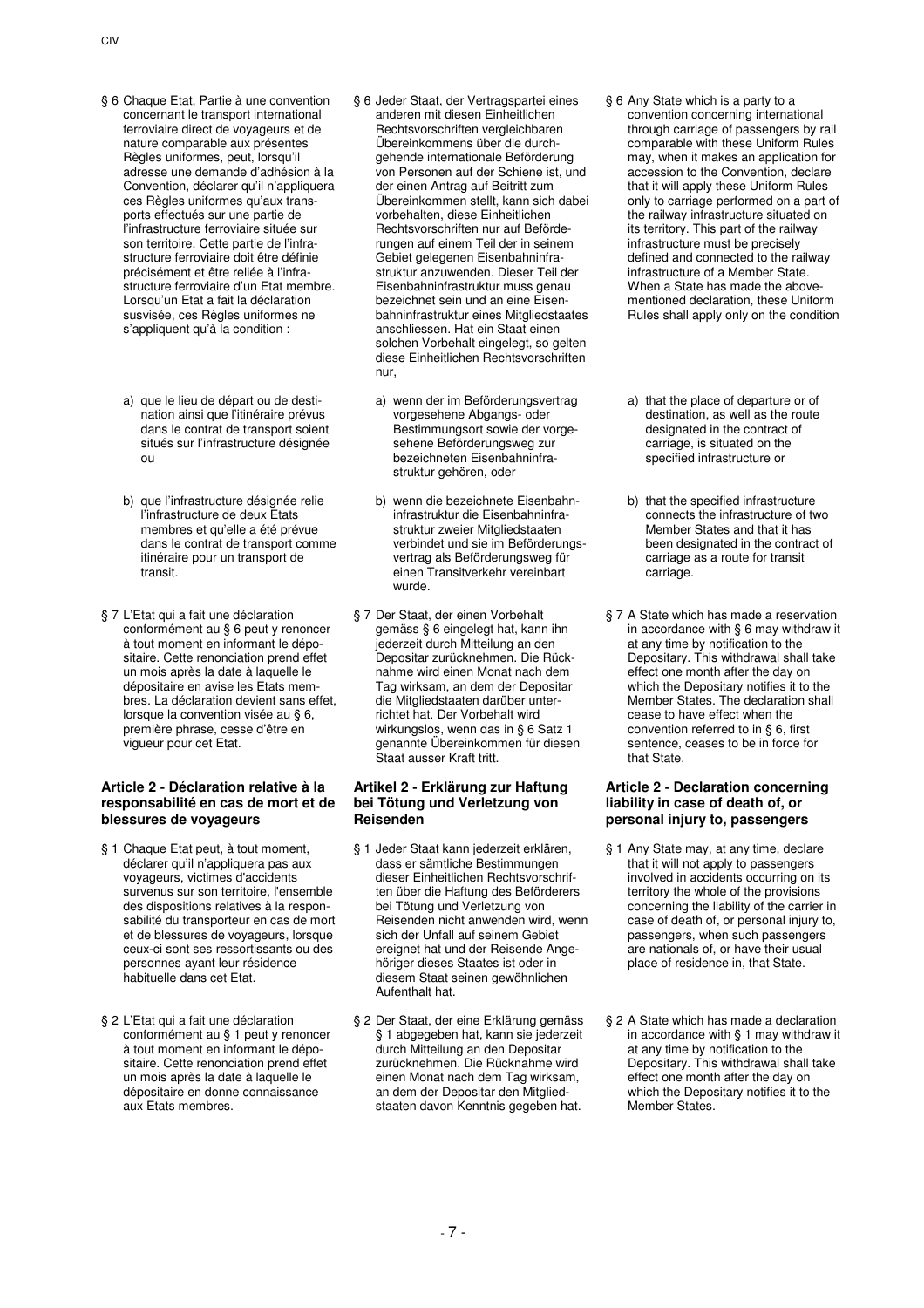§ 6 Chaque Etat, Partie à une convention concernant le transport international ferroviaire direct de voyageurs et de nature comparable aux présentes Règles uniformes, peut, lorsqu'il adresse une demande d'adhésion à la Convention, déclarer qu'il n'appliquera ces Règles uniformes qu'aux transports effectués sur une partie de l'infrastructure ferroviaire située sur son territoire. Cette partie de l'infrastructure ferroviaire doit être définie précisément et être reliée à l'infrastructure ferroviaire d'un Etat membre. Lorsqu'un Etat a fait la déclaration susvisée, ces Règles uniformes ne s'appliquent qu'à la condition :

a) que le lieu de départ ou de destination ainsi que l'itinéraire prévus dans le contrat de transport soient situés sur l'infrastructure désignée ou

b) que l'infrastructure désignée relie l'infrastructure de deux Etats membres et qu'elle a été prévue dans le contrat de transport comme itinéraire pour un transport de transit.

§ 7 L'Etat qui a fait une déclaration conformément au § 6 peut y renoncer à tout moment en informant le dépositaire. Cette renonciation prend effet un mois après la date à laquelle le dépositaire en avise les Etats membres. La déclaration devient sans effet, lorsque la convention visée au § 6, première phrase, cesse d'être en vigueur pour cet Etat.

#### Article 2 - Déclaration relative à la responsabilité en cas de mort et de blessures de voyageurs

§ 1 Chaque Etat peut, à tout moment, déclarer qu'il n'appliquera pas aux voyageurs, victimes d'accidents survenus sur son territoire, l'ensemble des dispositions relatives à la responsabilité du transporteur en cas de mort et de blessures de voyageurs, lorsque ceux-ci sont ses ressortissants ou des personnes ayant leur résidence habituelle dans cet Etat.

§ 2 L'Etat qui a fait une déclaration conformément au § 1 peut y renoncer à tout moment en informant le dépositaire. Cette renonciation prend effet un mois après la date à laquelle le dépositaire en donne connaissance aux Etats membres.

§ 6 Jeder Staat, der Vertragspartei eines anderen mit diesen Einheitlichen Rechtsvorschriften vergleichbaren Übereinkommens über die durchgehende internationale Beförderung von Personen auf der Schiene ist, und der einen Antrag auf Beitritt zum Übereinkommen stellt, kann sich dabei vorbehalten, diese Einheitlichen Rechtsvorschriften nur auf Beförderungen auf einem Teil der in seinem Gebiet gelegenen Eisenbahninfrastruktur anzuwenden. Dieser Teil der Eisenbahninfrastruktur muss genau bezeichnet sein und an eine Eisenbahninfrastruktur eines Mitgliedstaates anschliessen. Hat ein Staat einen solchen Vorbehalt eingelegt, so gelten diese Einheitlichen Rechtsvorschriften nur,

a) wenn der im Beförderungsvertrag vorgesehene Abgangs- oder Bestimmungsort sowie der vorgesehene Beförderungsweg zur bezeichneten Eisenbahninfrastruktur gehören, oder

b) wenn die bezeichnete Eisenbahninfrastruktur die Eisenbahninfrastruktur zweier Mitgliedstaaten verbindet und sie im Beförderungsvertrag als Beförderungsweg für einen Transitverkehr vereinbart wurde.

§ 7 Der Staat, der einen Vorbehalt gemäss § 6 eingelegt hat, kann ihn jederzeit durch Mitteilung an den Depositar zurücknehmen. Die Rücknahme wird einen Monat nach dem Tag wirksam, an dem der Depositar die Mitgliedstaaten darüber unterrichtet hat. Der Vorbehalt wird wirkungslos, wenn das in § 6 Satz 1 genannte Übereinkommen für diesen Staat ausser Kraft tritt.

#### Artikel 2 - Erklärung zur Haftung bei Tötung und Verletzung von Reisenden

§ 1 Jeder Staat kann jederzeit erklären, dass er sämtliche Bestimmungen dieser Einheitlichen Rechtsvorschriften über die Haftung des Beförderers bei Tötung und Verletzung von Reisenden nicht anwenden wird, wenn sich der Unfall auf seinem Gebiet ereignet hat und der Reisende Angehöriger dieses Staates ist oder in diesem Staat seinen gewöhnlichen Aufenthalt hat.

§ 2 Der Staat, der eine Erklärung gemäss § 1 abgegeben hat, kann sie jederzeit durch Mitteilung an den Depositar zurücknehmen. Die Rücknahme wird einen Monat nach dem Tag wirksam, an dem der Depositar den Mitgliedstaaten davon Kenntnis gegeben hat.

§ 6 Any State which is a party to a convention concerning international through carriage of passengers by rail comparable with these Uniform Rules may, when it makes an application for accession to the Convention, declare that it will apply these Uniform Rules only to carriage performed on a part of the railway infrastructure situated on its territory. This part of the railway infrastructure must be precisely defined and connected to the railway infrastructure of a Member State. When a State has made the above-mentioned declaration, these Uniform Rules shall apply only on the condition

a) that the place of departure or of destination, as well as the route designated in the contract of carriage, is situated on the specified infrastructure or

b) that the specified infrastructure connects the infrastructure of two Member States and that it has been designated in the contract of carriage as a route for transit carriage.

§ 7 A State which has made a reservation in accordance with § 6 may withdraw it at any time by notification to the Depositary. This withdrawal shall take effect one month after the day on which the Depositary notifies it to the Member States. The declaration shall cease to have effect when the convention referred to in § 6, first sentence, ceases to be in force for that State.

#### Article 2 - Declaration concerning liability in case of death of, or personal injury to, passengers

§ 1 Any State may, at any time, declare that it will not apply to passengers involved in accidents occurring on its territory the whole of the provisions concerning the liability of the carrier in case of death of, or personal injury to, passengers, when such passengers are nationals of, or have their usual place of residence in, that State.

§ 2 A State which has made a declaration in accordance with § 1 may withdraw it at any time by notification to the Depositary. This withdrawal shall take effect one month after the day on which the Depositary notifies it to the Member States.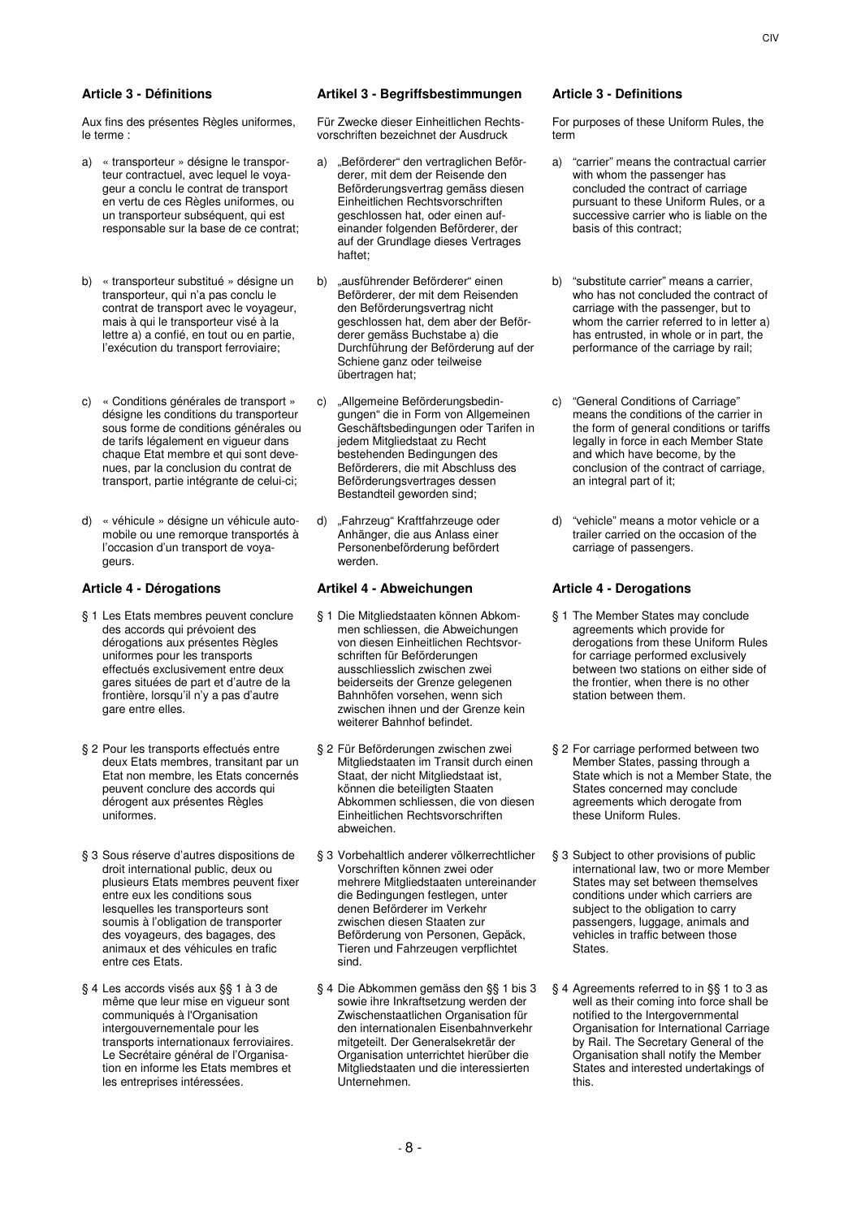### Article 3 - Définitions

Aux fins des présentes Règles uniformes, le terme :

a) « transporteur » désigne le transporteur contractuel, avec lequel le voyageur a conclu le contrat de transport en vertu de ces Règles uniformes, ou un transporteur subséquent, qui est responsable sur la base de ce contrat;

b) « transporteur substitué » désigne un transporteur, qui n'a pas conclu le contrat de transport avec le voyageur, mais à qui le transporteur visé à la lettre a) a confié, en tout ou en partie, l'exécution du transport ferroviaire;

c) « Conditions générales de transport » désigne les conditions du transporteur sous forme de conditions générales ou de tarifs légalement en vigueur dans chaque Etat membre et qui sont devenues, par la conclusion du contrat de transport, partie intégrante de celui-ci;

d) « véhicule » désigne un véhicule automobile ou une remorque transportés à l'occasion d'un transport de voyageurs.

### Article 4 - Dérogations

§ 1 Les Etats membres peuvent conclure des accords qui prévoient des dérogations aux présentes Règles uniformes pour les transports effectués exclusivement entre deux gares situées de part et d'autre de la frontière, lorsqu'il n'y a pas d'autre gare entre elles.

§ 2 Pour les transports effectués entre deux Etats membres, transitant par un Etat non membre, les Etats concernés peuvent conclure des accords qui dérogent aux présentes Règles uniformes.

§ 3 Sous réserve d'autres dispositions de droit international public, deux ou plusieurs Etats membres peuvent fixer entre eux les conditions sous lesquelles les transporteurs sont soumis à l'obligation de transporter des voyageurs, des bagages, des animaux et des véhicules en trafic entre ces Etats.

§ 4 Les accords visés aux §§ 1 à 3 de même que leur mise en vigueur sont communiqués à l'Organisation intergouvernementale pour les transports internationaux ferroviaires. Le Secrétaire général de l'Organisation en informe les Etats membres et les entreprises intéressées.

### Artikel 3 - Begriffsbestimmungen

Für Zwecke dieser Einheitlichen Rechtsvorschriften bezeichnet der Ausdruck

a) „Beförderer" den vertraglichen Beförderer, mit dem der Reisende den Beförderungsvertrag gemäss diesen Einheitlichen Rechtsvorschriften geschlossen hat, oder einen aufeinander folgenden Beförderer, der auf der Grundlage dieses Vertrages haftet;

b) „ausführender Beförderer" einen Beförderer, der mit dem Reisenden den Beförderungsvertrag nicht geschlossen hat, dem aber der Beförderer gemäss Buchstabe a) die Durchführung der Beförderung auf der Schiene ganz oder teilweise übertragen hat;

c) „Allgemeine Beförderungsbedingungen" die in Form von Allgemeinen Geschäftsbedingungen oder Tarifen in jedem Mitgliedstaat zu Recht bestehenden Bedingungen des Beförderers, die mit Abschluss des Beförderungsvertrages dessen Bestandteil geworden sind;

d) „Fahrzeug" Kraftfahrzeuge oder Anhänger, die aus Anlass einer Personenbeförderung befördert werden.

### Artikel 4 - Abweichungen

§ 1 Die Mitgliedstaaten können Abkommen schliessen, die Abweichungen von diesen Einheitlichen Rechtsvorschriften für Beförderungen ausschliesslich zwischen zwei beiderseits der Grenze gelegenen Bahnhöfen vorsehen, wenn sich zwischen ihnen und der Grenze kein weiterer Bahnhof befindet.

§ 2 Für Beförderungen zwischen zwei Mitgliedstaaten im Transit durch einen Staat, der nicht Mitgliedstaat ist, können die beteiligten Staaten Abkommen schliessen, die von diesen Einheitlichen Rechtsvorschriften abweichen.

§ 3 Vorbehaltlich anderer völkerrechtlicher Vorschriften können zwei oder mehrere Mitgliedstaaten untereinander die Bedingungen festlegen, unter denen Beförderer im Verkehr zwischen diesen Staaten zur Beförderung von Personen, Gepäck, Tieren und Fahrzeugen verpflichtet sind.

§ 4 Die Abkommen gemäss den §§ 1 bis 3 sowie ihre Inkraftsetzung werden der Zwischenstaatlichen Organisation für den internationalen Eisenbahnverkehr mitgeteilt. Der Generalsekretär der Organisation unterrichtet hierüber die Mitgliedstaaten und die interessierten Unternehmen.

### Article 3 - Definitions

For purposes of these Uniform Rules, the term

a) "carrier" means the contractual carrier with whom the passenger has concluded the contract of carriage pursuant to these Uniform Rules, or a successive carrier who is liable on the basis of this contract;

b) "substitute carrier" means a carrier, who has not concluded the contract of carriage with the passenger, but to whom the carrier referred to in letter a) has entrusted, in whole or in part, the performance of the carriage by rail;

c) "General Conditions of Carriage" means the conditions of the carrier in the form of general conditions or tariffs legally in force in each Member State and which have become, by the conclusion of the contract of carriage, an integral part of it;

d) "vehicle" means a motor vehicle or a trailer carried on the occasion of the carriage of passengers.

### Article 4 - Derogations

§ 1 The Member States may conclude agreements which provide for derogations from these Uniform Rules for carriage performed exclusively between two stations on either side of the frontier, when there is no other station between them.

§ 2 For carriage performed between two Member States, passing through a State which is not a Member State, the States concerned may conclude agreements which derogate from these Uniform Rules.

§ 3 Subject to other provisions of public international law, two or more Member States may set between themselves conditions under which carriers are subject to the obligation to carry passengers, luggage, animals and vehicles in traffic between those States.

§ 4 Agreements referred to in §§ 1 to 3 as well as their coming into force shall be notified to the Intergovernmental Organisation for International Carriage by Rail. The Secretary General of the Organisation shall notify the Member States and interested undertakings of this.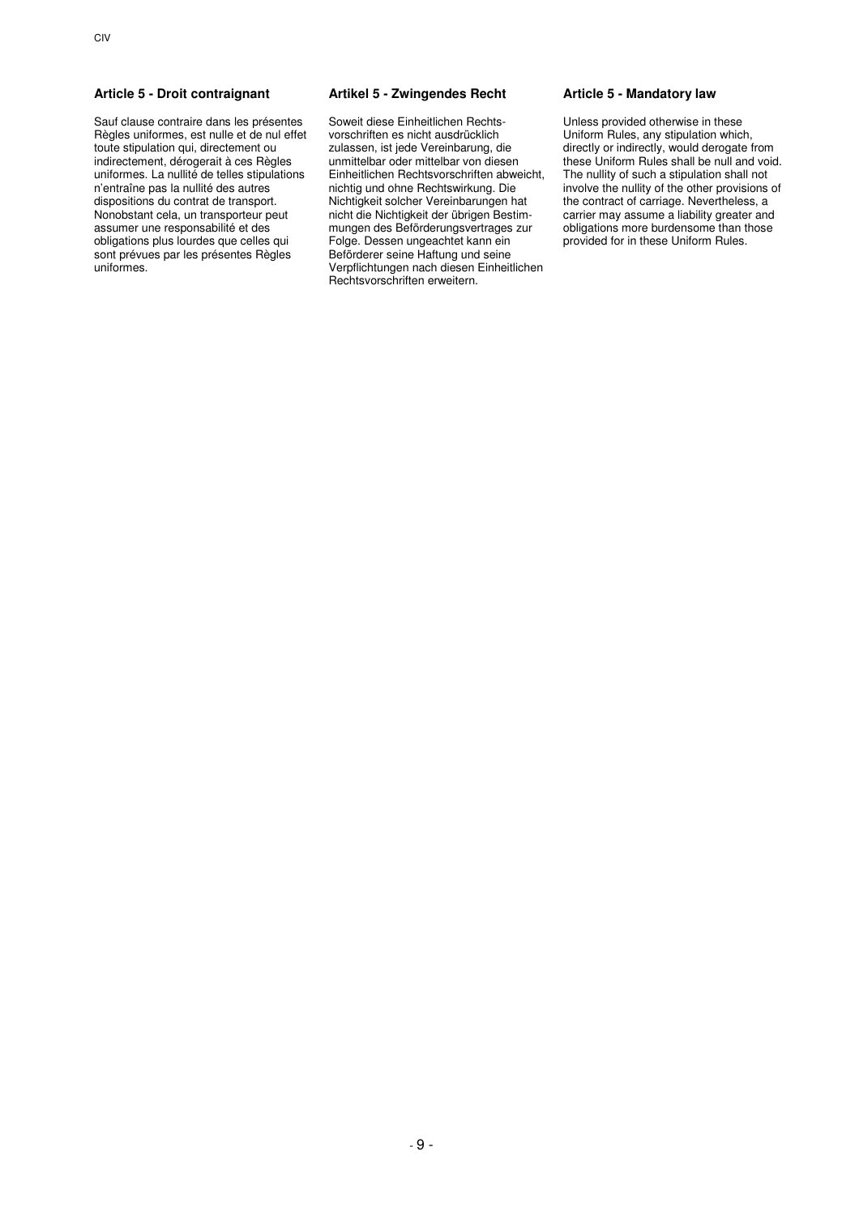### Article 5 - Droit contraignant

Sauf clause contraire dans les présentes Règles uniformes, est nulle et de nul effet toute stipulation qui, directement ou indirectement, dérogerait à ces Règles uniformes. La nullité de telles stipulations n'entraîne pas la nullité des autres dispositions du contrat de transport. Nonobstant cela, un transporteur peut assumer une responsabilité et des obligations plus lourdes que celles qui sont prévues par les présentes Règles uniformes.

### Artikel 5 - Zwingendes Recht

Soweit diese Einheitlichen Rechtsvorschriften es nicht ausdrücklich zulassen, ist jede Vereinbarung, die unmittelbar oder mittelbar von diesen Einheitlichen Rechtsvorschriften abweicht, nichtig und ohne Rechtswirkung. Die Nichtigkeit solcher Vereinbarungen hat nicht die Nichtigkeit der übrigen Bestimmungen des Beförderungsvertrages zur Folge. Dessen ungeachtet kann ein Beförderer seine Haftung und seine Verpflichtungen nach diesen Einheitlichen Rechtsvorschriften erweitern.

### Article 5 - Mandatory law

Unless provided otherwise in these Uniform Rules, any stipulation which, directly or indirectly, would derogate from these Uniform Rules shall be null and void. The nullity of such a stipulation shall not involve the nullity of the other provisions of the contract of carriage. Nevertheless, a carrier may assume a liability greater and obligations more burdensome than those provided for in these Uniform Rules.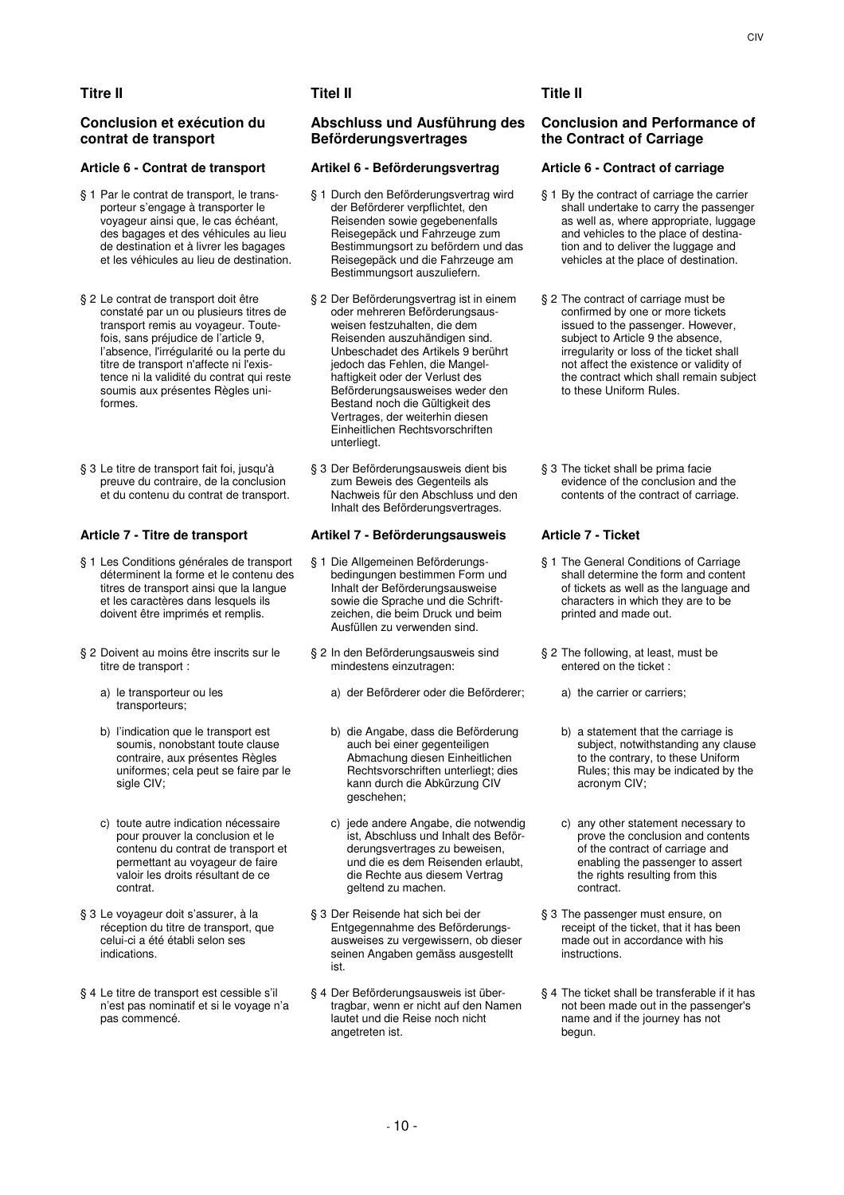## Titre II

### Conclusion et exécution du contrat de transport

#### Article 6 - Contrat de transport

§ 1 Par le contrat de transport, le transporteur s'engage à transporter le voyageur ainsi que, le cas échéant, des bagages et des véhicules au lieu de destination et à livrer les bagages et les véhicules au lieu de destination.

§ 2 Le contrat de transport doit être constaté par un ou plusieurs titres de transport remis au voyageur. Toutefois, sans préjudice de l'article 9, l'absence, l'irrégularité ou la perte du titre de transport n'affecte ni l'existence ni la validité du contrat qui reste soumis aux présentes Règles uniformes.

§ 3 Le titre de transport fait foi, jusqu'à preuve du contraire, de la conclusion et du contenu du contrat de transport.

#### Article 7 - Titre de transport

§ 1 Les Conditions générales de transport déterminent la forme et le contenu des titres de transport ainsi que la langue et les caractères dans lesquels ils doivent être imprimés et remplis.

§ 2 Doivent au moins être inscrits sur le titre de transport :

a) le transporteur ou les transporteurs;

b) l'indication que le transport est soumis, nonobstant toute clause contraire, aux présentes Règles uniformes; cela peut se faire par le sigle CIV;

c) toute autre indication nécessaire pour prouver la conclusion et le contenu du contrat de transport et permettant au voyageur de faire valoir les droits résultant de ce contrat.

§ 3 Le voyageur doit s'assurer, à la réception du titre de transport, que celui-ci a été établi selon ses indications.

§ 4 Le titre de transport est cessible s'il n'est pas nominatif et si le voyage n'a pas commencé.

## Titel II

### Abschluss und Ausführung des Beförderungsvertrages

#### Artikel 6 - Beförderungsvertrag

§ 1 Durch den Beförderungsvertrag wird der Beförderer verpflichtet, den Reisenden sowie gegebenenfalls Reisegepäck und Fahrzeuge zum Bestimmungsort zu befördern und das Reisegepäck und die Fahrzeuge am Bestimmungsort auszuliefern.

§ 2 Der Beförderungsvertrag ist in einem oder mehreren Beförderungsausweisen festzuhalten, die dem Reisenden auszuhändigen sind. Unbeschadet des Artikels 9 berührt jedoch das Fehlen, die Mangelhaftigkeit oder der Verlust des Beförderungsausweises weder den Bestand noch die Gültigkeit des Vertrages, der weiterhin diesen Einheitlichen Rechtsvorschriften unterliegt.

§ 3 Der Beförderungsausweis dient bis zum Beweis des Gegenteils als Nachweis für den Abschluss und den Inhalt des Beförderungsvertrages.

#### Artikel 7 - Beförderungsausweis

§ 1 Die Allgemeinen Beförderungsbedingungen bestimmen Form und Inhalt der Beförderungsausweise sowie die Sprache und die Schriftzeichen, die beim Druck und beim Ausfüllen zu verwenden sind.

§ 2 In den Beförderungsausweis sind mindestens einzutragen:

a) der Beförderer oder die Beförderer;

b) die Angabe, dass die Beförderung auch bei einer gegenteiligen Abmachung diesen Einheitlichen Rechtsvorschriften unterliegt; dies kann durch die Abkürzung CIV geschehen;

c) jede andere Angabe, die notwendig ist, Abschluss und Inhalt des Beförderungsvertrages zu beweisen, und die es dem Reisenden erlaubt, die Rechte aus diesem Vertrag geltend zu machen.

§ 3 Der Reisende hat sich bei der Entgegennahme des Beförderungsausweises zu vergewissern, ob dieser seinen Angaben gemäss ausgestellt ist.

§ 4 Der Beförderungsausweis ist übertragbar, wenn er nicht auf den Namen lautet und die Reise noch nicht angetreten ist.

## Title II

### Conclusion and Performance of the Contract of Carriage

#### Article 6 - Contract of carriage

§ 1 By the contract of carriage the carrier shall undertake to carry the passenger as well as, where appropriate, luggage and vehicles to the place of destination and to deliver the luggage and vehicles at the place of destination.

§ 2 The contract of carriage must be confirmed by one or more tickets issued to the passenger. However, subject to Article 9 the absence, irregularity or loss of the ticket shall not affect the existence or validity of the contract which shall remain subject to these Uniform Rules.

§ 3 The ticket shall be prima facie evidence of the conclusion and the contents of the contract of carriage.

#### Article 7 - Ticket

§ 1 The General Conditions of Carriage shall determine the form and content of tickets as well as the language and characters in which they are to be printed and made out.

§ 2 The following, at least, must be entered on the ticket :

a) the carrier or carriers;

b) a statement that the carriage is subject, notwithstanding any clause to the contrary, to these Uniform Rules; this may be indicated by the acronym CIV;

c) any other statement necessary to prove the conclusion and contents of the contract of carriage and enabling the passenger to assert the rights resulting from this contract.

§ 3 The passenger must ensure, on receipt of the ticket, that it has been made out in accordance with his instructions.

§ 4 The ticket shall be transferable if it has not been made out in the passenger's name and if the journey has not begun.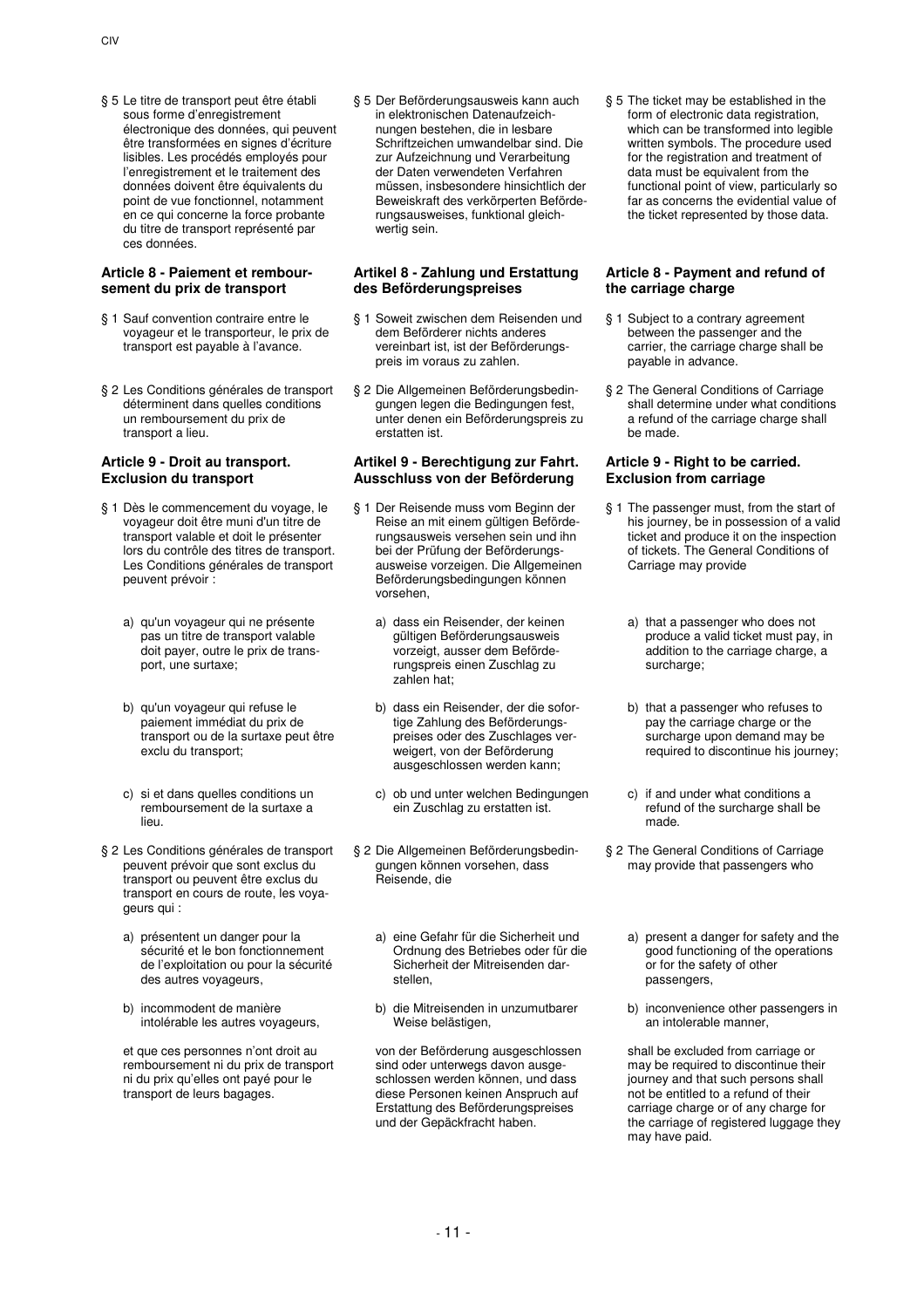§ 5 Le titre de transport peut être établi sous forme d'enregistrement électronique des données, qui peuvent être transformées en signes d'écriture lisibles. Les procédés employés pour l'enregistrement et le traitement des données doivent être équivalents du point de vue fonctionnel, notamment en ce qui concerne la force probante du titre de transport représenté par ces données.

### Article 8 - Paiement et remboursement du prix de transport

§ 1 Sauf convention contraire entre le voyageur et le transporteur, le prix de transport est payable à l'avance.

§ 2 Les Conditions générales de transport déterminent dans quelles conditions un remboursement du prix de transport a lieu.

### Article 9 - Droit au transport. Exclusion du transport

§ 1 Dès le commencement du voyage, le voyageur doit être muni d'un titre de transport valable et doit le présenter lors du contrôle des titres de transport. Les Conditions générales de transport peuvent prévoir :

a) qu'un voyageur qui ne présente pas un titre de transport valable doit payer, outre le prix de transport, une surtaxe;

b) qu'un voyageur qui refuse le paiement immédiat du prix de transport ou de la surtaxe peut être exclu du transport;

c) si et dans quelles conditions un remboursement de la surtaxe a lieu.

§ 2 Les Conditions générales de transport peuvent prévoir que sont exclus du transport ou peuvent être exclus du transport en cours de route, les voyageurs qui :

a) présentent un danger pour la sécurité et le bon fonctionnement de l'exploitation ou pour la sécurité des autres voyageurs,

b) incommodent de manière intolérable les autres voyageurs,

et que ces personnes n'ont droit au remboursement ni du prix de transport ni du prix qu'elles ont payé pour le transport de leurs bagages.

---

§ 5 Der Beförderungsausweis kann auch in elektronischen Datenaufzeichnungen bestehen, die in lesbare Schriftzeichen umwandelbar sind. Die zur Aufzeichnung und Verarbeitung der Daten verwendeten Verfahren müssen, insbesondere hinsichtlich der Beweiskraft des verkörperten Beförderungsausweises, funktional gleichwertig sein.

### Artikel 8 - Zahlung und Erstattung des Beförderungspreises

§ 1 Soweit zwischen dem Reisenden und dem Beförderer nichts anderes vereinbart ist, ist der Beförderungspreis im voraus zu zahlen.

§ 2 Die Allgemeinen Beförderungsbedingungen legen die Bedingungen fest, unter denen ein Beförderungspreis zu erstatten ist.

### Artikel 9 - Berechtigung zur Fahrt. Ausschluss von der Beförderung

§ 1 Der Reisende muss vom Beginn der Reise an mit einem gültigen Beförderungsausweis versehen sein und ihn bei der Prüfung der Beförderungsausweise vorzeigen. Die Allgemeinen Beförderungsbedingungen können vorsehen,

a) dass ein Reisender, der keinen gültigen Beförderungsausweis vorzeigt, ausser dem Beförderungspreis einen Zuschlag zu zahlen hat;

b) dass ein Reisender, der die sofortige Zahlung des Beförderungspreises oder des Zuschlages verweigert, von der Beförderung ausgeschlossen werden kann;

c) ob und unter welchen Bedingungen ein Zuschlag zu erstatten ist.

§ 2 Die Allgemeinen Beförderungsbedingungen können vorsehen, dass Reisende, die

a) eine Gefahr für die Sicherheit und Ordnung des Betriebes oder für die Sicherheit der Mitreisenden darstellen,

b) die Mitreisenden in unzumutbarer Weise belästigen,

von der Beförderung ausgeschlossen sind oder unterwegs davon ausgeschlossen werden können, und dass diese Personen keinen Anspruch auf Erstattung des Beförderungspreises und der Gepäckfracht haben.

---

§ 5 The ticket may be established in the form of electronic data registration, which can be transformed into legible written symbols. The procedure used for the registration and treatment of data must be equivalent from the functional point of view, particularly so far as concerns the evidential value of the ticket represented by those data.

### Article 8 - Payment and refund of the carriage charge

§ 1 Subject to a contrary agreement between the passenger and the carrier, the carriage charge shall be payable in advance.

§ 2 The General Conditions of Carriage shall determine under what conditions a refund of the carriage charge shall be made.

### Article 9 - Right to be carried. Exclusion from carriage

§ 1 The passenger must, from the start of his journey, be in possession of a valid ticket and produce it on the inspection of tickets. The General Conditions of Carriage may provide

a) that a passenger who does not produce a valid ticket must pay, in addition to the carriage charge, a surcharge;

b) that a passenger who refuses to pay the carriage charge or the surcharge upon demand may be required to discontinue his journey;

c) if and under what conditions a refund of the surcharge shall be made.

§ 2 The General Conditions of Carriage may provide that passengers who

a) present a danger for safety and the good functioning of the operations or for the safety of other passengers,

b) inconvenience other passengers in an intolerable manner,

shall be excluded from carriage or may be required to discontinue their journey and that such persons shall not be entitled to a refund of their carriage charge or of any charge for the carriage of registered luggage they may have paid.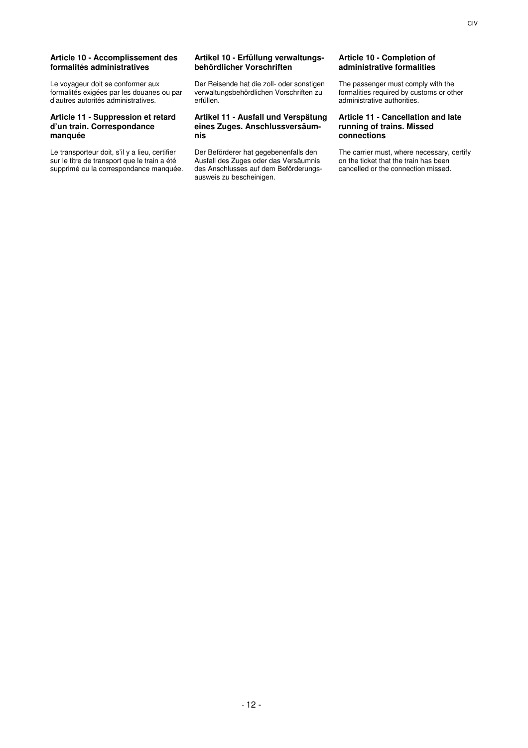### Article 10 - Accomplissement des formalités administratives

Le voyageur doit se conformer aux formalités exigées par les douanes ou par d'autres autorités administratives.

### Article 11 - Suppression et retard d'un train. Correspondance manquée

Le transporteur doit, s'il y a lieu, certifier sur le titre de transport que le train a été supprimé ou la correspondance manquée.

### Artikel 10 - Erfüllung verwaltungsbehördlicher Vorschriften

Der Reisende hat die zoll- oder sonstigen verwaltungsbehördlichen Vorschriften zu erfüllen.

### Artikel 11 - Ausfall und Verspätung eines Zuges. Anschlussversäumnis

Der Beförderer hat gegebenenfalls den Ausfall des Zuges oder das Versäumnis des Anschlusses auf dem Beförderungsausweis zu bescheinigen.

### Article 10 - Completion of administrative formalities

The passenger must comply with the formalities required by customs or other administrative authorities.

### Article 11 - Cancellation and late running of trains. Missed connections

The carrier must, where necessary, certify on the ticket that the train has been cancelled or the connection missed.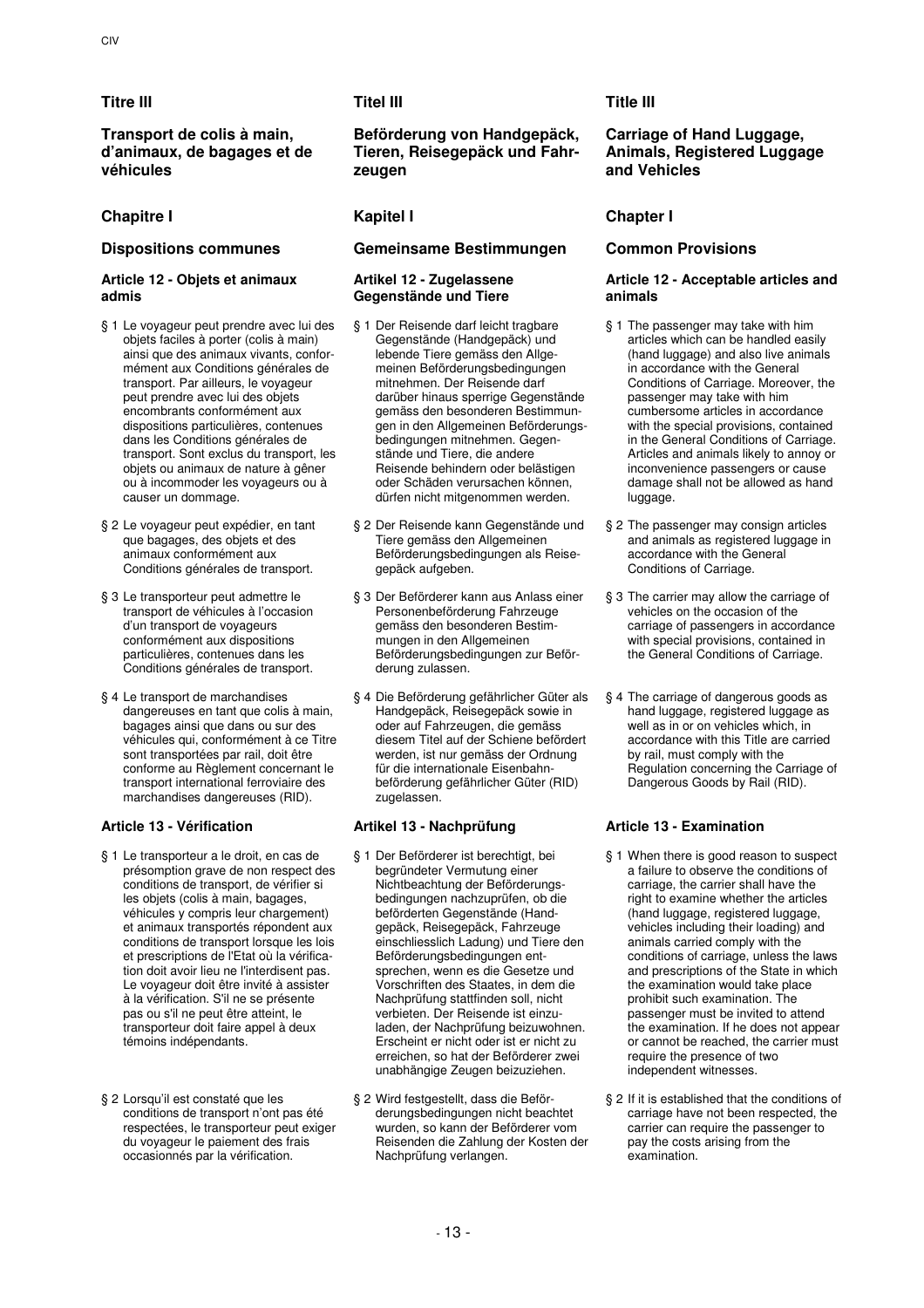## Titre III

### Transport de colis à main, d'animaux, de bagages et de véhicules

## Chapitre I

### Dispositions communes

#### Article 12 - Objets et animaux admis

§ 1 Le voyageur peut prendre avec lui des objets faciles à porter (colis à main) ainsi que des animaux vivants, conformément aux Conditions générales de transport. Par ailleurs, le voyageur peut prendre avec lui des objets encombrants conformément aux dispositions particulières, contenues dans les Conditions générales de transport. Sont exclus du transport, les objets ou animaux de nature à gêner ou à incommoder les voyageurs ou à causer un dommage.

§ 2 Le voyageur peut expédier, en tant que bagages, des objets et des animaux conformément aux Conditions générales de transport.

§ 3 Le transporteur peut admettre le transport de véhicules à l'occasion d'un transport de voyageurs conformément aux dispositions particulières, contenues dans les Conditions générales de transport.

§ 4 Le transport de marchandises dangereuses en tant que colis à main, bagages ainsi que dans ou sur des véhicules qui, conformément à ce Titre sont transportées par rail, doit être conforme au Règlement concernant le transport international ferroviaire des marchandises dangereuses (RID).

#### Article 13 - Vérification

§ 1 Le transporteur a le droit, en cas de présomption grave de non respect des conditions de transport, de vérifier si les objets (colis à main, bagages, véhicules y compris leur chargement) et animaux transportés répondent aux conditions de transport lorsque les lois et prescriptions de l'Etat où la vérification doit avoir lieu ne l'interdisent pas. Le voyageur doit être invité à assister à la vérification. S'il ne se présente pas ou s'il ne peut être atteint, le transporteur doit faire appel à deux témoins indépendants.

§ 2 Lorsqu'il est constaté que les conditions de transport n'ont pas été respectées, le transporteur peut exiger du voyageur le paiement des frais occasionnés par la vérification.

## Titel III

### Beförderung von Handgepäck, Tieren, Reisegepäck und Fahrzeugen

## Kapitel I

### Gemeinsame Bestimmungen

#### Artikel 12 - Zugelassene Gegenstände und Tiere

§ 1 Der Reisende darf leicht tragbare Gegenstände (Handgepäck) und lebende Tiere gemäss den Allgemeinen Beförderungsbedingungen mitnehmen. Der Reisende darf darüber hinaus sperrige Gegenstände gemäss den besonderen Bestimmungen in den Allgemeinen Beförderungsbedingungen mitnehmen. Gegenstände und Tiere, die andere Reisende behindern oder belästigen oder Schäden verursachen können, dürfen nicht mitgenommen werden.

§ 2 Der Reisende kann Gegenstände und Tiere gemäss den Allgemeinen Beförderungsbedingungen als Reisegepäck aufgeben.

§ 3 Der Beförderer kann aus Anlass einer Personenbeförderung Fahrzeuge gemäss den besonderen Bestimmungen in den Allgemeinen Beförderungsbedingungen zur Beförderung zulassen.

§ 4 Die Beförderung gefährlicher Güter als Handgepäck, Reisegepäck sowie in oder auf Fahrzeugen, die gemäss diesem Titel auf der Schiene befördert werden, ist nur gemäss der Ordnung für die internationale Eisenbahnbeförderung gefährlicher Güter (RID) zugelassen.

#### Artikel 13 - Nachprüfung

§ 1 Der Beförderer ist berechtigt, bei begründeter Vermutung einer Nichtbeachtung der Beförderungsbedingungen nachzuprüfen, ob die beförderten Gegenstände (Handgepäck, Reisegepäck, Fahrzeuge einschliesslich Ladung) und Tiere den Beförderungsbedingungen entsprechen, wenn es die Gesetze und Vorschriften des Staates, in dem die Nachprüfung stattfinden soll, nicht verbieten. Der Reisende ist einzuladen, der Nachprüfung beizuwohnen. Erscheint er nicht oder ist er nicht zu erreichen, so hat der Beförderer zwei unabhängige Zeugen beizuziehen.

§ 2 Wird festgestellt, dass die Beförderungsbedingungen nicht beachtet wurden, so kann der Beförderer vom Reisenden die Zahlung der Kosten der Nachprüfung verlangen.

## Title III

### Carriage of Hand Luggage, Animals, Registered Luggage and Vehicles

## Chapter I

### Common Provisions

#### Article 12 - Acceptable articles and animals

§ 1 The passenger may take with him articles which can be handled easily (hand luggage) and also live animals in accordance with the General Conditions of Carriage. Moreover, the passenger may take with him cumbersome articles in accordance with the special provisions, contained in the General Conditions of Carriage. Articles and animals likely to annoy or inconvenience passengers or cause damage shall not be allowed as hand luggage.

§ 2 The passenger may consign articles and animals as registered luggage in accordance with the General Conditions of Carriage.

§ 3 The carrier may allow the carriage of vehicles on the occasion of the carriage of passengers in accordance with special provisions, contained in the General Conditions of Carriage.

§ 4 The carriage of dangerous goods as hand luggage, registered luggage as well as in or on vehicles which, in accordance with this Title are carried by rail, must comply with the Regulation concerning the Carriage of Dangerous Goods by Rail (RID).

#### Article 13 - Examination

§ 1 When there is good reason to suspect a failure to observe the conditions of carriage, the carrier shall have the right to examine whether the articles (hand luggage, registered luggage, vehicles including their loading) and animals carried comply with the conditions of carriage, unless the laws and prescriptions of the State in which the examination would take place prohibit such examination. The passenger must be invited to attend the examination. If he does not appear or cannot be reached, the carrier must require the presence of two independent witnesses.

§ 2 If it is established that the conditions of carriage have not been respected, the carrier can require the passenger to pay the costs arising from the examination.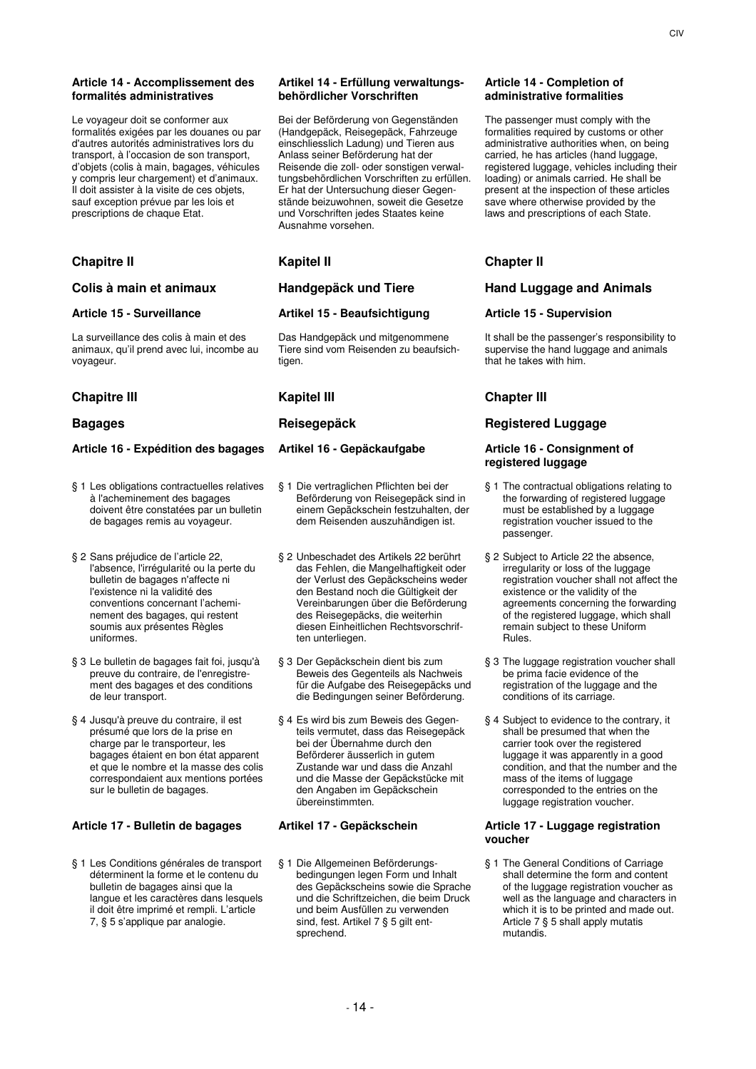#### Article 14 - Accomplissement des formalités administratives

Le voyageur doit se conformer aux formalités exigées par les douanes ou par d'autres autorités administratives lors du transport, à l'occasion de son transport, d'objets (colis à main, bagages, véhicules y compris leur chargement) et d'animaux. Il doit assister à la visite de ces objets, sauf exception prévue par les lois et prescriptions de chaque Etat.

## Chapitre II

### Colis à main et animaux

#### Article 15 - Surveillance

La surveillance des colis à main et des animaux, qu'il prend avec lui, incombe au voyageur.

## Chapitre III

### Bagages

#### Article 16 - Expédition des bagages

§ 1 Les obligations contractuelles relatives à l'acheminement des bagages doivent être constatées par un bulletin de bagages remis au voyageur.

§ 2 Sans préjudice de l'article 22, l'absence, l'irrégularité ou la perte du bulletin de bagages n'affecte ni l'existence ni la validité des conventions concernant l'acheminement des bagages, qui restent soumis aux présentes Règles uniformes.

§ 3 Le bulletin de bagages fait foi, jusqu'à preuve du contraire, de l'enregistrement des bagages et des conditions de leur transport.

§ 4 Jusqu'à preuve du contraire, il est présumé que lors de la prise en charge par le transporteur, les bagages étaient en bon état apparent et que le nombre et la masse des colis correspondaient aux mentions portées sur le bulletin de bagages.

#### Article 17 - Bulletin de bagages

§ 1 Les Conditions générales de transport déterminent la forme et le contenu du bulletin de bagages ainsi que la langue et les caractères dans lesquels il doit être imprimé et rempli. L'article 7, § 5 s'applique par analogie.

#### Artikel 14 - Erfüllung verwaltungsbehördlicher Vorschriften

Bei der Beförderung von Gegenständen (Handgepäck, Reisegepäck, Fahrzeuge einschliesslich Ladung) und Tieren aus Anlass seiner Beförderung hat der Reisende die zoll- oder sonstigen verwaltungsbehördlichen Vorschriften zu erfüllen. Er hat der Untersuchung dieser Gegenstände beizuwohnen, soweit die Gesetze und Vorschriften jedes Staates keine Ausnahme vorsehen.

## Kapitel II

### Handgepäck und Tiere

#### Artikel 15 - Beaufsichtigung

Das Handgepäck und mitgenommene Tiere sind vom Reisenden zu beaufsichtigen.

## Kapitel III

### Reisegepäck

#### Artikel 16 - Gepäckaufgabe

§ 1 Die vertraglichen Pflichten bei der Beförderung von Reisegepäck sind in einem Gepäckschein festzuhalten, der dem Reisenden auszuhändigen ist.

§ 2 Unbeschadet des Artikels 22 berührt das Fehlen, die Mangelhaftigkeit oder der Verlust des Gepäckscheins weder den Bestand noch die Gültigkeit der Vereinbarungen über die Beförderung des Reisegepäcks, die weiterhin diesen Einheitlichen Rechtsvorschriften unterliegen.

§ 3 Der Gepäckschein dient bis zum Beweis des Gegenteils als Nachweis für die Aufgabe des Reisegepäcks und die Bedingungen seiner Beförderung.

§ 4 Es wird bis zum Beweis des Gegenteils vermutet, dass das Reisegepäck bei der Übernahme durch den Beförderer äusserlich in gutem Zustande war und dass die Anzahl und die Masse der Gepäckstücke mit den Angaben im Gepäckschein übereinstimmten.

#### Artikel 17 - Gepäckschein

§ 1 Die Allgemeinen Beförderungsbedingungen legen Form und Inhalt des Gepäckscheins sowie die Sprache und die Schriftzeichen, die beim Druck und beim Ausfüllen zu verwenden sind, fest. Artikel 7 § 5 gilt entsprechend.

#### Article 14 - Completion of administrative formalities

The passenger must comply with the formalities required by customs or other administrative authorities when, on being carried, he has articles (hand luggage, registered luggage, vehicles including their loading) or animals carried. He shall be present at the inspection of these articles save where otherwise provided by the laws and prescriptions of each State.

## Chapter II

### Hand Luggage and Animals

#### Article 15 - Supervision

It shall be the passenger's responsibility to supervise the hand luggage and animals that he takes with him.

## Chapter III

### Registered Luggage

#### Article 16 - Consignment of registered luggage

§ 1 The contractual obligations relating to the forwarding of registered luggage must be established by a luggage registration voucher issued to the passenger.

§ 2 Subject to Article 22 the absence, irregularity or loss of the luggage registration voucher shall not affect the existence or the validity of the agreements concerning the forwarding of the registered luggage, which shall remain subject to these Uniform Rules.

§ 3 The luggage registration voucher shall be prima facie evidence of the registration of the luggage and the conditions of its carriage.

§ 4 Subject to evidence to the contrary, it shall be presumed that when the carrier took over the registered luggage it was apparently in a good condition, and that the number and the mass of the items of luggage corresponded to the entries on the luggage registration voucher.

#### Article 17 - Luggage registration voucher

§ 1 The General Conditions of Carriage shall determine the form and content of the luggage registration voucher as well as the language and characters in which it is to be printed and made out. Article 7 § 5 shall apply mutatis mutandis.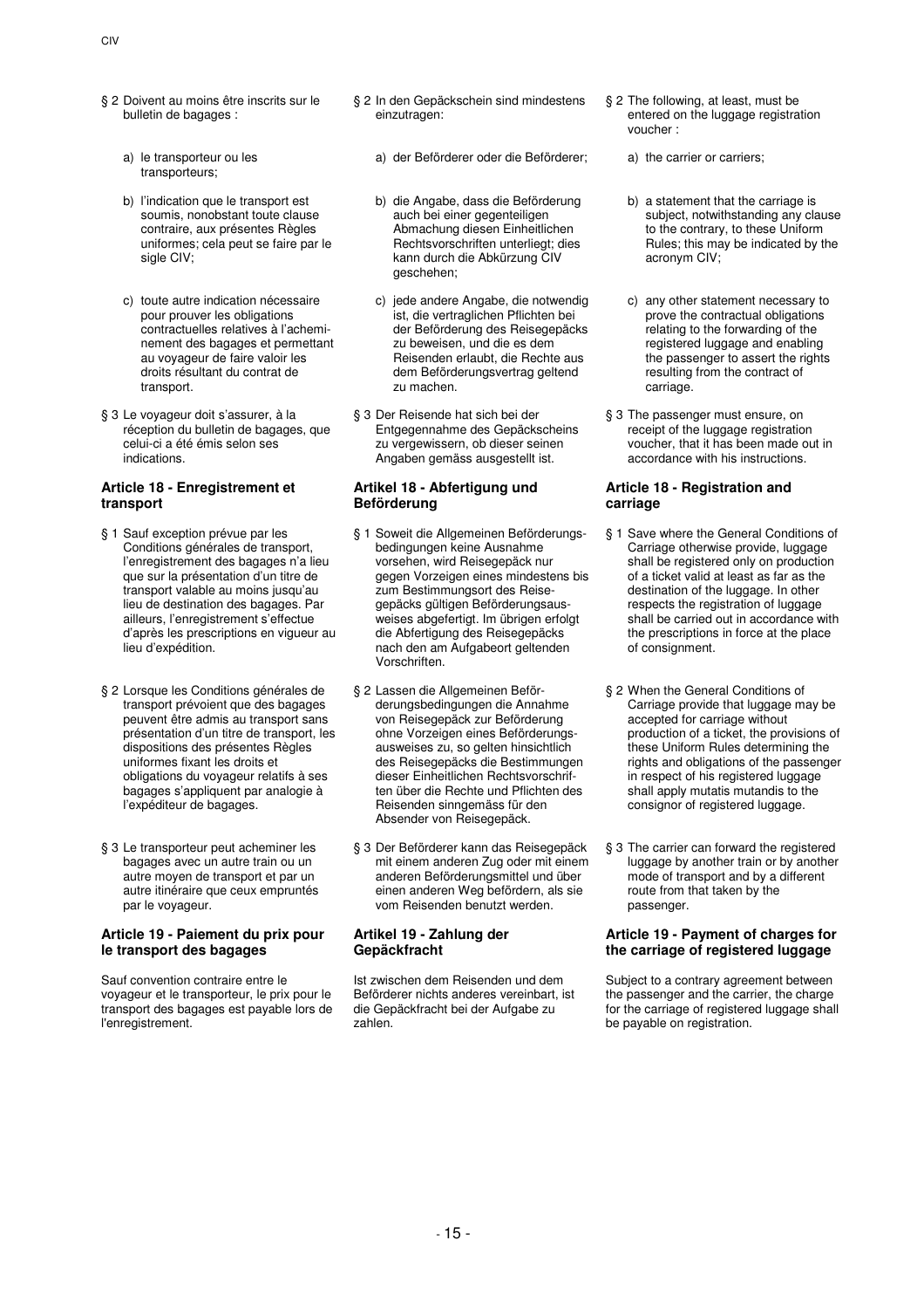§ 2 Doivent au moins être inscrits sur le bulletin de bagages :

a) le transporteur ou les transporteurs;

b) l'indication que le transport est soumis, nonobstant toute clause contraire, aux présentes Règles uniformes; cela peut se faire par le sigle CIV;

c) toute autre indication nécessaire pour prouver les obligations contractuelles relatives à l'acheminement des bagages et permettant au voyageur de faire valoir les droits résultant du contrat de transport.

§ 3 Le voyageur doit s'assurer, à la réception du bulletin de bagages, que celui-ci a été émis selon ses indications.

### Article 18 - Enregistrement et transport

§ 1 Sauf exception prévue par les Conditions générales de transport, l'enregistrement des bagages n'a lieu que sur la présentation d'un titre de transport valable au moins jusqu'au lieu de destination des bagages. Par ailleurs, l'enregistrement s'effectue d'après les prescriptions en vigueur au lieu d'expédition.

§ 2 Lorsque les Conditions générales de transport prévoient que des bagages peuvent être admis au transport sans présentation d'un titre de transport, les dispositions des présentes Règles uniformes fixant les droits et obligations du voyageur relatifs à ses bagages s'appliquent par analogie à l'expéditeur de bagages.

§ 3 Le transporteur peut acheminer les bagages avec un autre train ou un autre moyen de transport et par un autre itinéraire que ceux empruntés par le voyageur.

### Article 19 - Paiement du prix pour le transport des bagages

Sauf convention contraire entre le voyageur et le transporteur, le prix pour le transport des bagages est payable lors de l'enregistrement.

§ 2 In den Gepäckschein sind mindestens einzutragen:

a) der Beförderer oder die Beförderer;

b) die Angabe, dass die Beförderung auch bei einer gegenteiligen Abmachung diesen Einheitlichen Rechtsvorschriften unterliegt; dies kann durch die Abkürzung CIV geschehen;

c) jede andere Angabe, die notwendig ist, die vertraglichen Pflichten bei der Beförderung des Reisegepäcks zu beweisen, und die es dem Reisenden erlaubt, die Rechte aus dem Beförderungsvertrag geltend zu machen.

§ 3 Der Reisende hat sich bei der Entgegennahme des Gepäckscheins zu vergewissern, ob dieser seinen Angaben gemäss ausgestellt ist.

### Artikel 18 - Abfertigung und Beförderung

§ 1 Soweit die Allgemeinen Beförderungsbedingungen keine Ausnahme vorsehen, wird Reisegepäck nur gegen Vorzeigen eines mindestens bis zum Bestimmungsort des Reisegepäcks gültigen Beförderungsausweises abgefertigt. Im übrigen erfolgt die Abfertigung des Reisegepäcks nach den am Aufgabeort geltenden Vorschriften.

§ 2 Lassen die Allgemeinen Beförderungsbedingungen die Annahme von Reisegepäck zur Beförderung ohne Vorzeigen eines Beförderungsausweises zu, so gelten hinsichtlich des Reisegepäcks die Bestimmungen dieser Einheitlichen Rechtsvorschriften über die Rechte und Pflichten des Reisenden sinngemäss für den Absender von Reisegepäck.

§ 3 Der Beförderer kann das Reisegepäck mit einem anderen Zug oder mit einem anderen Beförderungsmittel und über einen anderen Weg befördern, als sie vom Reisenden benutzt werden.

### Artikel 19 - Zahlung der Gepäckfracht

Ist zwischen dem Reisenden und dem Beförderer nichts anderes vereinbart, ist die Gepäckfracht bei der Aufgabe zu zahlen.

§ 2 The following, at least, must be entered on the luggage registration voucher :

a) the carrier or carriers;

b) a statement that the carriage is subject, notwithstanding any clause to the contrary, to these Uniform Rules; this may be indicated by the acronym CIV;

c) any other statement necessary to prove the contractual obligations relating to the forwarding of the registered luggage and enabling the passenger to assert the rights resulting from the contract of carriage.

§ 3 The passenger must ensure, on receipt of the luggage registration voucher, that it has been made out in accordance with his instructions.

### Article 18 - Registration and carriage

§ 1 Save where the General Conditions of Carriage otherwise provide, luggage shall be registered only on production of a ticket valid at least as far as the destination of the luggage. In other respects the registration of luggage shall be carried out in accordance with the prescriptions in force at the place of consignment.

§ 2 When the General Conditions of Carriage provide that luggage may be accepted for carriage without production of a ticket, the provisions of these Uniform Rules determining the rights and obligations of the passenger in respect of his registered luggage shall apply mutatis mutandis to the consignor of registered luggage.

§ 3 The carrier can forward the registered luggage by another train or by another mode of transport and by a different route from that taken by the passenger.

### Article 19 - Payment of charges for the carriage of registered luggage

Subject to a contrary agreement between the passenger and the carrier, the charge for the carriage of registered luggage shall be payable on registration.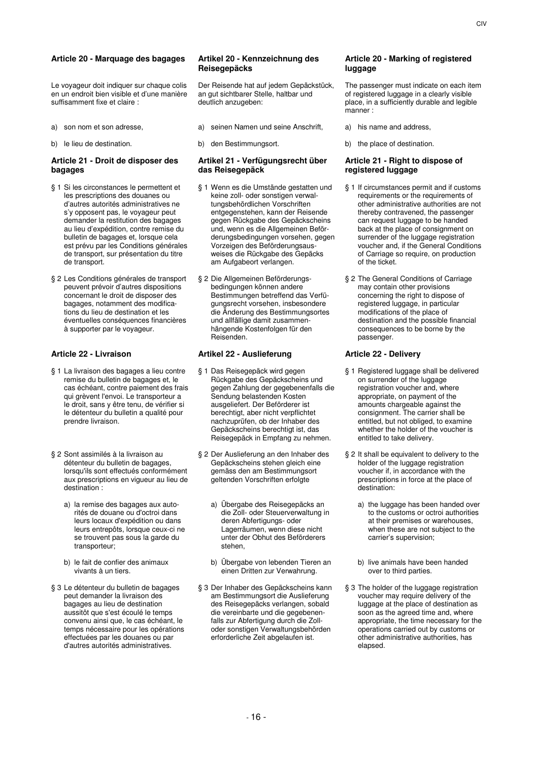### Article 20 - Marquage des bagages

Le voyageur doit indiquer sur chaque colis en un endroit bien visible et d'une manière suffisamment fixe et claire :

a) son nom et son adresse,

b) le lieu de destination.

### Article 21 - Droit de disposer des bagages

§ 1 Si les circonstances le permettent et les prescriptions des douanes ou d'autres autorités administratives ne s'y opposent pas, le voyageur peut demander la restitution des bagages au lieu d'expédition, contre remise du bulletin de bagages et, lorsque cela est prévu par les Conditions générales de transport, sur présentation du titre de transport.

§ 2 Les Conditions générales de transport peuvent prévoir d'autres dispositions concernant le droit de disposer des bagages, notamment des modifications du lieu de destination et les éventuelles conséquences financières à supporter par le voyageur.

### Article 22 - Livraison

§ 1 La livraison des bagages a lieu contre remise du bulletin de bagages et, le cas échéant, contre paiement des frais qui grèvent l'envoi. Le transporteur a le droit, sans y être tenu, de vérifier si le détenteur du bulletin a qualité pour prendre livraison.

§ 2 Sont assimilés à la livraison au détenteur du bulletin de bagages, lorsqu'ils sont effectués conformément aux prescriptions en vigueur au lieu de destination :

a) la remise des bagages aux autorités de douane ou d'octroi dans leurs locaux d'expédition ou dans leurs entrepôts, lorsque ceux-ci ne se trouvent pas sous la garde du transporteur;

b) le fait de confier des animaux vivants à un tiers.

§ 3 Le détenteur du bulletin de bagages peut demander la livraison des bagages au lieu de destination aussitôt que s'est écoulé le temps convenu ainsi que, le cas échéant, le temps nécessaire pour les opérations effectuées par les douanes ou par d'autres autorités administratives.

### Artikel 20 - Kennzeichnung des Reisegepäcks

Der Reisende hat auf jedem Gepäckstück, an gut sichtbarer Stelle, haltbar und deutlich anzugeben:

a) seinen Namen und seine Anschrift,

b) den Bestimmungsort.

### Artikel 21 - Verfügungsrecht über das Reisegepäck

§ 1 Wenn es die Umstände gestatten und keine zoll- oder sonstigen verwaltungsbehördlichen Vorschriften entgegenstehen, kann der Reisende gegen Rückgabe des Gepäckscheins und, wenn es die Allgemeinen Beförderungsbedingungen vorsehen, gegen Vorzeigen des Beförderungsausweises die Rückgabe des Gepäcks am Aufgabeort verlangen.

§ 2 Die Allgemeinen Beförderungsbedingungen können andere Bestimmungen betreffend das Verfügungsrecht vorsehen, insbesondere die Änderung des Bestimmungsortes und allfällige damit zusammenhängende Kostenfolgen für den Reisenden.

### Artikel 22 - Auslieferung

§ 1 Das Reisegepäck wird gegen Rückgabe des Gepäckscheins und gegen Zahlung der gegebenenfalls die Sendung belastenden Kosten ausgeliefert. Der Beförderer ist berechtigt, aber nicht verpflichtet nachzuprüfen, ob der Inhaber des Gepäckscheins berechtigt ist, das Reisegepäck in Empfang zu nehmen.

§ 2 Der Auslieferung an den Inhaber des Gepäckscheins stehen gleich eine gemäss den am Bestimmungsort geltenden Vorschriften erfolgte

a) Übergabe des Reisegepäcks an die Zoll- oder Steuerverwaltung in deren Abfertigungs- oder Lagerräumen, wenn diese nicht unter der Obhut des Beförderers stehen,

b) Übergabe von lebenden Tieren an einen Dritten zur Verwahrung.

§ 3 Der Inhaber des Gepäckscheins kann am Bestimmungsort die Auslieferung des Reisegepäcks verlangen, sobald die vereinbarte und die gegebenenfalls zur Abfertigung durch die Zoll- oder sonstigen Verwaltungsbehörden erforderliche Zeit abgelaufen ist.

### Article 20 - Marking of registered luggage

The passenger must indicate on each item of registered luggage in a clearly visible place, in a sufficiently durable and legible manner :

a) his name and address,

b) the place of destination.

### Article 21 - Right to dispose of registered luggage

§ 1 If circumstances permit and if customs requirements or the requirements of other administrative authorities are not thereby contravened, the passenger can request luggage to be handed back at the place of consignment on surrender of the luggage registration voucher and, if the General Conditions of Carriage so require, on production of the ticket.

§ 2 The General Conditions of Carriage may contain other provisions concerning the right to dispose of registered luggage, in particular modifications of the place of destination and the possible financial consequences to be borne by the passenger.

### Article 22 - Delivery

§ 1 Registered luggage shall be delivered on surrender of the luggage registration voucher and, where appropriate, on payment of the amounts chargeable against the consignment. The carrier shall be entitled, but not obliged, to examine whether the holder of the voucher is entitled to take delivery.

§ 2 It shall be equivalent to delivery to the holder of the luggage registration voucher if, in accordance with the prescriptions in force at the place of destination:

a) the luggage has been handed over to the customs or octroi authorities at their premises or warehouses, when these are not subject to the carrier's supervision;

b) live animals have been handed over to third parties.

§ 3 The holder of the luggage registration voucher may require delivery of the luggage at the place of destination as soon as the agreed time and, where appropriate, the time necessary for the operations carried out by customs or other administrative authorities, has elapsed.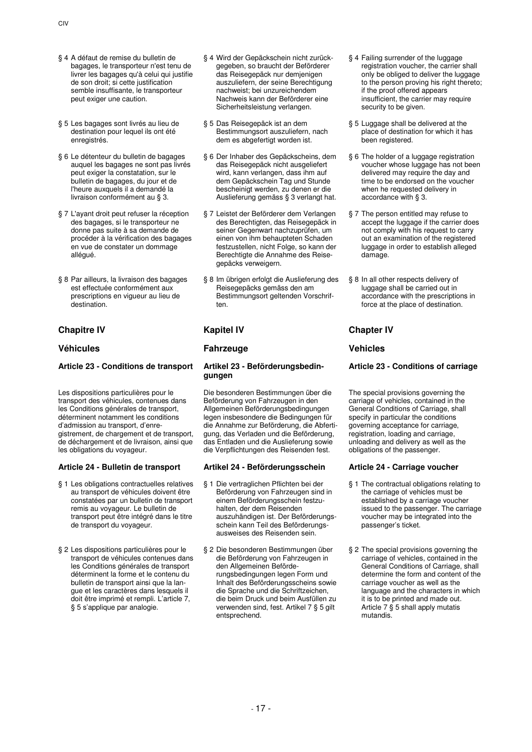§ 4 A défaut de remise du bulletin de bagages, le transporteur n'est tenu de livrer les bagages qu'à celui qui justifie de son droit; si cette justification semble insuffisante, le transporteur peut exiger une caution.

§ 5 Les bagages sont livrés au lieu de destination pour lequel ils ont été enregistrés.

§ 6 Le détenteur du bulletin de bagages auquel les bagages ne sont pas livrés peut exiger la constatation, sur le bulletin de bagages, du jour et de l'heure auxquels il a demandé la livraison conformément au § 3.

§ 7 L'ayant droit peut refuser la réception des bagages, si le transporteur ne donne pas suite à sa demande de procéder à la vérification des bagages en vue de constater un dommage allégué.

§ 8 Par ailleurs, la livraison des bagages est effectuée conformément aux prescriptions en vigueur au lieu de destination.

## Chapitre IV

## Véhicules

### Article 23 - Conditions de transport

Les dispositions particulières pour le transport des véhicules, contenues dans les Conditions générales de transport, déterminent notamment les conditions d'admission au transport, d'enregistrement, de chargement et de transport, de déchargement et de livraison, ainsi que les obligations du voyageur.

### Article 24 - Bulletin de transport

§ 1 Les obligations contractuelles relatives au transport de véhicules doivent être constatées par un bulletin de transport remis au voyageur. Le bulletin de transport peut être intégré dans le titre de transport du voyageur.

§ 2 Les dispositions particulières pour le transport de véhicules contenues dans les Conditions générales de transport déterminent la forme et le contenu du bulletin de transport ainsi que la langue et les caractères dans lesquels il doit être imprimé et rempli. L'article 7, § 5 s'applique par analogie.

§ 4 Wird der Gepäckschein nicht zurückgegeben, so braucht der Beförderer das Reisegepäck nur demjenigen auszuliefern, der seine Berechtigung nachweist; bei unzureichendem Nachweis kann der Beförderer eine Sicherheitsleistung verlangen.

§ 5 Das Reisegepäck ist an dem Bestimmungsort auszuliefern, nach dem es abgefertigt worden ist.

§ 6 Der Inhaber des Gepäckscheins, dem das Reisegepäck nicht ausgeliefert wird, kann verlangen, dass ihm auf dem Gepäckschein Tag und Stunde bescheinigt werden, zu denen er die Auslieferung gemäss § 3 verlangt hat.

§ 7 Leistet der Beförderer dem Verlangen des Berechtigten, das Reisegepäck in seiner Gegenwart nachzuprüfen, um einen von ihm behaupteten Schaden festzustellen, nicht Folge, so kann der Berechtigte die Annahme des Reisegepäcks verweigern.

§ 8 Im übrigen erfolgt die Auslieferung des Reisegepäcks gemäss den am Bestimmungsort geltenden Vorschriften.

## Kapitel IV

## Fahrzeuge

### Artikel 23 - Beförderungsbedingungen

Die besonderen Bestimmungen über die Beförderung von Fahrzeugen in den Allgemeinen Beförderungsbedingungen legen insbesondere die Bedingungen für die Annahme zur Beförderung, die Abfertigung, das Verladen und die Beförderung, das Entladen und die Auslieferung sowie die Verpflichtungen des Reisenden fest.

### Artikel 24 - Beförderungsschein

§ 1 Die vertraglichen Pflichten bei der Beförderung von Fahrzeugen sind in einem Beförderungsschein festzuhalten, der dem Reisenden auszuhändigen ist. Der Beförderungsschein kann Teil des Beförderungsausweises des Reisenden sein.

§ 2 Die besonderen Bestimmungen über die Beförderung von Fahrzeugen in den Allgemeinen Beförderungsbedingungen legen Form und Inhalt des Beförderungsscheins sowie die Sprache und die Schriftzeichen, die beim Druck und beim Ausfüllen zu verwenden sind, fest. Artikel 7 § 5 gilt entsprechend.

§ 4 Failing surrender of the luggage registration voucher, the carrier shall only be obliged to deliver the luggage to the person proving his right thereto; if the proof offered appears insufficient, the carrier may require security to be given.

§ 5 Luggage shall be delivered at the place of destination for which it has been registered.

§ 6 The holder of a luggage registration voucher whose luggage has not been delivered may require the day and time to be endorsed on the voucher when he requested delivery in accordance with § 3.

§ 7 The person entitled may refuse to accept the luggage if the carrier does not comply with his request to carry out an examination of the registered luggage in order to establish alleged damage.

§ 8 In all other respects delivery of luggage shall be carried out in accordance with the prescriptions in force at the place of destination.

## Chapter IV

## Vehicles

### Article 23 - Conditions of carriage

The special provisions governing the carriage of vehicles, contained in the General Conditions of Carriage, shall specify in particular the conditions governing acceptance for carriage, registration, loading and carriage, unloading and delivery as well as the obligations of the passenger.

### Article 24 - Carriage voucher

§ 1 The contractual obligations relating to the carriage of vehicles must be established by a carriage voucher issued to the passenger. The carriage voucher may be integrated into the passenger's ticket.

§ 2 The special provisions governing the carriage of vehicles, contained in the General Conditions of Carriage, shall determine the form and content of the carriage voucher as well as the language and the characters in which it is to be printed and made out. Article 7 § 5 shall apply mutatis mutandis.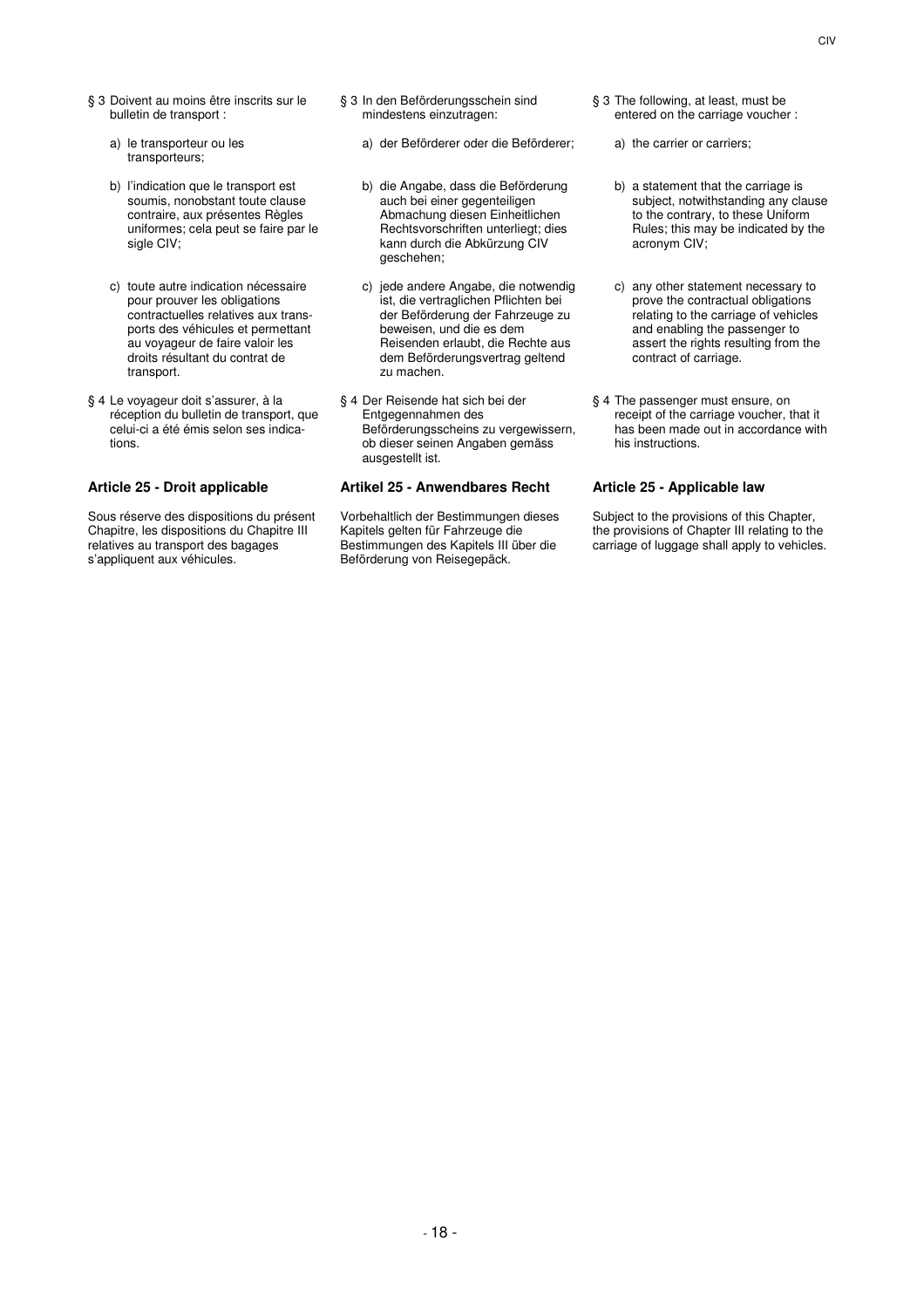§ 3 Doivent au moins être inscrits sur le bulletin de transport :

a) le transporteur ou les transporteurs;

b) l'indication que le transport est soumis, nonobstant toute clause contraire, aux présentes Règles uniformes; cela peut se faire par le sigle CIV;

c) toute autre indication nécessaire pour prouver les obligations contractuelles relatives aux transports des véhicules et permettant au voyageur de faire valoir les droits résultant du contrat de transport.

§ 4 Le voyageur doit s'assurer, à la réception du bulletin de transport, que celui-ci a été émis selon ses indications.

### Article 25 - Droit applicable

Sous réserve des dispositions du présent Chapitre, les dispositions du Chapitre III relatives au transport des bagages s'appliquent aux véhicules.

§ 3 In den Beförderungsschein sind mindestens einzutragen:

a) der Beförderer oder die Beförderer;

b) die Angabe, dass die Beförderung auch bei einer gegenteiligen Abmachung diesen Einheitlichen Rechtsvorschriften unterliegt; dies kann durch die Abkürzung CIV geschehen;

c) jede andere Angabe, die notwendig ist, die vertraglichen Pflichten bei der Beförderung der Fahrzeuge zu beweisen, und die es dem Reisenden erlaubt, die Rechte aus dem Beförderungsvertrag geltend zu machen.

§ 4 Der Reisende hat sich bei der Entgegennahmen des Beförderungsscheins zu vergewissern, ob dieser seinen Angaben gemäss ausgestellt ist.

### Artikel 25 - Anwendbares Recht

Vorbehaltlich der Bestimmungen dieses Kapitels gelten für Fahrzeuge die Bestimmungen des Kapitels III über die Beförderung von Reisegepäck.

§ 3 The following, at least, must be entered on the carriage voucher :

a) the carrier or carriers;

b) a statement that the carriage is subject, notwithstanding any clause to the contrary, to these Uniform Rules; this may be indicated by the acronym CIV;

c) any other statement necessary to prove the contractual obligations relating to the carriage of vehicles and enabling the passenger to assert the rights resulting from the contract of carriage.

§ 4 The passenger must ensure, on receipt of the carriage voucher, that it has been made out in accordance with his instructions.

### Article 25 - Applicable law

Subject to the provisions of this Chapter, the provisions of Chapter III relating to the carriage of luggage shall apply to vehicles.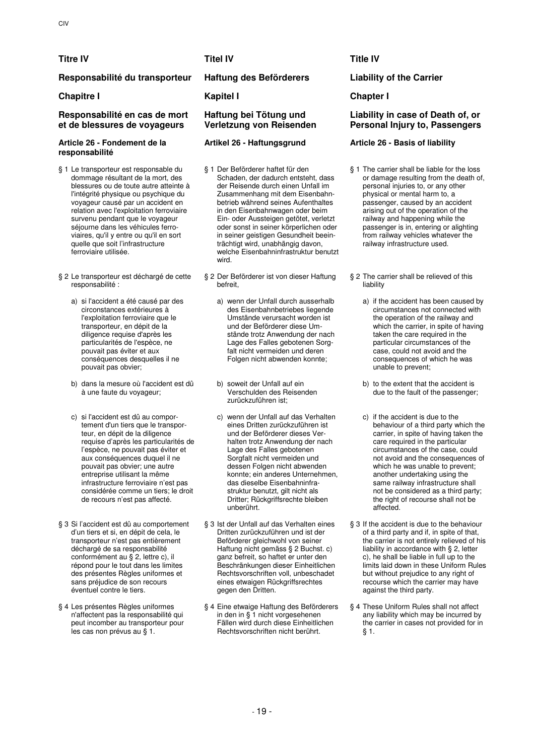## Titre IV

## Responsabilité du transporteur

### Chapitre I

### Responsabilité en cas de mort et de blessures de voyageurs

#### Article 26 - Fondement de la responsabilité

§ 1 Le transporteur est responsable du dommage résultant de la mort, des blessures ou de toute autre atteinte à l'intégrité physique ou psychique du voyageur causé par un accident en relation avec l'exploitation ferroviaire survenu pendant que le voyageur séjourne dans les véhicules ferroviaires, qu'il y entre ou qu'il en sort quelle que soit l'infrastructure ferroviaire utilisée.

§ 2 Le transporteur est déchargé de cette responsabilité :

a) si l'accident a été causé par des circonstances extérieures à l'exploitation ferroviaire que le transporteur, en dépit de la diligence requise d'après les particularités de l'espèce, ne pouvait pas éviter et aux conséquences desquelles il ne pouvait pas obvier;

b) dans la mesure où l'accident est dû à une faute du voyageur;

c) si l'accident est dû au comportement d'un tiers que le transporteur, en dépit de la diligence requise d'après les particularités de l'espèce, ne pouvait pas éviter et aux conséquences duquel il ne pouvait pas obvier; une autre entreprise utilisant la même infrastructure ferroviaire n'est pas considérée comme un tiers; le droit de recours n'est pas affecté.

§ 3 Si l'accident est dû au comportement d'un tiers et si, en dépit de cela, le transporteur n'est pas entièrement déchargé de sa responsabilité conformément au § 2, lettre c), il répond pour le tout dans les limites des présentes Règles uniformes et sans préjudice de son recours éventuel contre le tiers.

§ 4 Les présentes Règles uniformes n'affectent pas la responsabilité qui peut incomber au transporteur pour les cas non prévus au § 1.

## Titel IV

## Haftung des Beförderers

### Kapitel I

### Haftung bei Tötung und Verletzung von Reisenden

#### Artikel 26 - Haftungsgrund

§ 1 Der Beförderer haftet für den Schaden, der dadurch entsteht, dass der Reisende durch einen Unfall im Zusammenhang mit dem Eisenbahnbetrieb während seines Aufenthaltes in den Eisenbahnwagen oder beim Ein- oder Aussteigen getötet, verletzt oder sonst in seiner körperlichen oder in seiner geistigen Gesundheit beeinträchtigt wird, unabhängig davon, welche Eisenbahninfrastruktur benutzt wird.

§ 2 Der Beförderer ist von dieser Haftung befreit,

a) wenn der Unfall durch ausserhalb des Eisenbahnbetriebes liegende Umstände verursacht worden ist und der Beförderer diese Umstände trotz Anwendung der nach Lage des Falles gebotenen Sorgfalt nicht vermeiden und deren Folgen nicht abwenden konnte;

b) soweit der Unfall auf ein Verschulden des Reisenden zurückzuführen ist;

c) wenn der Unfall auf das Verhalten eines Dritten zurückzuführen ist und der Beförderer dieses Verhalten trotz Anwendung der nach Lage des Falles gebotenen Sorgfalt nicht vermeiden und dessen Folgen nicht abwenden konnte; ein anderes Unternehmen, das dieselbe Eisenbahninfrastruktur benutzt, gilt nicht als Dritter; Rückgriffsrechte bleiben unberührt.

§ 3 Ist der Unfall auf das Verhalten eines Dritten zurückzuführen und ist der Beförderer gleichwohl von seiner Haftung nicht gemäss § 2 Buchst. c) ganz befreit, so haftet er unter den Beschränkungen dieser Einheitlichen Rechtsvorschriften voll, unbeschadet eines etwaigen Rückgriffsrechtes gegen den Dritten.

§ 4 Eine etwaige Haftung des Beförderers in den in § 1 nicht vorgesehenen Fällen wird durch diese Einheitlichen Rechtsvorschriften nicht berührt.

## Title IV

## Liability of the Carrier

### Chapter I

### Liability in case of Death of, or Personal Injury to, Passengers

#### Article 26 - Basis of liability

§ 1 The carrier shall be liable for the loss or damage resulting from the death of, personal injuries to, or any other physical or mental harm to, a passenger, caused by an accident arising out of the operation of the railway and happening while the passenger is in, entering or alighting from railway vehicles whatever the railway infrastructure used.

§ 2 The carrier shall be relieved of this liability

a) if the accident has been caused by circumstances not connected with the operation of the railway and which the carrier, in spite of having taken the care required in the particular circumstances of the case, could not avoid and the consequences of which he was unable to prevent;

b) to the extent that the accident is due to the fault of the passenger;

c) if the accident is due to the behaviour of a third party which the carrier, in spite of having taken the care required in the particular circumstances of the case, could not avoid and the consequences of which he was unable to prevent; another undertaking using the same railway infrastructure shall not be considered as a third party; the right of recourse shall not be affected.

§ 3 If the accident is due to the behaviour of a third party and if, in spite of that, the carrier is not entirely relieved of his liability in accordance with § 2, letter c), he shall be liable in full up to the limits laid down in these Uniform Rules but without prejudice to any right of recourse which the carrier may have against the third party.

§ 4 These Uniform Rules shall not affect any liability which may be incurred by the carrier in cases not provided for in § 1.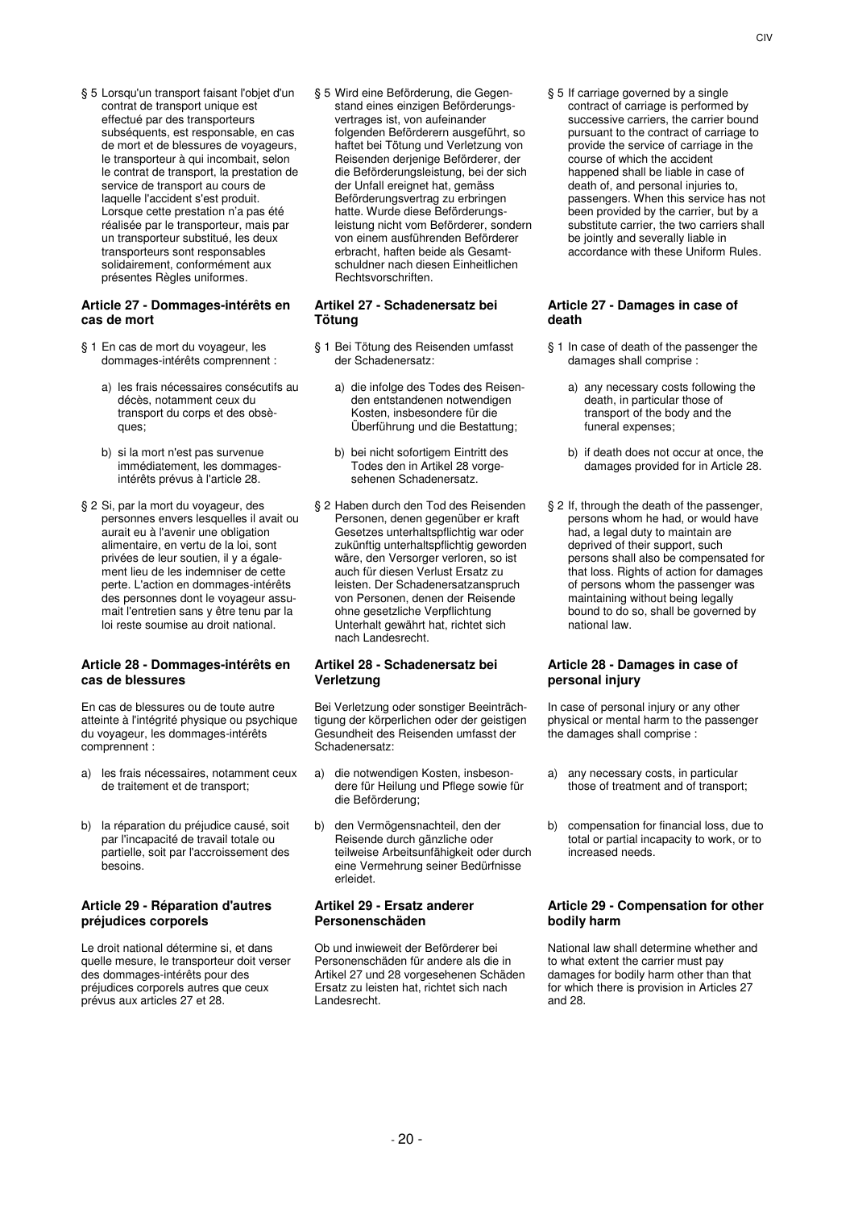§ 5 Lorsqu'un transport faisant l'objet d'un contrat de transport unique est effectué par des transporteurs subséquents, est responsable, en cas de mort et de blessures de voyageurs, le transporteur à qui incombait, selon le contrat de transport, la prestation de service de transport au cours de laquelle l'accident s'est produit. Lorsque cette prestation n'a pas été réalisée par le transporteur, mais par un transporteur substitué, les deux transporteurs sont responsables solidairement, conformément aux présentes Règles uniformes.

### Article 27 - Dommages-intérêts en cas de mort

§ 1 En cas de mort du voyageur, les dommages-intérêts comprennent :

a) les frais nécessaires consécutifs au décès, notamment ceux du transport du corps et des obsèques;

b) si la mort n'est pas survenue immédiatement, les dommages-intérêts prévus à l'article 28.

§ 2 Si, par la mort du voyageur, des personnes envers lesquelles il avait ou aurait eu à l'avenir une obligation alimentaire, en vertu de la loi, sont privées de leur soutien, il y a également lieu de les indemniser de cette perte. L'action en dommages-intérêts des personnes dont le voyageur assumait l'entretien sans y être tenu par la loi reste soumise au droit national.

### Article 28 - Dommages-intérêts en cas de blessures

En cas de blessures ou de toute autre atteinte à l'intégrité physique ou psychique du voyageur, les dommages-intérêts comprennent :

a) les frais nécessaires, notamment ceux de traitement et de transport;

b) la réparation du préjudice causé, soit par l'incapacité de travail totale ou partielle, soit par l'accroissement des besoins.

### Article 29 - Réparation d'autres préjudices corporels

Le droit national détermine si, et dans quelle mesure, le transporteur doit verser des dommages-intérêts pour des préjudices corporels autres que ceux prévus aux articles 27 et 28.

§ 5 Wird eine Beförderung, die Gegenstand eines einzigen Beförderungsvertrages ist, von aufeinander folgenden Beförderern ausgeführt, so haftet bei Tötung und Verletzung von Reisenden derjenige Beförderer, der die Beförderungsleistung, bei der sich der Unfall ereignet hat, gemäss Beförderungsvertrag zu erbringen hatte. Wurde diese Beförderungsleistung nicht vom Beförderer, sondern von einem ausführenden Beförderer erbracht, haften beide als Gesamtschuldner nach diesen Einheitlichen Rechtsvorschriften.

### Artikel 27 - Schadenersatz bei Tötung

§ 1 Bei Tötung des Reisenden umfasst der Schadenersatz:

a) die infolge des Todes des Reisenden entstandenen notwendigen Kosten, insbesondere für die Überführung und die Bestattung;

b) bei nicht sofortigem Eintritt des Todes den in Artikel 28 vorgesehenen Schadenersatz.

§ 2 Haben durch den Tod des Reisenden Personen, denen gegenüber er kraft Gesetzes unterhaltspflichtig war oder zukünftig unterhaltspflichtig geworden wäre, den Versorger verloren, so ist auch für diesen Verlust Ersatz zu leisten. Der Schadenersatzanspruch von Personen, denen der Reisende ohne gesetzliche Verpflichtung Unterhalt gewährt hat, richtet sich nach Landesrecht.

### Artikel 28 - Schadenersatz bei Verletzung

Bei Verletzung oder sonstiger Beeinträchtigung der körperlichen oder der geistigen Gesundheit des Reisenden umfasst der Schadenersatz:

a) die notwendigen Kosten, insbesondere für Heilung und Pflege sowie für die Beförderung;

b) den Vermögensnachteil, den der Reisende durch gänzliche oder teilweise Arbeitsunfähigkeit oder durch eine Vermehrung seiner Bedürfnisse erleidet.

### Artikel 29 - Ersatz anderer Personenschäden

Ob und inwieweit der Beförderer bei Personenschäden für andere als die in Artikel 27 und 28 vorgesehenen Schäden Ersatz zu leisten hat, richtet sich nach Landesrecht.

§ 5 If carriage governed by a single contract of carriage is performed by successive carriers, the carrier bound pursuant to the contract of carriage to provide the service of carriage in the course of which the accident happened shall be liable in case of death of, and personal injuries to, passengers. When this service has not been provided by the carrier, but by a substitute carrier, the two carriers shall be jointly and severally liable in accordance with these Uniform Rules.

### Article 27 - Damages in case of death

§ 1 In case of death of the passenger the damages shall comprise :

a) any necessary costs following the death, in particular those of transport of the body and the funeral expenses;

b) if death does not occur at once, the damages provided for in Article 28.

§ 2 If, through the death of the passenger, persons whom he had, or would have had, a legal duty to maintain are deprived of their support, such persons shall also be compensated for that loss. Rights of action for damages of persons whom the passenger was maintaining without being legally bound to do so, shall be governed by national law.

### Article 28 - Damages in case of personal injury

In case of personal injury or any other physical or mental harm to the passenger the damages shall comprise :

a) any necessary costs, in particular those of treatment and of transport;

b) compensation for financial loss, due to total or partial incapacity to work, or to increased needs.

### Article 29 - Compensation for other bodily harm

National law shall determine whether and to what extent the carrier must pay damages for bodily harm other than that for which there is provision in Articles 27 and 28.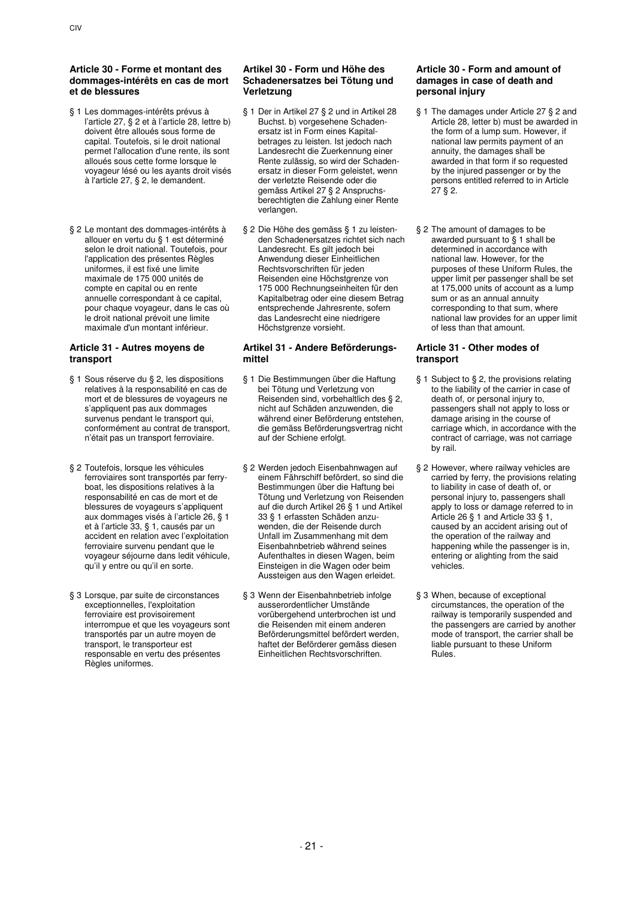## Article 30 - Forme et montant des dommages-intérêts en cas de mort et de blessures

§ 1 Les dommages-intérêts prévus à l'article 27, § 2 et à l'article 28, lettre b) doivent être alloués sous forme de capital. Toutefois, si le droit national permet l'allocation d'une rente, ils sont alloués sous cette forme lorsque le voyageur lésé ou les ayants droit visés à l'article 27, § 2, le demandent.

§ 2 Le montant des dommages-intérêts à allouer en vertu du § 1 est déterminé selon le droit national. Toutefois, pour l'application des présentes Règles uniformes, il est fixé une limite maximale de 175 000 unités de compte en capital ou en rente annuelle correspondant à ce capital, pour chaque voyageur, dans le cas où le droit national prévoit une limite maximale d'un montant inférieur.

## Article 31 - Autres moyens de transport

§ 1 Sous réserve du § 2, les dispositions relatives à la responsabilité en cas de mort et de blessures de voyageurs ne s'appliquent pas aux dommages survenus pendant le transport qui, conformément au contrat de transport, n'était pas un transport ferroviaire.

§ 2 Toutefois, lorsque les véhicules ferroviaires sont transportés par ferry-boat, les dispositions relatives à la responsabilité en cas de mort et de blessures de voyageurs s'appliquent aux dommages visés à l'article 26, § 1 et à l'article 33, § 1, causés par un accident en relation avec l'exploitation ferroviaire survenu pendant que le voyageur séjourne dans ledit véhicule, qu'il y entre ou qu'il en sorte.

§ 3 Lorsque, par suite de circonstances exceptionnelles, l'exploitation ferroviaire est provisoirement interrompue et que les voyageurs sont transportés par un autre moyen de transport, le transporteur est responsable en vertu des présentes Règles uniformes.

## Artikel 30 - Form und Höhe des Schadenersatzes bei Tötung und Verletzung

§ 1 Der in Artikel 27 § 2 und in Artikel 28 Buchst. b) vorgesehene Schadenersatz ist in Form eines Kapitalbetrages zu leisten. Ist jedoch nach Landesrecht die Zuerkennung einer Rente zulässig, so wird der Schadenersatz in dieser Form geleistet, wenn der verletzte Reisende oder die gemäss Artikel 27 § 2 Anspruchsberechtigten die Zahlung einer Rente verlangen.

§ 2 Die Höhe des gemäss § 1 zu leistenden Schadenersatzes richtet sich nach Landesrecht. Es gilt jedoch bei Anwendung dieser Einheitlichen Rechtsvorschriften für jeden Reisenden eine Höchstgrenze von 175 000 Rechnungseinheiten für den Kapitalbetrag oder eine diesem Betrag entsprechende Jahresrente, sofern das Landesrecht eine niedrigere Höchstgrenze vorsieht.

## Artikel 31 - Andere Beförderungsmittel

§ 1 Die Bestimmungen über die Haftung bei Tötung und Verletzung von Reisenden sind, vorbehaltlich des § 2, nicht auf Schäden anzuwenden, die während einer Beförderung entstehen, die gemäss Beförderungsvertrag nicht auf der Schiene erfolgt.

§ 2 Werden jedoch Eisenbahnwagen auf einem Fährschiff befördert, so sind die Bestimmungen über die Haftung bei Tötung und Verletzung von Reisenden auf die durch Artikel 26 § 1 und Artikel 33 § 1 erfassten Schäden anzuwenden, die der Reisende durch Unfall im Zusammenhang mit dem Eisenbahnbetrieb während seines Aufenthaltes in diesen Wagen, beim Einsteigen in die Wagen oder beim Aussteigen aus den Wagen erleidet.

§ 3 Wenn der Eisenbahnbetrieb infolge ausserordentlicher Umstände vorübergehend unterbrochen ist und die Reisenden mit einem anderen Beförderungsmittel befördert werden, haftet der Beförderer gemäss diesen Einheitlichen Rechtsvorschriften.

## Article 30 - Form and amount of damages in case of death and personal injury

§ 1 The damages under Article 27 § 2 and Article 28, letter b) must be awarded in the form of a lump sum. However, if national law permits payment of an annuity, the damages shall be awarded in that form if so requested by the injured passenger or by the persons entitled referred to in Article 27 § 2.

§ 2 The amount of damages to be awarded pursuant to § 1 shall be determined in accordance with national law. However, for the purposes of these Uniform Rules, the upper limit per passenger shall be set at 175,000 units of account as a lump sum or as an annual annuity corresponding to that sum, where national law provides for an upper limit of less than that amount.

## Article 31 - Other modes of transport

§ 1 Subject to § 2, the provisions relating to the liability of the carrier in case of death of, or personal injury to, passengers shall not apply to loss or damage arising in the course of carriage which, in accordance with the contract of carriage, was not carriage by rail.

§ 2 However, where railway vehicles are carried by ferry, the provisions relating to liability in case of death of, or personal injury to, passengers shall apply to loss or damage referred to in Article 26 § 1 and Article 33 § 1, caused by an accident arising out of the operation of the railway and happening while the passenger is in, entering or alighting from the said vehicles.

§ 3 When, because of exceptional circumstances, the operation of the railway is temporarily suspended and the passengers are carried by another mode of transport, the carrier shall be liable pursuant to these Uniform Rules.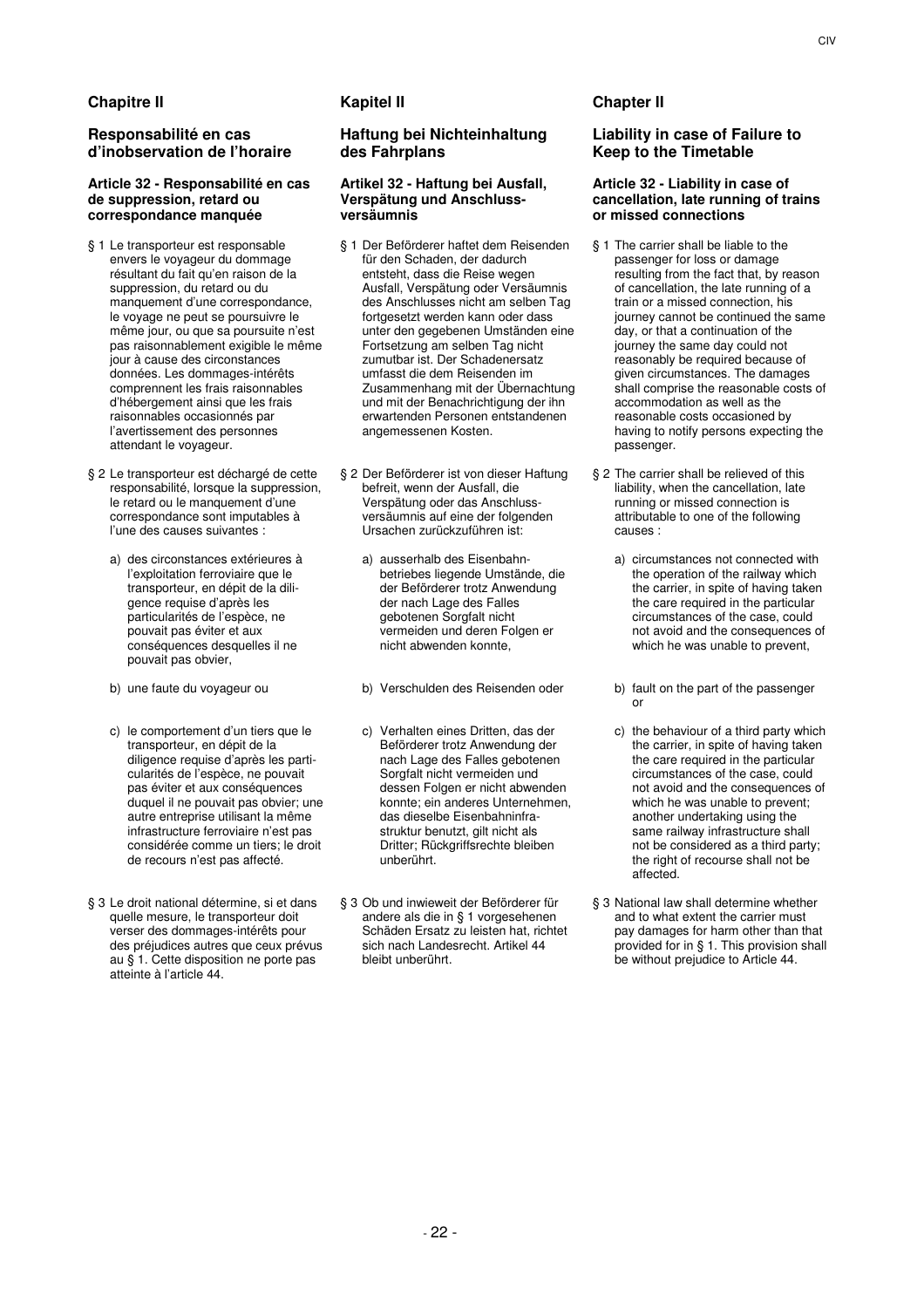## Chapitre II

### Responsabilité en cas d'inobservation de l'horaire

#### Article 32 - Responsabilité en cas de suppression, retard ou correspondance manquée

§ 1 Le transporteur est responsable envers le voyageur du dommage résultant du fait qu'en raison de la suppression, du retard ou du manquement d'une correspondance, le voyage ne peut se poursuivre le même jour, ou que sa poursuite n'est pas raisonnablement exigible le même jour à cause des circonstances données. Les dommages-intérêts comprennent les frais raisonnables d'hébergement ainsi que les frais raisonnables occasionnés par l'avertissement des personnes attendant le voyageur.

§ 2 Le transporteur est déchargé de cette responsabilité, lorsque la suppression, le retard ou le manquement d'une correspondance sont imputables à l'une des causes suivantes :

a) des circonstances extérieures à l'exploitation ferroviaire que le transporteur, en dépit de la diligence requise d'après les particularités de l'espèce, ne pouvait pas éviter et aux conséquences desquelles il ne pouvait pas obvier,

b) une faute du voyageur ou

c) le comportement d'un tiers que le transporteur, en dépit de la diligence requise d'après les particularités de l'espèce, ne pouvait pas éviter et aux conséquences duquel il ne pouvait pas obvier; une autre entreprise utilisant la même infrastructure ferroviaire n'est pas considérée comme un tiers; le droit de recours n'est pas affecté.

§ 3 Le droit national détermine, si et dans quelle mesure, le transporteur doit verser des dommages-intérêts pour des préjudices autres que ceux prévus au § 1. Cette disposition ne porte pas atteinte à l'article 44.

## Kapitel II

### Haftung bei Nichteinhaltung des Fahrplans

#### Artikel 32 - Haftung bei Ausfall, Verspätung und Anschluss-versäumnis

§ 1 Der Beförderer haftet dem Reisenden für den Schaden, der dadurch entsteht, dass die Reise wegen Ausfall, Verspätung oder Versäumnis des Anschlusses nicht am selben Tag fortgesetzt werden kann oder dass unter den gegebenen Umständen eine Fortsetzung am selben Tag nicht zumutbar ist. Der Schadenersatz umfasst die dem Reisenden im Zusammenhang mit der Übernachtung und mit der Benachrichtigung der ihn erwartenden Personen entstandenen angemessenen Kosten.

§ 2 Der Beförderer ist von dieser Haftung befreit, wenn der Ausfall, die Verspätung oder das Anschluss-versäumnis auf eine der folgenden Ursachen zurückzuführen ist:

a) ausserhalb des Eisenbahn-betriebes liegende Umstände, die der Beförderer trotz Anwendung der nach Lage des Falles gebotenen Sorgfalt nicht vermeiden und deren Folgen er nicht abwenden konnte,

b) Verschulden des Reisenden oder

c) Verhalten eines Dritten, das der Beförderer trotz Anwendung der nach Lage des Falles gebotenen Sorgfalt nicht vermeiden und dessen Folgen er nicht abwenden konnte; ein anderes Unternehmen, das dieselbe Eisenbahninfra-struktur benutzt, gilt nicht als Dritter; Rückgriffsrechte bleiben unberührt.

§ 3 Ob und inwieweit der Beförderer für andere als die in § 1 vorgesehenen Schäden Ersatz zu leisten hat, richtet sich nach Landesrecht. Artikel 44 bleibt unberührt.

## Chapter II

### Liability in case of Failure to Keep to the Timetable

#### Article 32 - Liability in case of cancellation, late running of trains or missed connections

§ 1 The carrier shall be liable to the passenger for loss or damage resulting from the fact that, by reason of cancellation, the late running of a train or a missed connection, his journey cannot be continued the same day, or that a continuation of the journey the same day could not reasonably be required because of given circumstances. The damages shall comprise the reasonable costs of accommodation as well as the reasonable costs occasioned by having to notify persons expecting the passenger.

§ 2 The carrier shall be relieved of this liability, when the cancellation, late running or missed connection is attributable to one of the following causes :

a) circumstances not connected with the operation of the railway which the carrier, in spite of having taken the care required in the particular circumstances of the case, could not avoid and the consequences of which he was unable to prevent,

b) fault on the part of the passenger or

c) the behaviour of a third party which the carrier, in spite of having taken the care required in the particular circumstances of the case, could not avoid and the consequences of which he was unable to prevent; another undertaking using the same railway infrastructure shall not be considered as a third party; the right of recourse shall not be affected.

§ 3 National law shall determine whether and to what extent the carrier must pay damages for harm other than that provided for in § 1. This provision shall be without prejudice to Article 44.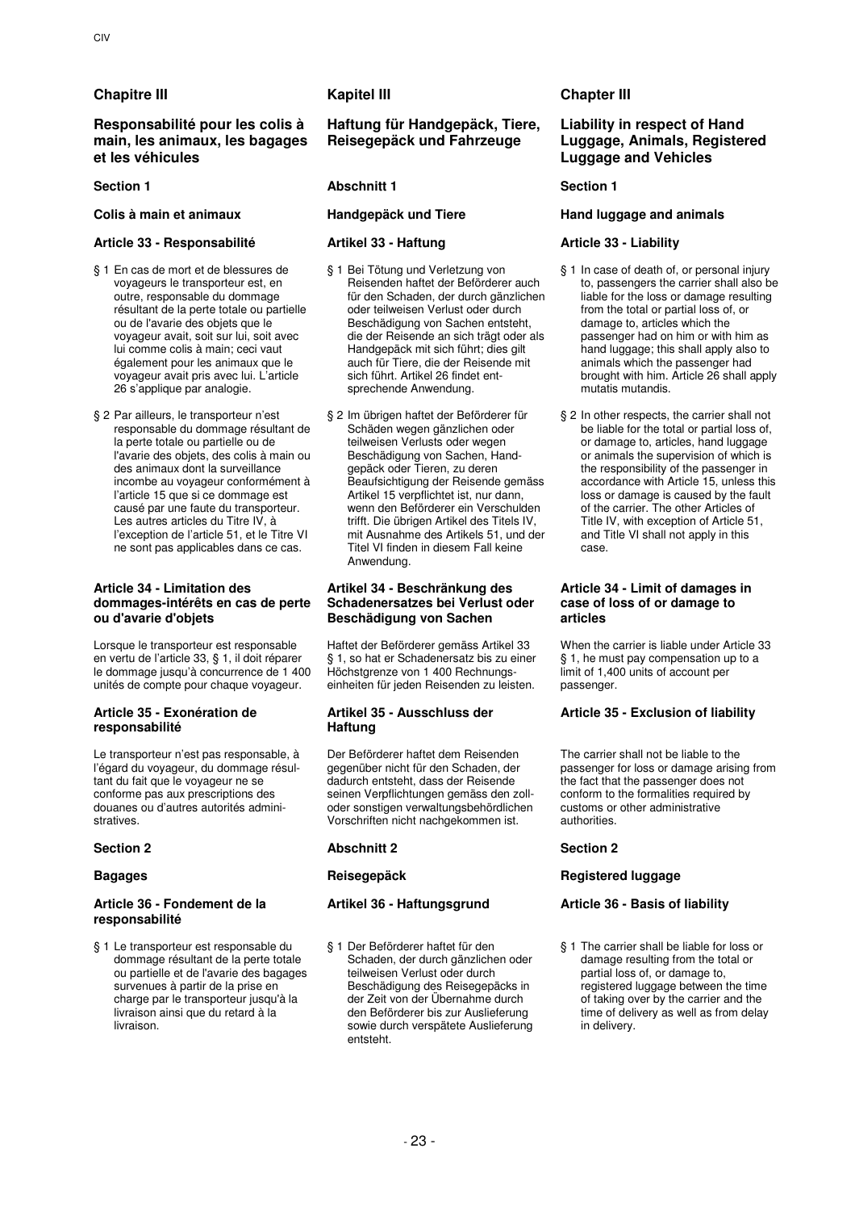## Chapitre III

### Responsabilité pour les colis à main, les animaux, les bagages et les véhicules

### Section 1

### Colis à main et animaux

#### Article 33 - Responsabilité

§ 1 En cas de mort et de blessures de voyageurs le transporteur est, en outre, responsable du dommage résultant de la perte totale ou partielle ou de l'avarie des objets que le voyageur avait, soit sur lui, soit avec lui comme colis à main; ceci vaut également pour les animaux que le voyageur avait pris avec lui. L'article 26 s'applique par analogie.

§ 2 Par ailleurs, le transporteur n'est responsable du dommage résultant de la perte totale ou partielle ou de l'avarie des objets, des colis à main ou des animaux dont la surveillance incombe au voyageur conformément à l'article 15 que si ce dommage est causé par une faute du transporteur. Les autres articles du Titre IV, à l'exception de l'article 51, et le Titre VI ne sont pas applicables dans ce cas.

#### Article 34 - Limitation des dommages-intérêts en cas de perte ou d'avarie d'objets

Lorsque le transporteur est responsable en vertu de l'article 33, § 1, il doit réparer le dommage jusqu'à concurrence de 1 400 unités de compte pour chaque voyageur.

#### Article 35 - Exonération de responsabilité

Le transporteur n'est pas responsable, à l'égard du voyageur, du dommage résultant du fait que le voyageur ne se conforme pas aux prescriptions des douanes ou d'autres autorités administratives.

### Section 2

### Bagages

#### Article 36 - Fondement de la responsabilité

§ 1 Le transporteur est responsable du dommage résultant de la perte totale ou partielle et de l'avarie des bagages survenues à partir de la prise en charge par le transporteur jusqu'à la livraison ainsi que du retard à la livraison.

## Kapitel III

### Haftung für Handgepäck, Tiere, Reisegepäck und Fahrzeuge

### Abschnitt 1

### Handgepäck und Tiere

#### Artikel 33 - Haftung

§ 1 Bei Tötung und Verletzung von Reisenden haftet der Beförderer auch für den Schaden, der durch gänzlichen oder teilweisen Verlust oder durch Beschädigung von Sachen entsteht, die der Reisende an sich trägt oder als Handgepäck mit sich führt; dies gilt auch für Tiere, die der Reisende mit sich führt. Artikel 26 findet entsprechende Anwendung.

§ 2 Im übrigen haftet der Beförderer für Schäden wegen gänzlichen oder teilweisen Verlusts oder wegen Beschädigung von Sachen, Handgepäck oder Tieren, zu deren Beaufsichtigung der Reisende gemäss Artikel 15 verpflichtet ist, nur dann, wenn den Beförderer ein Verschulden trifft. Die übrigen Artikel des Titels IV, mit Ausnahme des Artikels 51, und der Titel VI finden in diesem Fall keine Anwendung.

#### Artikel 34 - Beschränkung des Schadenersatzes bei Verlust oder Beschädigung von Sachen

Haftet der Beförderer gemäss Artikel 33 § 1, so hat er Schadenersatz bis zu einer Höchstgrenze von 1 400 Rechnungseinheiten für jeden Reisenden zu leisten.

#### Artikel 35 - Ausschluss der Haftung

Der Beförderer haftet dem Reisenden gegenüber nicht für den Schaden, der dadurch entsteht, dass der Reisende seinen Verpflichtungen gemäss den zoll- oder sonstigen verwaltungsbehördlichen Vorschriften nicht nachgekommen ist.

### Abschnitt 2

### Reisegepäck

#### Artikel 36 - Haftungsgrund

§ 1 Der Beförderer haftet für den Schaden, der durch gänzlichen oder teilweisen Verlust oder durch Beschädigung des Reisegepäcks in der Zeit von der Übernahme durch den Beförderer bis zur Auslieferung sowie durch verspätete Auslieferung entsteht.

## Chapter III

### Liability in respect of Hand Luggage, Animals, Registered Luggage and Vehicles

### Section 1

### Hand luggage and animals

#### Article 33 - Liability

§ 1 In case of death of, or personal injury to, passengers the carrier shall also be liable for the loss or damage resulting from the total or partial loss of, or damage to, articles which the passenger had on him or with him as hand luggage; this shall apply also to animals which the passenger had brought with him. Article 26 shall apply mutatis mutandis.

§ 2 In other respects, the carrier shall not be liable for the total or partial loss of, or damage to, articles, hand luggage or animals the supervision of which is the responsibility of the passenger in accordance with Article 15, unless this loss or damage is caused by the fault of the carrier. The other Articles of Title IV, with exception of Article 51, and Title VI shall not apply in this case.

#### Article 34 - Limit of damages in case of loss of or damage to articles

When the carrier is liable under Article 33 § 1, he must pay compensation up to a limit of 1,400 units of account per passenger.

#### Article 35 - Exclusion of liability

The carrier shall not be liable to the passenger for loss or damage arising from the fact that the passenger does not conform to the formalities required by customs or other administrative authorities.

### Section 2

### Registered luggage

#### Article 36 - Basis of liability

§ 1 The carrier shall be liable for loss or damage resulting from the total or partial loss of, or damage to, registered luggage between the time of taking over by the carrier and the time of delivery as well as from delay in delivery.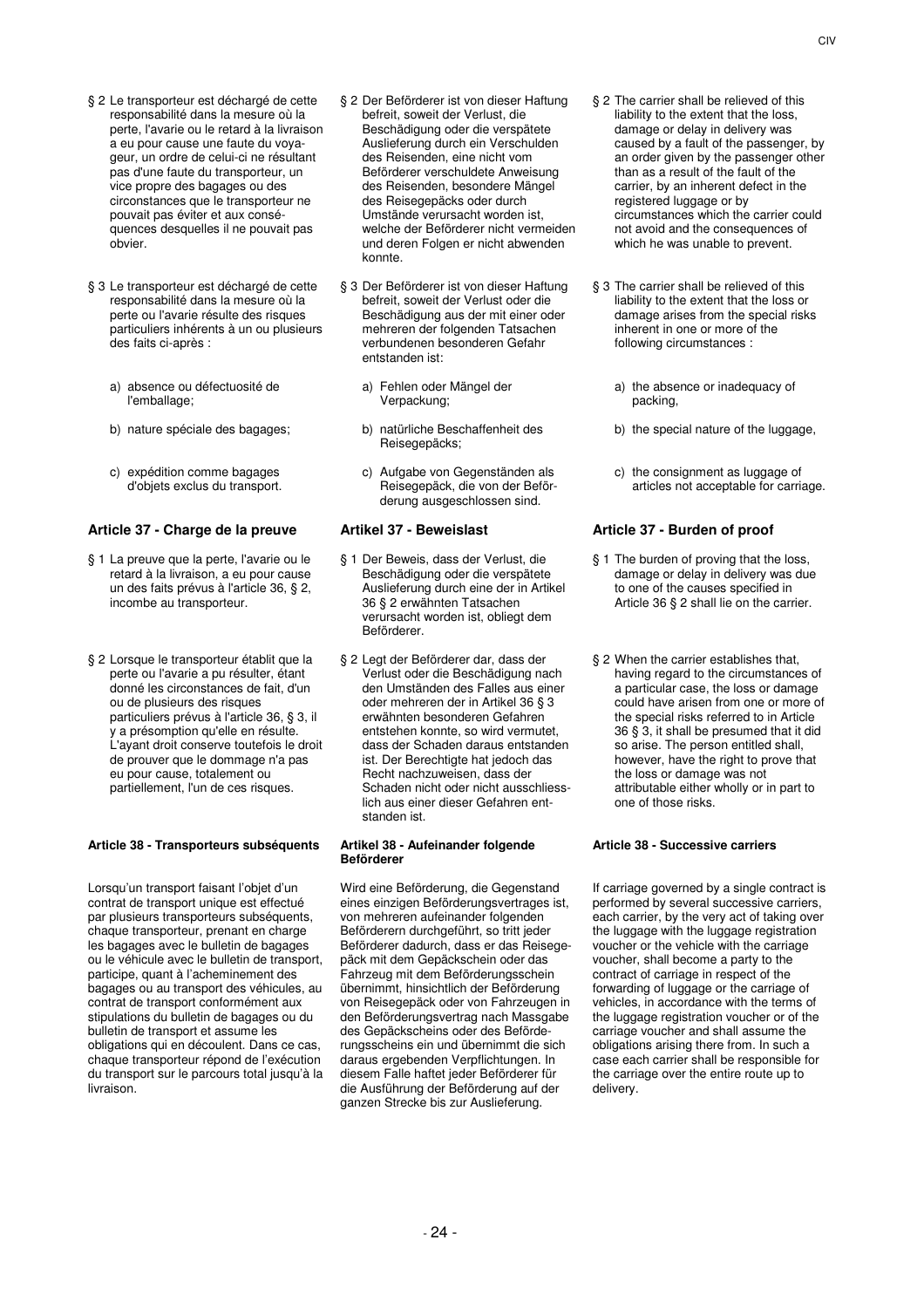§ 2 Le transporteur est déchargé de cette responsabilité dans la mesure où la perte, l'avarie ou le retard à la livraison a eu pour cause une faute du voyageur, un ordre de celui-ci ne résultant pas d'une faute du transporteur, un vice propre des bagages ou des circonstances que le transporteur ne pouvait pas éviter et aux conséquences desquelles il ne pouvait pas obvier.

§ 3 Le transporteur est déchargé de cette responsabilité dans la mesure où la perte ou l'avarie résulte des risques particuliers inhérents à un ou plusieurs des faits ci-après :

a) absence ou défectuosité de l'emballage;

b) nature spéciale des bagages;

c) expédition comme bagages d'objets exclus du transport.

### Article 37 - Charge de la preuve

§ 1 La preuve que la perte, l'avarie ou le retard à la livraison, a eu pour cause un des faits prévus à l'article 36, § 2, incombe au transporteur.

§ 2 Lorsque le transporteur établit que la perte ou l'avarie a pu résulter, étant donné les circonstances de fait, d'un ou de plusieurs des risques particuliers prévus à l'article 36, § 3, il y a présomption qu'elle en résulte. L'ayant droit conserve toutefois le droit de prouver que le dommage n'a pas eu pour cause, totalement ou partiellement, l'un de ces risques.

#### Article 38 - Transporteurs subséquents

Lorsqu'un transport faisant l'objet d'un contrat de transport unique est effectué par plusieurs transporteurs subséquents, chaque transporteur, prenant en charge les bagages avec le bulletin de bagages ou le véhicule avec le bulletin de transport, participe, quant à l'acheminement des bagages ou au transport des véhicules, au contrat de transport conformément aux stipulations du bulletin de bagages ou du bulletin de transport et assume les obligations qui en découlent. Dans ce cas, chaque transporteur répond de l'exécution du transport sur le parcours total jusqu'à la livraison.

§ 2 Der Beförderer ist von dieser Haftung befreit, soweit der Verlust, die Beschädigung oder die verspätete Auslieferung durch ein Verschulden des Reisenden, eine nicht vom Beförderer verschuldete Anweisung des Reisenden, besondere Mängel des Reisegepäcks oder durch Umstände verursacht worden ist, welche der Beförderer nicht vermeiden und deren Folgen er nicht abwenden konnte.

§ 3 Der Beförderer ist von dieser Haftung befreit, soweit der Verlust oder die Beschädigung aus der mit einer oder mehreren der folgenden Tatsachen verbundenen besonderen Gefahr entstanden ist:

a) Fehlen oder Mängel der Verpackung;

b) natürliche Beschaffenheit des Reisegepäcks;

c) Aufgabe von Gegenständen als Reisegepäck, die von der Beförderung ausgeschlossen sind.

### Artikel 37 - Beweislast

§ 1 Der Beweis, dass der Verlust, die Beschädigung oder die verspätete Auslieferung durch eine der in Artikel 36 § 2 erwähnten Tatsachen verursacht worden ist, obliegt dem Beförderer.

§ 2 Legt der Beförderer dar, dass der Verlust oder die Beschädigung nach den Umständen des Falles aus einer oder mehreren der in Artikel 36 § 3 erwähnten besonderen Gefahren entstehen konnte, so wird vermutet, dass der Schaden daraus entstanden ist. Der Berechtigte hat jedoch das Recht nachzuweisen, dass der Schaden nicht oder nicht ausschliesslich aus einer dieser Gefahren entstanden ist.

#### Artikel 38 - Aufeinander folgende Beförderer

Wird eine Beförderung, die Gegenstand eines einzigen Beförderungsvertrages ist, von mehreren aufeinander folgenden Beförderern durchgeführt, so tritt jeder Beförderer dadurch, dass er das Reisegepäck mit dem Gepäckschein oder das Fahrzeug mit dem Beförderungsschein übernimmt, hinsichtlich der Beförderung von Reisegepäck oder von Fahrzeugen in den Beförderungsvertrag nach Massgabe des Gepäckscheins oder des Beförderungsscheins ein und übernimmt die sich daraus ergebenden Verpflichtungen. In diesem Falle haftet jeder Beförderer für die Ausführung der Beförderung auf der ganzen Strecke bis zur Auslieferung.

§ 2 The carrier shall be relieved of this liability to the extent that the loss, damage or delay in delivery was caused by a fault of the passenger, by an order given by the passenger other than as a result of the fault of the carrier, by an inherent defect in the registered luggage or by circumstances which the carrier could not avoid and the consequences of which he was unable to prevent.

§ 3 The carrier shall be relieved of this liability to the extent that the loss or damage arises from the special risks inherent in one or more of the following circumstances :

a) the absence or inadequacy of packing,

b) the special nature of the luggage,

c) the consignment as luggage of articles not acceptable for carriage.

### Article 37 - Burden of proof

§ 1 The burden of proving that the loss, damage or delay in delivery was due to one of the causes specified in Article 36 § 2 shall lie on the carrier.

§ 2 When the carrier establishes that, having regard to the circumstances of a particular case, the loss or damage could have arisen from one or more of the special risks referred to in Article 36 § 3, it shall be presumed that it did so arise. The person entitled shall, however, have the right to prove that the loss or damage was not attributable either wholly or in part to one of those risks.

#### Article 38 - Successive carriers

If carriage governed by a single contract is performed by several successive carriers, each carrier, by the very act of taking over the luggage with the luggage registration voucher or the vehicle with the carriage voucher, shall become a party to the contract of carriage in respect of the forwarding of luggage or the carriage of vehicles, in accordance with the terms of the luggage registration voucher or of the carriage voucher and shall assume the obligations arising there from. In such a case each carrier shall be responsible for the carriage over the entire route up to delivery.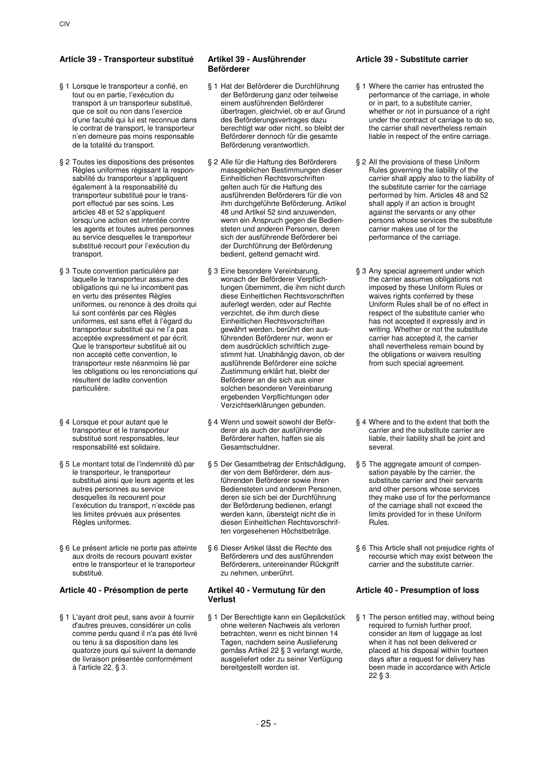### Article 39 - Transporteur substitué

§ 1 Lorsque le transporteur a confié, en tout ou en partie, l'exécution du transport à un transporteur substitué, que ce soit ou non dans l'exercice d'une faculté qui lui est reconnue dans le contrat de transport, le transporteur n'en demeure pas moins responsable de la totalité du transport.

§ 2 Toutes les dispositions des présentes Règles uniformes régissant la responsabilité du transporteur s'appliquent également à la responsabilité du transporteur substitué pour le transport effectué par ses soins. Les articles 48 et 52 s'appliquent lorsqu'une action est intentée contre les agents et toutes autres personnes au service desquelles le transporteur substitué recourt pour l'exécution du transport.

§ 3 Toute convention particulière par laquelle le transporteur assume des obligations qui ne lui incombent pas en vertu des présentes Règles uniformes, ou renonce à des droits qui lui sont conférés par ces Règles uniformes, est sans effet à l'égard du transporteur substitué qui ne l'a pas acceptée expressément et par écrit. Que le transporteur substitué ait ou non accepté cette convention, le transporteur reste néanmoins lié par les obligations ou les renonciations qui résultent de ladite convention particulière.

§ 4 Lorsque et pour autant que le transporteur et le transporteur substitué sont responsables, leur responsabilité est solidaire.

§ 5 Le montant total de l'indemnité dû par le transporteur, le transporteur substitué ainsi que leurs agents et les autres personnes au service desquelles ils recourent pour l'exécution du transport, n'excède pas les limites prévues aux présentes Règles uniformes.

§ 6 Le présent article ne porte pas atteinte aux droits de recours pouvant exister entre le transporteur et le transporteur substitué.

### Article 40 - Présomption de perte

§ 1 L'ayant droit peut, sans avoir à fournir d'autres preuves, considérer un colis comme perdu quand il n'a pas été livré ou tenu à sa disposition dans les quatorze jours qui suivent la demande de livraison présentée conformément à l'article 22, § 3.

### Artikel 39 - Ausführender Beförderer

§ 1 Hat der Beförderer die Durchführung der Beförderung ganz oder teilweise einem ausführenden Beförderer übertragen, gleichviel, ob er auf Grund des Beförderungsvertrages dazu berechtigt war oder nicht, so bleibt der Beförderer dennoch für die gesamte Beförderung verantwortlich.

§ 2 Alle für die Haftung des Beförderers massgeblichen Bestimmungen dieser Einheitlichen Rechtsvorschriften gelten auch für die Haftung des ausführenden Beförderers für die von ihm durchgeführte Beförderung. Artikel 48 und Artikel 52 sind anzuwenden, wenn ein Anspruch gegen die Bediensteten und anderen Personen, deren sich der ausführende Beförderer bei der Durchführung der Beförderung bedient, geltend gemacht wird.

§ 3 Eine besondere Vereinbarung, wonach der Beförderer Verpflichtungen übernimmt, die ihm nicht durch diese Einheitlichen Rechtsvorschriften auferlegt werden, oder auf Rechte verzichtet, die ihm durch diese Einheitlichen Rechtsvorschriften gewährt werden, berührt den ausführenden Beförderer nur, wenn er dem ausdrücklich schriftlich zugestimmt hat. Unabhängig davon, ob der ausführende Beförderer eine solche Zustimmung erklärt hat, bleibt der Beförderer an die sich aus einer solchen besonderen Vereinbarung ergebenden Verpflichtungen oder Verzichtserklärungen gebunden.

§ 4 Wenn und soweit sowohl der Beförderer als auch der ausführende Beförderer haften, haften sie als Gesamtschuldner.

§ 5 Der Gesamtbetrag der Entschädigung, der von dem Beförderer, dem ausführenden Beförderer sowie ihren Bediensteten und anderen Personen, deren sie sich bei der Durchführung der Beförderung bedienen, erlangt werden kann, übersteigt nicht die in diesen Einheitlichen Rechtsvorschriften vorgesehenen Höchstbeträge.

§ 6 Dieser Artikel lässt die Rechte des Beförderers und des ausführenden Beförderers, untereinander Rückgriff zu nehmen, unberührt.

### Artikel 40 - Vermutung für den Verlust

§ 1 Der Berechtigte kann ein Gepäckstück ohne weiteren Nachweis als verloren betrachten, wenn es nicht binnen 14 Tagen, nachdem seine Auslieferung gemäss Artikel 22 § 3 verlangt wurde, ausgeliefert oder zu seiner Verfügung bereitgestellt worden ist.

### Article 39 - Substitute carrier

§ 1 Where the carrier has entrusted the performance of the carriage, in whole or in part, to a substitute carrier, whether or not in pursuance of a right under the contract of carriage to do so, the carrier shall nevertheless remain liable in respect of the entire carriage.

§ 2 All the provisions of these Uniform Rules governing the liability of the carrier shall apply also to the liability of the substitute carrier for the carriage performed by him. Articles 48 and 52 shall apply if an action is brought against the servants or any other persons whose services the substitute carrier makes use of for the performance of the carriage.

§ 3 Any special agreement under which the carrier assumes obligations not imposed by these Uniform Rules or waives rights conferred by these Uniform Rules shall be of no effect in respect of the substitute carrier who has not accepted it expressly and in writing. Whether or not the substitute carrier has accepted it, the carrier shall nevertheless remain bound by the obligations or waivers resulting from such special agreement.

§ 4 Where and to the extent that both the carrier and the substitute carrier are liable, their liability shall be joint and several.

§ 5 The aggregate amount of compensation payable by the carrier, the substitute carrier and their servants and other persons whose services they make use of for the performance of the carriage shall not exceed the limits provided for in these Uniform Rules.

§ 6 This Article shall not prejudice rights of recourse which may exist between the carrier and the substitute carrier.

### Article 40 - Presumption of loss

§ 1 The person entitled may, without being required to furnish further proof, consider an item of luggage as lost when it has not been delivered or placed at his disposal within fourteen days after a request for delivery has been made in accordance with Article 22 § 3.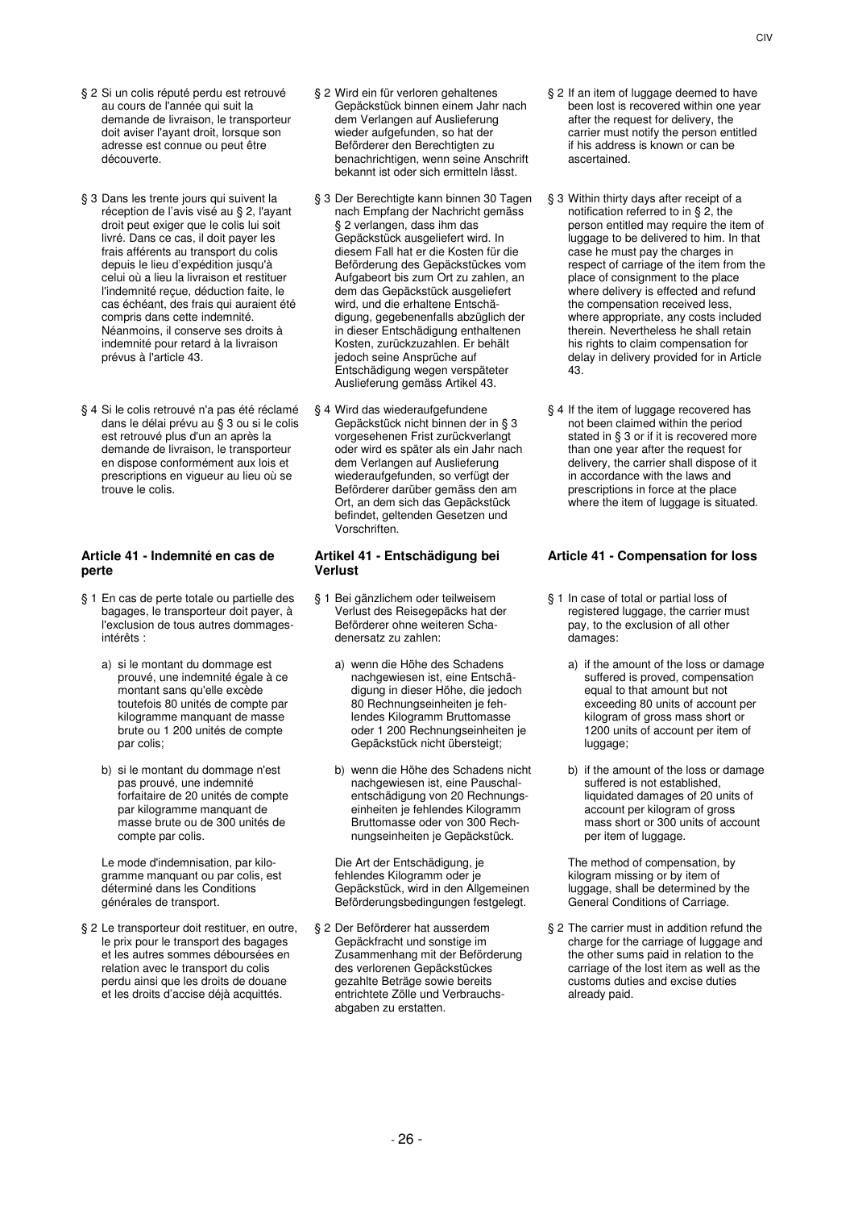§ 2 Si un colis réputé perdu est retrouvé au cours de l'année qui suit la demande de livraison, le transporteur doit aviser l'ayant droit, lorsque son adresse est connue ou peut être découverte.

§ 3 Dans les trente jours qui suivent la réception de l'avis visé au § 2, l'ayant droit peut exiger que le colis lui soit livré. Dans ce cas, il doit payer les frais afférents au transport du colis depuis le lieu d'expédition jusqu'à celui où a lieu la livraison et restituer l'indemnité reçue, déduction faite, le cas échéant, des frais qui auraient été compris dans cette indemnité. Néanmoins, il conserve ses droits à indemnité pour retard à la livraison prévus à l'article 43.

§ 4 Si le colis retrouvé n'a pas été réclamé dans le délai prévu au § 3 ou si le colis est retrouvé plus d'un an après la demande de livraison, le transporteur en dispose conformément aux lois et prescriptions en vigueur au lieu où se trouve le colis.

### Article 41 - Indemnité en cas de perte

§ 1 En cas de perte totale ou partielle des bagages, le transporteur doit payer, à l'exclusion de tous autres dommages-intérêts :

a) si le montant du dommage est prouvé, une indemnité égale à ce montant sans qu'elle excède toutefois 80 unités de compte par kilogramme manquant de masse brute ou 1 200 unités de compte par colis;

b) si le montant du dommage n'est pas prouvé, une indemnité forfaitaire de 20 unités de compte par kilogramme manquant de masse brute ou de 300 unités de compte par colis.

Le mode d'indemnisation, par kilogramme manquant ou par colis, est déterminé dans les Conditions générales de transport.

§ 2 Le transporteur doit restituer, en outre, le prix pour le transport des bagages et les autres sommes déboursées en relation avec le transport du colis perdu ainsi que les droits de douane et les droits d'accise déjà acquittés.

§ 2 Wird ein für verloren gehaltenes Gepäckstück binnen einem Jahr nach dem Verlangen auf Auslieferung wieder aufgefunden, so hat der Beförderer den Berechtigten zu benachrichtigen, wenn seine Anschrift bekannt ist oder sich ermitteln lässt.

§ 3 Der Berechtigte kann binnen 30 Tagen nach Empfang der Nachricht gemäss § 2 verlangen, dass ihm das Gepäckstück ausgeliefert wird. In diesem Fall hat er die Kosten für die Beförderung des Gepäckstückes vom Aufgabeort bis zum Ort zu zahlen, an dem das Gepäckstück ausgeliefert wird, und die erhaltene Entschädigung, gegebenenfalls abzüglich der in dieser Entschädigung enthaltenen Kosten, zurückzuzahlen. Er behält jedoch seine Ansprüche auf Entschädigung wegen verspäteter Auslieferung gemäss Artikel 43.

§ 4 Wird das wiederaufgefundene Gepäckstück nicht binnen der in § 3 vorgesehenen Frist zurückverlangt oder wird es später als ein Jahr nach dem Verlangen auf Auslieferung wiederaufgefunden, so verfügt der Beförderer darüber gemäss den am Ort, an dem sich das Gepäckstück befindet, geltenden Gesetzen und Vorschriften.

### Artikel 41 - Entschädigung bei Verlust

§ 1 Bei gänzlichem oder teilweisem Verlust des Reisegepäcks hat der Beförderer ohne weiteren Schadenersatz zu zahlen:

a) wenn die Höhe des Schadens nachgewiesen ist, eine Entschädigung in dieser Höhe, die jedoch 80 Rechnungseinheiten je fehlendes Kilogramm Bruttomasse oder 1 200 Rechnungseinheiten je Gepäckstück nicht übersteigt;

b) wenn die Höhe des Schadens nicht nachgewiesen ist, eine Pauschalentschädigung von 20 Rechnungseinheiten je fehlendes Kilogramm Bruttomasse oder von 300 Rechnungseinheiten je Gepäckstück.

Die Art der Entschädigung, je fehlendes Kilogramm oder je Gepäckstück, wird in den Allgemeinen Beförderungsbedingungen festgelegt.

§ 2 Der Beförderer hat ausserdem Gepäckfracht und sonstige im Zusammenhang mit der Beförderung des verlorenen Gepäckstückes gezahlte Beträge sowie bereits entrichtete Zölle und Verbrauchsabgaben zu erstatten.

§ 2 If an item of luggage deemed to have been lost is recovered within one year after the request for delivery, the carrier must notify the person entitled if his address is known or can be ascertained.

§ 3 Within thirty days after receipt of a notification referred to in § 2, the person entitled may require the item of luggage to be delivered to him. In that case he must pay the charges in respect of carriage of the item from the place of consignment to the place where delivery is effected and refund the compensation received less, where appropriate, any costs included therein. Nevertheless he shall retain his rights to claim compensation for delay in delivery provided for in Article 43.

§ 4 If the item of luggage recovered has not been claimed within the period stated in § 3 or if it is recovered more than one year after the request for delivery, the carrier shall dispose of it in accordance with the laws and prescriptions in force at the place where the item of luggage is situated.

### Article 41 - Compensation for loss

§ 1 In case of total or partial loss of registered luggage, the carrier must pay, to the exclusion of all other damages:

a) if the amount of the loss or damage suffered is proved, compensation equal to that amount but not exceeding 80 units of account per kilogram of gross mass short or 1200 units of account per item of luggage;

b) if the amount of the loss or damage suffered is not established, liquidated damages of 20 units of account per kilogram of gross mass short or 300 units of account per item of luggage.

The method of compensation, by kilogram missing or by item of luggage, shall be determined by the General Conditions of Carriage.

§ 2 The carrier must in addition refund the charge for the carriage of luggage and the other sums paid in relation to the carriage of the lost item as well as the customs duties and excise duties already paid.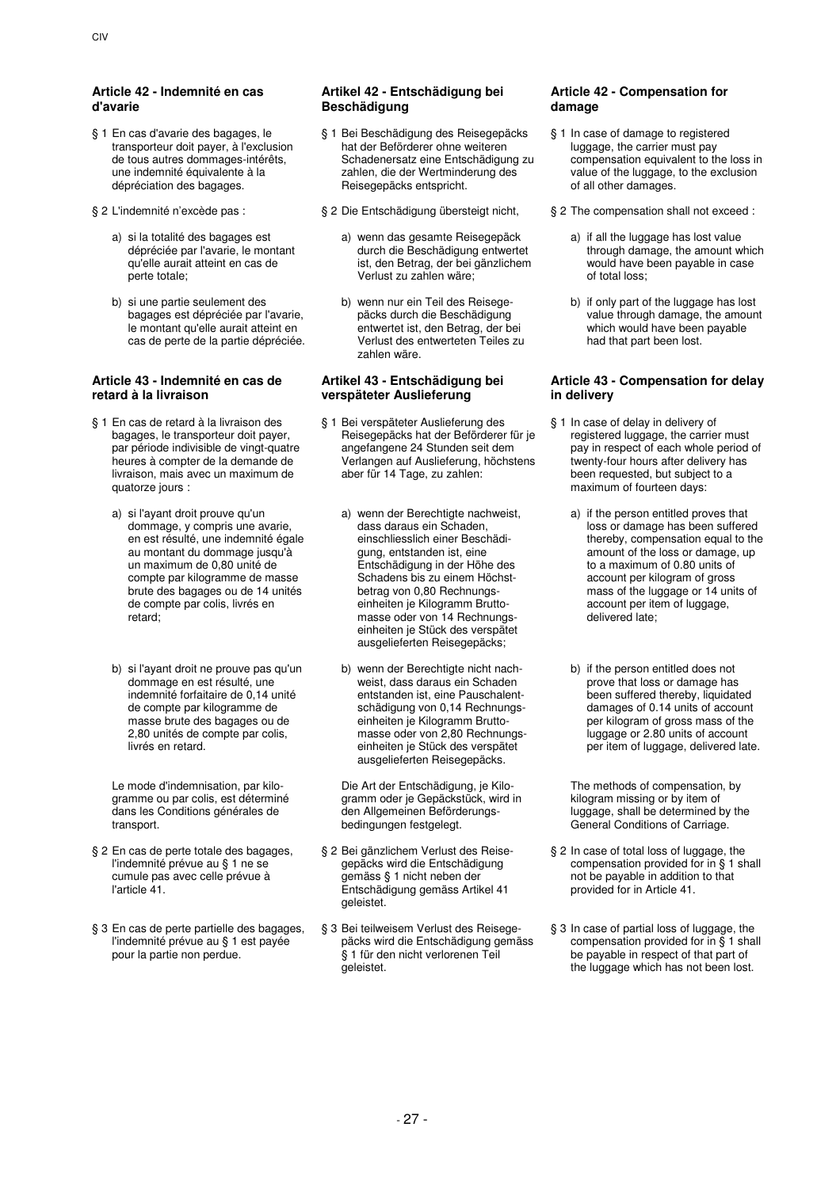### Article 42 - Indemnité en cas d'avarie

§ 1 En cas d'avarie des bagages, le transporteur doit payer, à l'exclusion de tous autres dommages-intérêts, une indemnité équivalente à la dépréciation des bagages.

§ 2 L'indemnité n'excède pas :

a) si la totalité des bagages est dépréciée par l'avarie, le montant qu'elle aurait atteint en cas de perte totale;

b) si une partie seulement des bagages est dépréciée par l'avarie, le montant qu'elle aurait atteint en cas de perte de la partie dépréciée.

### Article 43 - Indemnité en cas de retard à la livraison

§ 1 En cas de retard à la livraison des bagages, le transporteur doit payer, par période indivisible de vingt-quatre heures à compter de la demande de livraison, mais avec un maximum de quatorze jours :

a) si l'ayant droit prouve qu'un dommage, y compris une avarie, en est résulté, une indemnité égale au montant du dommage jusqu'à un maximum de 0,80 unité de compte par kilogramme de masse brute des bagages ou de 14 unités de compte par colis, livrés en retard;

b) si l'ayant droit ne prouve pas qu'un dommage en est résulté, une indemnité forfaitaire de 0,14 unité de compte par kilogramme de masse brute des bagages ou de 2,80 unités de compte par colis, livrés en retard.

Le mode d'indemnisation, par kilogramme ou par colis, est déterminé dans les Conditions générales de transport.

§ 2 En cas de perte totale des bagages, l'indemnité prévue au § 1 ne se cumule pas avec celle prévue à l'article 41.

§ 3 En cas de perte partielle des bagages, l'indemnité prévue au § 1 est payée pour la partie non perdue.

### Artikel 42 - Entschädigung bei Beschädigung

§ 1 Bei Beschädigung des Reisegepäcks hat der Beförderer ohne weiteren Schadenersatz eine Entschädigung zu zahlen, die der Wertminderung des Reisegepäcks entspricht.

§ 2 Die Entschädigung übersteigt nicht,

a) wenn das gesamte Reisegepäck durch die Beschädigung entwertet ist, den Betrag, der bei gänzlichem Verlust zu zahlen wäre;

b) wenn nur ein Teil des Reisegepäcks durch die Beschädigung entwertet ist, den Betrag, der bei Verlust des entwerteten Teiles zu zahlen wäre.

### Artikel 43 - Entschädigung bei verspäteter Auslieferung

§ 1 Bei verspäteter Auslieferung des Reisegepäcks hat der Beförderer für je angefangene 24 Stunden seit dem Verlangen auf Auslieferung, höchstens aber für 14 Tage, zu zahlen:

a) wenn der Berechtigte nachweist, dass daraus ein Schaden, einschliesslich einer Beschädigung, entstanden ist, eine Entschädigung in der Höhe des Schadens bis zu einem Höchstbetrag von 0,80 Rechnungseinheiten je Kilogramm Bruttomasse oder von 14 Rechnungseinheiten je Stück des verspätet ausgelieferten Reisegepäcks;

b) wenn der Berechtigte nicht nachweist, dass daraus ein Schaden entstanden ist, eine Pauschalentschädigung von 0,14 Rechnungseinheiten je Kilogramm Bruttomasse oder von 2,80 Rechnungseinheiten je Stück des verspätet ausgelieferten Reisegepäcks.

Die Art der Entschädigung, je Kilogramm oder je Gepäckstück, wird in den Allgemeinen Beförderungsbedingungen festgelegt.

§ 2 Bei gänzlichem Verlust des Reisegepäcks wird die Entschädigung gemäss § 1 nicht neben der Entschädigung gemäss Artikel 41 geleistet.

§ 3 Bei teilweisem Verlust des Reisegepäcks wird die Entschädigung gemäss § 1 für den nicht verlorenen Teil geleistet.

### Article 42 - Compensation for damage

§ 1 In case of damage to registered luggage, the carrier must pay compensation equivalent to the loss in value of the luggage, to the exclusion of all other damages.

§ 2 The compensation shall not exceed :

a) if all the luggage has lost value through damage, the amount which would have been payable in case of total loss;

b) if only part of the luggage has lost value through damage, the amount which would have been payable had that part been lost.

### Article 43 - Compensation for delay in delivery

§ 1 In case of delay in delivery of registered luggage, the carrier must pay in respect of each whole period of twenty-four hours after delivery has been requested, but subject to a maximum of fourteen days:

a) if the person entitled proves that loss or damage has been suffered thereby, compensation equal to the amount of the loss or damage, up to a maximum of 0.80 units of account per kilogram of gross mass of the luggage or 14 units of account per item of luggage, delivered late;

b) if the person entitled does not prove that loss or damage has been suffered thereby, liquidated damages of 0.14 units of account per kilogram of gross mass of the luggage or 2.80 units of account per item of luggage, delivered late.

The methods of compensation, by kilogram missing or by item of luggage, shall be determined by the General Conditions of Carriage.

§ 2 In case of total loss of luggage, the compensation provided for in § 1 shall not be payable in addition to that provided for in Article 41.

§ 3 In case of partial loss of luggage, the compensation provided for in § 1 shall be payable in respect of that part of the luggage which has not been lost.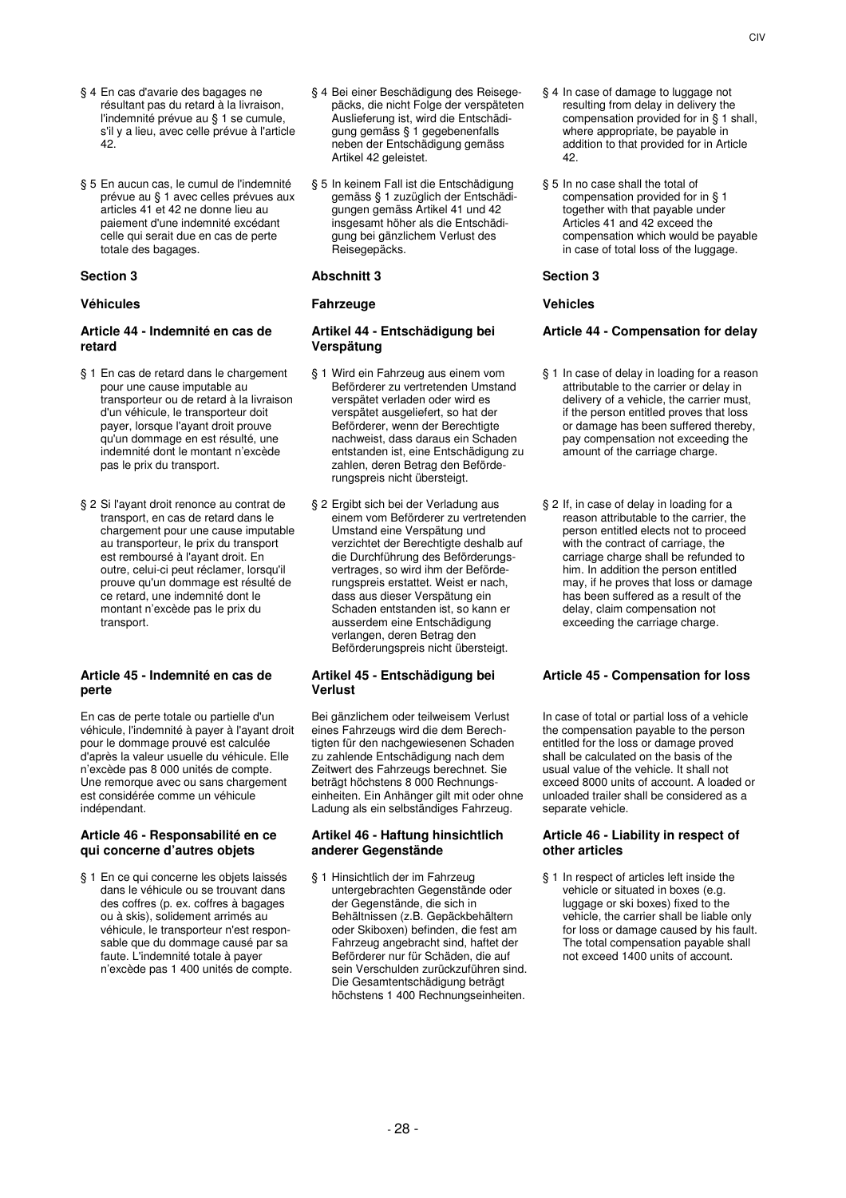§ 4 En cas d'avarie des bagages ne résultant pas du retard à la livraison, l'indemnité prévue au § 1 se cumule, s'il y a lieu, avec celle prévue à l'article 42.

§ 5 En aucun cas, le cumul de l'indemnité prévue au § 1 avec celles prévues aux articles 41 et 42 ne donne lieu au paiement d'une indemnité excédant celle qui serait due en cas de perte totale des bagages.

### Section 3

### Véhicules

#### Article 44 - Indemnité en cas de retard

§ 1 En cas de retard dans le chargement pour une cause imputable au transporteur ou de retard à la livraison d'un véhicule, le transporteur doit payer, lorsque l'ayant droit prouve qu'un dommage en est résulté, une indemnité dont le montant n'excède pas le prix du transport.

§ 2 Si l'ayant droit renonce au contrat de transport, en cas de retard dans le chargement pour une cause imputable au transporteur, le prix du transport est remboursé à l'ayant droit. En outre, celui-ci peut réclamer, lorsqu'il prouve qu'un dommage est résulté de ce retard, une indemnité dont le montant n'excède pas le prix du transport.

#### Article 45 - Indemnité en cas de perte

En cas de perte totale ou partielle d'un véhicule, l'indemnité à payer à l'ayant droit pour le dommage prouvé est calculée d'après la valeur usuelle du véhicule. Elle n'excède pas 8 000 unités de compte. Une remorque avec ou sans chargement est considérée comme un véhicule indépendant.

#### Article 46 - Responsabilité en ce qui concerne d'autres objets

§ 1 En ce qui concerne les objets laissés dans le véhicule ou se trouvant dans des coffres (p. ex. coffres à bagages ou à skis), solidement arrimés au véhicule, le transporteur n'est responsable que du dommage causé par sa faute. L'indemnité totale à payer n'excède pas 1 400 unités de compte.

§ 4 Bei einer Beschädigung des Reisegepäcks, die nicht Folge der verspäteten Auslieferung ist, wird die Entschädigung gemäss § 1 gegebenenfalls neben der Entschädigung gemäss Artikel 42 geleistet.

§ 5 In keinem Fall ist die Entschädigung gemäss § 1 zuzüglich der Entschädigungen gemäss Artikel 41 und 42 insgesamt höher als die Entschädigung bei gänzlichem Verlust des Reisegepäcks.

### Abschnitt 3

### Fahrzeuge

#### Artikel 44 - Entschädigung bei Verspätung

§ 1 Wird ein Fahrzeug aus einem vom Beförderer zu vertretenden Umstand verspätet verladen oder wird es verspätet ausgeliefert, so hat der Beförderer, wenn der Berechtigte nachweist, dass daraus ein Schaden entstanden ist, eine Entschädigung zu zahlen, deren Betrag den Beförderungspreis nicht übersteigt.

§ 2 Ergibt sich bei der Verladung aus einem vom Beförderer zu vertretenden Umstand eine Verspätung und verzichtet der Berechtigte deshalb auf die Durchführung des Beförderungsvertrages, so wird ihm der Beförderungspreis erstattet. Weist er nach, dass aus dieser Verspätung ein Schaden entstanden ist, so kann er ausserdem eine Entschädigung verlangen, deren Betrag den Beförderungspreis nicht übersteigt.

#### Artikel 45 - Entschädigung bei Verlust

Bei gänzlichem oder teilweisem Verlust eines Fahrzeugs wird die dem Berechtigten für den nachgewiesenen Schaden zu zahlende Entschädigung nach dem Zeitwert des Fahrzeugs berechnet. Sie beträgt höchstens 8 000 Rechnungseinheiten. Ein Anhänger gilt mit oder ohne Ladung als ein selbständiges Fahrzeug.

#### Artikel 46 - Haftung hinsichtlich anderer Gegenstände

§ 1 Hinsichtlich der im Fahrzeug untergebrachten Gegenstände oder der Gegenstände, die sich in Behältnissen (z.B. Gepäckbehältern oder Skiboxen) befinden, die fest am Fahrzeug angebracht sind, haftet der Beförderer nur für Schäden, die auf sein Verschulden zurückzuführen sind. Die Gesamtentschädigung beträgt höchstens 1 400 Rechnungseinheiten.

§ 4 In case of damage to luggage not resulting from delay in delivery the compensation provided for in § 1 shall, where appropriate, be payable in addition to that provided for in Article 42.

§ 5 In no case shall the total of compensation provided for in § 1 together with that payable under Articles 41 and 42 exceed the compensation which would be payable in case of total loss of the luggage.

### Section 3

### Vehicles

#### Article 44 - Compensation for delay

§ 1 In case of delay in loading for a reason attributable to the carrier or delay in delivery of a vehicle, the carrier must, if the person entitled proves that loss or damage has been suffered thereby, pay compensation not exceeding the amount of the carriage charge.

§ 2 If, in case of delay in loading for a reason attributable to the carrier, the person entitled elects not to proceed with the contract of carriage, the carriage charge shall be refunded to him. In addition the person entitled may, if he proves that loss or damage has been suffered as a result of the delay, claim compensation not exceeding the carriage charge.

#### Article 45 - Compensation for loss

In case of total or partial loss of a vehicle the compensation payable to the person entitled for the loss or damage proved shall be calculated on the basis of the usual value of the vehicle. It shall not exceed 8000 units of account. A loaded or unloaded trailer shall be considered as a separate vehicle.

#### Article 46 - Liability in respect of other articles

§ 1 In respect of articles left inside the vehicle or situated in boxes (e.g. luggage or ski boxes) fixed to the vehicle, the carrier shall be liable only for loss or damage caused by his fault. The total compensation payable shall not exceed 1400 units of account.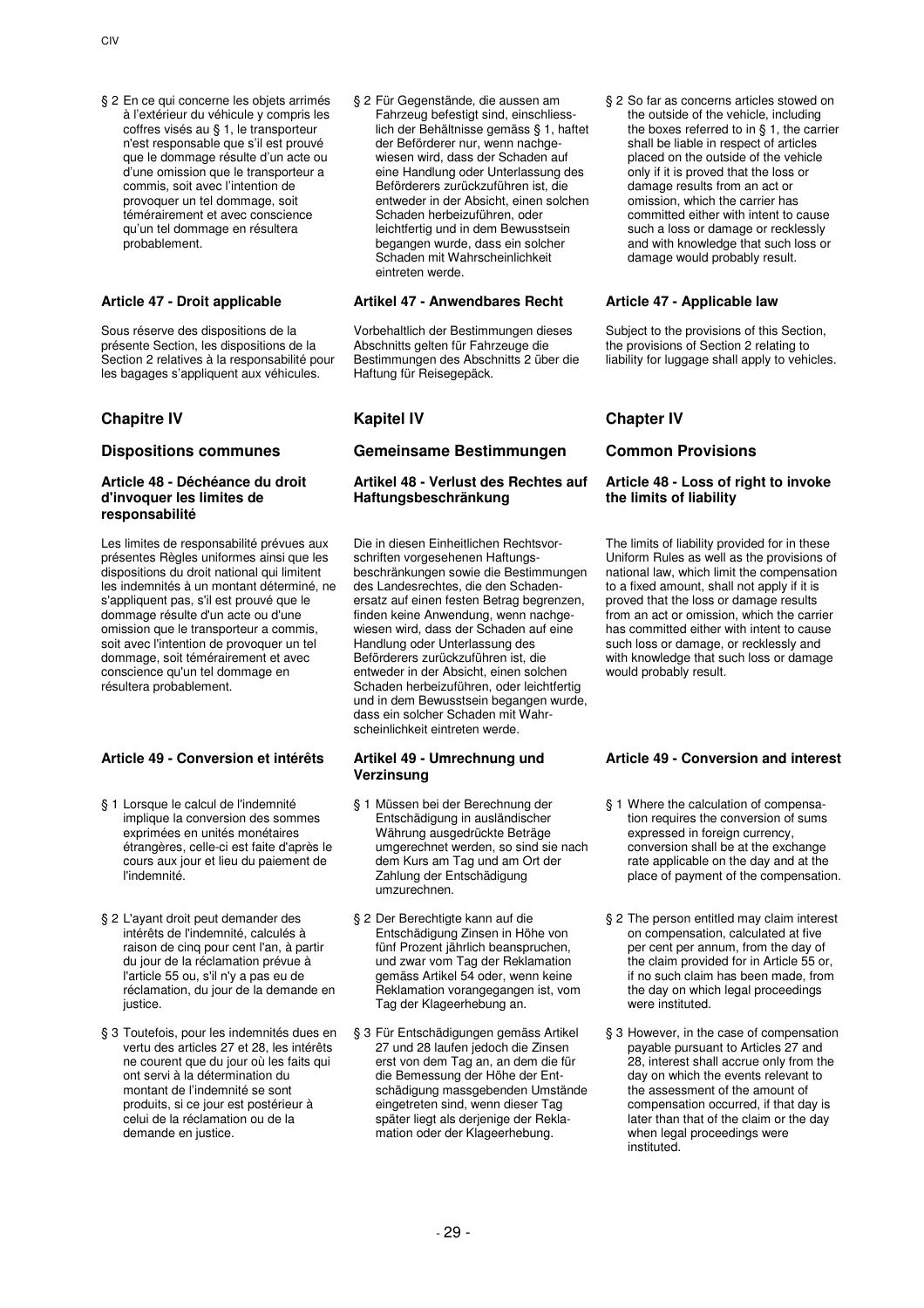§ 2 En ce qui concerne les objets arrimés à l'extérieur du véhicule y compris les coffres visés au § 1, le transporteur n'est responsable que s'il est prouvé que le dommage résulte d'un acte ou d'une omission que le transporteur a commis, soit avec l'intention de provoquer un tel dommage, soit témérairement et avec conscience qu'un tel dommage en résultera probablement.

#### Article 47 - Droit applicable

Sous réserve des dispositions de la présente Section, les dispositions de la Section 2 relatives à la responsabilité pour les bagages s'appliquent aux véhicules.

## Chapitre IV

## Dispositions communes

#### Article 48 - Déchéance du droit d'invoquer les limites de responsabilité

Les limites de responsabilité prévues aux présentes Règles uniformes ainsi que les dispositions du droit national qui limitent les indemnités à un montant déterminé, ne s'appliquent pas, s'il est prouvé que le dommage résulte d'un acte ou d'une omission que le transporteur a commis, soit avec l'intention de provoquer un tel dommage, soit témérairement et avec conscience qu'un tel dommage en résultera probablement.

#### Article 49 - Conversion et intérêts

§ 1 Lorsque le calcul de l'indemnité implique la conversion des sommes exprimées en unités monétaires étrangères, celle-ci est faite d'après le cours aux jour et lieu du paiement de l'indemnité.

§ 2 L'ayant droit peut demander des intérêts de l'indemnité, calculés à raison de cinq pour cent l'an, à partir du jour de la réclamation prévue à l'article 55 ou, s'il n'y a pas eu de réclamation, du jour de la demande en justice.

§ 3 Toutefois, pour les indemnités dues en vertu des articles 27 et 28, les intérêts ne courent que du jour où les faits qui ont servi à la détermination du montant de l'indemnité se sont produits, si ce jour est postérieur à celui de la réclamation ou de la demande en justice.

---

§ 2 Für Gegenstände, die aussen am Fahrzeug befestigt sind, einschliesslich der Behältnisse gemäss § 1, haftet der Beförderer nur, wenn nachgewiesen wird, dass der Schaden auf eine Handlung oder Unterlassung des Beförderers zurückzuführen ist, die entweder in der Absicht, einen solchen Schaden herbeizuführen, oder leichtfertig und in dem Bewusstsein begangen wurde, dass ein solcher Schaden mit Wahrscheinlichkeit eintreten werde.

#### Artikel 47 - Anwendbares Recht

Vorbehaltlich der Bestimmungen dieses Abschnitts gelten für Fahrzeuge die Bestimmungen des Abschnitts 2 über die Haftung für Reisegepäck.

## Kapitel IV

## Gemeinsame Bestimmungen

#### Artikel 48 - Verlust des Rechtes auf Haftungsbeschränkung

Die in diesen Einheitlichen Rechtsvorschriften vorgesehenen Haftungsbeschränkungen sowie die Bestimmungen des Landesrechtes, die den Schadenersatz auf einen festen Betrag begrenzen, finden keine Anwendung, wenn nachgewiesen wird, dass der Schaden auf eine Handlung oder Unterlassung des Beförderers zurückzuführen ist, die entweder in der Absicht, einen solchen Schaden herbeizuführen, oder leichtfertig und in dem Bewusstsein begangen wurde, dass ein solcher Schaden mit Wahrscheinlichkeit eintreten werde.

#### Artikel 49 - Umrechnung und Verzinsung

§ 1 Müssen bei der Berechnung der Entschädigung in ausländischer Währung ausgedrückte Beträge umgerechnet werden, so sind sie nach dem Kurs am Tag und am Ort der Zahlung der Entschädigung umzurechnen.

§ 2 Der Berechtigte kann auf die Entschädigung Zinsen in Höhe von fünf Prozent jährlich beanspruchen, und zwar vom Tag der Reklamation gemäss Artikel 54 oder, wenn keine Reklamation vorangegangen ist, vom Tag der Klageerhebung an.

§ 3 Für Entschädigungen gemäss Artikel 27 und 28 laufen jedoch die Zinsen erst von dem Tag an, an dem die für die Bemessung der Höhe der Entschädigung massgebenden Umstände eingetreten sind, wenn dieser Tag später liegt als derjenige der Reklamation oder der Klageerhebung.

---

§ 2 So far as concerns articles stowed on the outside of the vehicle, including the boxes referred to in § 1, the carrier shall be liable in respect of articles placed on the outside of the vehicle only if it is proved that the loss or damage results from an act or omission, which the carrier has committed either with intent to cause such a loss or damage or recklessly and with knowledge that such loss or damage would probably result.

#### Article 47 - Applicable law

Subject to the provisions of this Section, the provisions of Section 2 relating to liability for luggage shall apply to vehicles.

## Chapter IV

## Common Provisions

#### Article 48 - Loss of right to invoke the limits of liability

The limits of liability provided for in these Uniform Rules as well as the provisions of national law, which limit the compensation to a fixed amount, shall not apply if it is proved that the loss or damage results from an act or omission, which the carrier has committed either with intent to cause such loss or damage, or recklessly and with knowledge that such loss or damage would probably result.

#### Article 49 - Conversion and interest

§ 1 Where the calculation of compensation requires the conversion of sums expressed in foreign currency, conversion shall be at the exchange rate applicable on the day and at the place of payment of the compensation.

§ 2 The person entitled may claim interest on compensation, calculated at five per cent per annum, from the day of the claim provided for in Article 55 or, if no such claim has been made, from the day on which legal proceedings were instituted.

§ 3 However, in the case of compensation payable pursuant to Articles 27 and 28, interest shall accrue only from the day on which the events relevant to the assessment of the amount of compensation occurred, if that day is later than that of the claim or the day when legal proceedings were instituted.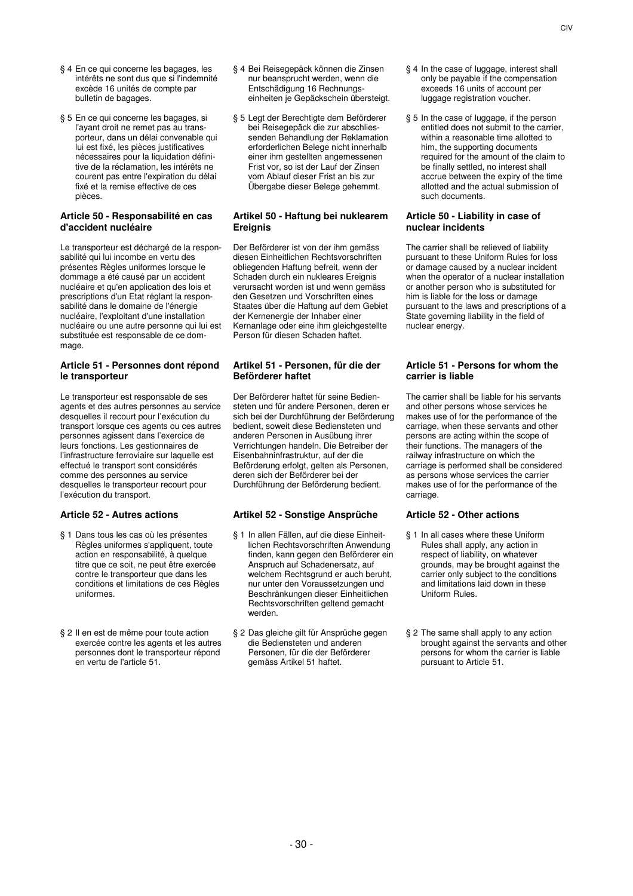§ 4 En ce qui concerne les bagages, les intérêts ne sont dus que si l'indemnité excède 16 unités de compte par bulletin de bagages.

§ 5 En ce qui concerne les bagages, si l'ayant droit ne remet pas au transporteur, dans un délai convenable qui lui est fixé, les pièces justificatives nécessaires pour la liquidation définitive de la réclamation, les intérêts ne courent pas entre l'expiration du délai fixé et la remise effective de ces pièces.

**Article 50 - Responsabilité en cas d'accident nucléaire**

Le transporteur est déchargé de la responsabilité qui lui incombe en vertu des présentes Règles uniformes lorsque le dommage a été causé par un accident nucléaire et qu'en application des lois et prescriptions d'un Etat réglant la responsabilité dans le domaine de l'énergie nucléaire, l'exploitant d'une installation nucléaire ou une autre personne qui lui est substituée est responsable de ce dommage.

**Article 51 - Personnes dont répond le transporteur**

Le transporteur est responsable de ses agents et des autres personnes au service desquelles il recourt pour l'exécution du transport lorsque ces agents ou ces autres personnes agissent dans l'exercice de leurs fonctions. Les gestionnaires de l'infrastructure ferroviaire sur laquelle est effectué le transport sont considérés comme des personnes au service desquelles le transporteur recourt pour l'exécution du transport.

**Article 52 - Autres actions**

§ 1 Dans tous les cas où les présentes Règles uniformes s'appliquent, toute action en responsabilité, à quelque titre que ce soit, ne peut être exercée contre le transporteur que dans les conditions et limitations de ces Règles uniformes.

§ 2 Il en est de même pour toute action exercée contre les agents et les autres personnes dont le transporteur répond en vertu de l'article 51.

§ 4 Bei Reisegepäck können die Zinsen nur beansprucht werden, wenn die Entschädigung 16 Rechnungseinheiten je Gepäckschein übersteigt.

§ 5 Legt der Berechtigte dem Beförderer bei Reisegepäck die zur abschliessenden Behandlung der Reklamation erforderlichen Belege nicht innerhalb einer ihm gestellten angemessenen Frist vor, so ist der Lauf der Zinsen vom Ablauf dieser Frist an bis zur Übergabe dieser Belege gehemmt.

**Artikel 50 - Haftung bei nuklearem Ereignis**

Der Beförderer ist von der ihm gemäss diesen Einheitlichen Rechtsvorschriften obliegenden Haftung befreit, wenn der Schaden durch ein nukleares Ereignis verursacht worden ist und wenn gemäss den Gesetzen und Vorschriften eines Staates über die Haftung auf dem Gebiet der Kernenergie der Inhaber einer Kernanlage oder eine ihm gleichgestellte Person für diesen Schaden haftet.

**Artikel 51 - Personen, für die der Beförderer haftet**

Der Beförderer haftet für seine Bediensteten und für andere Personen, deren er sich bei der Durchführung der Beförderung bedient, soweit diese Bediensteten und anderen Personen in Ausübung ihrer Verrichtungen handeln. Die Betreiber der Eisenbahninfrastruktur, auf der die Beförderung erfolgt, gelten als Personen, deren sich der Beförderer bei der Durchführung der Beförderung bedient.

**Artikel 52 - Sonstige Ansprüche**

§ 1 In allen Fällen, auf die diese Einheitlichen Rechtsvorschriften Anwendung finden, kann gegen den Beförderer ein Anspruch auf Schadenersatz, auf welchem Rechtsgrund er auch beruht, nur unter den Voraussetzungen und Beschränkungen dieser Einheitlichen Rechtsvorschriften geltend gemacht werden.

§ 2 Das gleiche gilt für Ansprüche gegen die Bediensteten und anderen Personen, für die der Beförderer gemäss Artikel 51 haftet.

§ 4 In the case of luggage, interest shall only be payable if the compensation exceeds 16 units of account per luggage registration voucher.

§ 5 In the case of luggage, if the person entitled does not submit to the carrier, within a reasonable time allotted to him, the supporting documents required for the amount of the claim to be finally settled, no interest shall accrue between the expiry of the time allotted and the actual submission of such documents.

**Article 50 - Liability in case of nuclear incidents**

The carrier shall be relieved of liability pursuant to these Uniform Rules for loss or damage caused by a nuclear incident when the operator of a nuclear installation or another person who is substituted for him is liable for the loss or damage pursuant to the laws and prescriptions of a State governing liability in the field of nuclear energy.

**Article 51 - Persons for whom the carrier is liable**

The carrier shall be liable for his servants and other persons whose services he makes use of for the performance of the carriage, when these servants and other persons are acting within the scope of their functions. The managers of the railway infrastructure on which the carriage is performed shall be considered as persons whose services the carrier makes use of for the performance of the carriage.

**Article 52 - Other actions**

§ 1 In all cases where these Uniform Rules shall apply, any action in respect of liability, on whatever grounds, may be brought against the carrier only subject to the conditions and limitations laid down in these Uniform Rules.

§ 2 The same shall apply to any action brought against the servants and other persons for whom the carrier is liable pursuant to Article 51.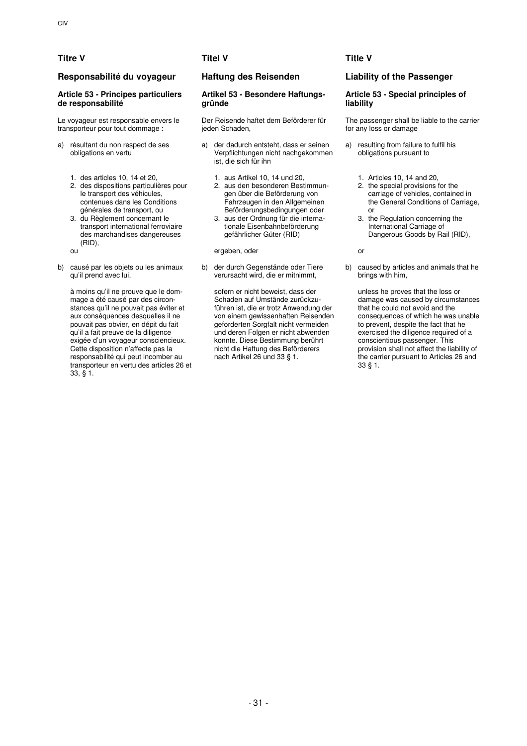## Titre V

### Responsabilité du voyageur

#### Article 53 - Principes particuliers de responsabilité

Le voyageur est responsable envers le transporteur pour tout dommage :

a) résultant du non respect de ses obligations en vertu

   1. des articles 10, 14 et 20,
   2. des dispositions particulières pour le transport des véhicules, contenues dans les Conditions générales de transport, ou
   3. du Règlement concernant le transport international ferroviaire des marchandises dangereuses (RID),

   ou

b) causé par les objets ou les animaux qu'il prend avec lui,

   à moins qu'il ne prouve que le dommage a été causé par des circonstances qu'il ne pouvait pas éviter et aux conséquences desquelles il ne pouvait pas obvier, en dépit du fait qu'il a fait preuve de la diligence exigée d'un voyageur consciencieux. Cette disposition n'affecte pas la responsabilité qui peut incomber au transporteur en vertu des articles 26 et 33, § 1.

## Titel V

### Haftung des Reisenden

#### Artikel 53 - Besondere Haftungsgründe

Der Reisende haftet dem Beförderer für jeden Schaden,

a) der dadurch entsteht, dass er seinen Verpflichtungen nicht nachgekommen ist, die sich für ihn

   1. aus Artikel 10, 14 und 20,
   2. aus den besonderen Bestimmungen über die Beförderung von Fahrzeugen in den Allgemeinen Beförderungsbedingungen oder
   3. aus der Ordnung für die internationale Eisenbahnbeförderung gefährlicher Güter (RID)

   ergeben, oder

b) der durch Gegenstände oder Tiere verursacht wird, die er mitnimmt,

   sofern er nicht beweist, dass der Schaden auf Umstände zurückzuführen ist, die er trotz Anwendung der von einem gewissenhaften Reisenden geforderten Sorgfalt nicht vermeiden und deren Folgen er nicht abwenden konnte. Diese Bestimmung berührt nicht die Haftung des Beförderers nach Artikel 26 und 33 § 1.

## Title V

### Liability of the Passenger

#### Article 53 - Special principles of liability

The passenger shall be liable to the carrier for any loss or damage

a) resulting from failure to fulfil his obligations pursuant to

   1. Articles 10, 14 and 20,
   2. the special provisions for the carriage of vehicles, contained in the General Conditions of Carriage, or
   3. the Regulation concerning the International Carriage of Dangerous Goods by Rail (RID),

   or

b) caused by articles and animals that he brings with him,

   unless he proves that the loss or damage was caused by circumstances that he could not avoid and the consequences of which he was unable to prevent, despite the fact that he exercised the diligence required of a conscientious passenger. This provision shall not affect the liability of the carrier pursuant to Articles 26 and 33 § 1.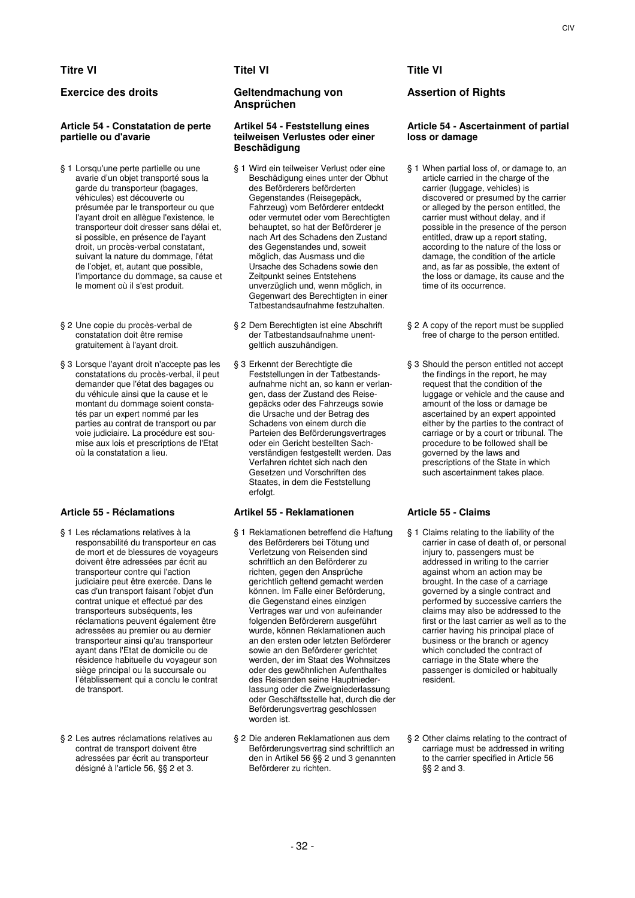## Titre VI

## Exercice des droits

### Article 54 - Constatation de perte partielle ou d'avarie

§ 1 Lorsqu'une perte partielle ou une avarie d'un objet transporté sous la garde du transporteur (bagages, véhicules) est découverte ou présumée par le transporteur ou que l'ayant droit en allègue l'existence, le transporteur doit dresser sans délai et, si possible, en présence de l'ayant droit, un procès-verbal constatant, suivant la nature du dommage, l'état de l'objet, et, autant que possible, l'importance du dommage, sa cause et le moment où il s'est produit.

§ 2 Une copie du procès-verbal de constatation doit être remise gratuitement à l'ayant droit.

§ 3 Lorsque l'ayant droit n'accepte pas les constatations du procès-verbal, il peut demander que l'état des bagages ou du véhicule ainsi que la cause et le montant du dommage soient constatés par un expert nommé par les parties au contrat de transport ou par voie judiciaire. La procédure est soumise aux lois et prescriptions de l'Etat où la constatation a lieu.

### Article 55 - Réclamations

§ 1 Les réclamations relatives à la responsabilité du transporteur en cas de mort et de blessures de voyageurs doivent être adressées par écrit au transporteur contre qui l'action judiciaire peut être exercée. Dans le cas d'un transport faisant l'objet d'un contrat unique et effectué par des transporteurs subséquents, les réclamations peuvent également être adressées au premier ou au dernier transporteur ainsi qu'au transporteur ayant dans l'Etat de domicile ou de résidence habituelle du voyageur son siège principal ou la succursale ou l'établissement qui a conclu le contrat de transport.

§ 2 Les autres réclamations relatives au contrat de transport doivent être adressées par écrit au transporteur désigné à l'article 56, §§ 2 et 3.

## Titel VI

## Geltendmachung von Ansprüchen

### Artikel 54 - Feststellung eines teilweisen Verlustes oder einer Beschädigung

§ 1 Wird ein teilweiser Verlust oder eine Beschädigung eines unter der Obhut des Beförderers beförderten Gegenstandes (Reisegepäck, Fahrzeug) vom Beförderer entdeckt oder vermutet oder vom Berechtigten behauptet, so hat der Beförderer je nach Art des Schadens den Zustand des Gegenstandes und, soweit möglich, das Ausmass und die Ursache des Schadens sowie den Zeitpunkt seines Entstehens unverzüglich und, wenn möglich, in Gegenwart des Berechtigten in einer Tatbestandsaufnahme festzuhalten.

§ 2 Dem Berechtigten ist eine Abschrift der Tatbestandsaufnahme unentgeltlich auszuhändigen.

§ 3 Erkennt der Berechtigte die Feststellungen in der Tatbestandsaufnahme nicht an, so kann er verlangen, dass der Zustand des Reisegepäcks oder des Fahrzeugs sowie die Ursache und der Betrag des Schadens von einem durch die Parteien des Beförderungsvertrages oder ein Gericht bestellten Sachverständigen festgestellt werden. Das Verfahren richtet sich nach den Gesetzen und Vorschriften des Staates, in dem die Feststellung erfolgt.

### Artikel 55 - Reklamationen

§ 1 Reklamationen betreffend die Haftung des Beförderers bei Tötung und Verletzung von Reisenden sind schriftlich an den Beförderer zu richten, gegen den Ansprüche gerichtlich geltend gemacht werden können. Im Falle einer Beförderung, die Gegenstand eines einzigen Vertrages war und von aufeinander folgenden Beförderern ausgeführt wurde, können Reklamationen auch an den ersten oder letzten Beförderer sowie an den Beförderer gerichtet werden, der im Staat des Wohnsitzes oder des gewöhnlichen Aufenthaltes des Reisenden seine Hauptniederlassung oder die Zweigniederlassung oder Geschäftsstelle hat, durch die der Beförderungsvertrag geschlossen worden ist.

§ 2 Die anderen Reklamationen aus dem Beförderungsvertrag sind schriftlich an den in Artikel 56 §§ 2 und 3 genannten Beförderer zu richten.

## Title VI

## Assertion of Rights

### Article 54 - Ascertainment of partial loss or damage

§ 1 When partial loss of, or damage to, an article carried in the charge of the carrier (luggage, vehicles) is discovered or presumed by the carrier or alleged by the person entitled, the carrier must without delay, and if possible in the presence of the person entitled, draw up a report stating, according to the nature of the loss or damage, the condition of the article and, as far as possible, the extent of the loss or damage, its cause and the time of its occurrence.

§ 2 A copy of the report must be supplied free of charge to the person entitled.

§ 3 Should the person entitled not accept the findings in the report, he may request that the condition of the luggage or vehicle and the cause and amount of the loss or damage be ascertained by an expert appointed either by the parties to the contract of carriage or by a court or tribunal. The procedure to be followed shall be governed by the laws and prescriptions of the State in which such ascertainment takes place.

### Article 55 - Claims

§ 1 Claims relating to the liability of the carrier in case of death of, or personal injury to, passengers must be addressed in writing to the carrier against whom an action may be brought. In the case of a carriage governed by a single contract and performed by successive carriers the claims may also be addressed to the first or the last carrier as well as to the carrier having his principal place of business or the branch or agency which concluded the contract of carriage in the State where the passenger is domiciled or habitually resident.

§ 2 Other claims relating to the contract of carriage must be addressed in writing to the carrier specified in Article 56 §§ 2 and 3.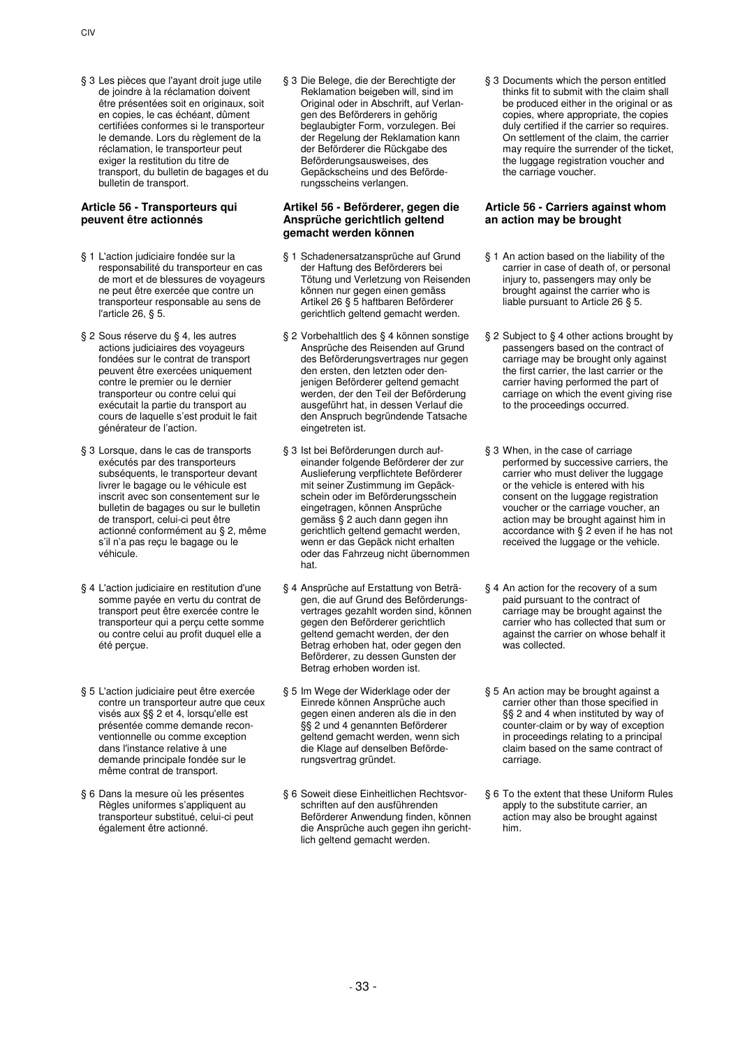§ 3 Les pièces que l'ayant droit juge utile de joindre à la réclamation doivent être présentées soit en originaux, soit en copies, le cas échéant, dûment certifiées conformes si le transporteur le demande. Lors du règlement de la réclamation, le transporteur peut exiger la restitution du titre de transport, du bulletin de bagages et du bulletin de transport.

### Article 56 - Transporteurs qui peuvent être actionnés

§ 1 L'action judiciaire fondée sur la responsabilité du transporteur en cas de mort et de blessures de voyageurs ne peut être exercée que contre un transporteur responsable au sens de l'article 26, § 5.

§ 2 Sous réserve du § 4, les autres actions judiciaires des voyageurs fondées sur le contrat de transport peuvent être exercées uniquement contre le premier ou le dernier transporteur ou contre celui qui exécutait la partie du transport au cours de laquelle s'est produit le fait générateur de l'action.

§ 3 Lorsque, dans le cas de transports exécutés par des transporteurs subséquents, le transporteur devant livrer le bagage ou le véhicule est inscrit avec son consentement sur le bulletin de bagages ou sur le bulletin de transport, celui-ci peut être actionné conformément au § 2, même s'il n'a pas reçu le bagage ou le véhicule.

§ 4 L'action judiciaire en restitution d'une somme payée en vertu du contrat de transport peut être exercée contre le transporteur qui a perçu cette somme ou contre celui au profit duquel elle a été perçue.

§ 5 L'action judiciaire peut être exercée contre un transporteur autre que ceux visés aux §§ 2 et 4, lorsqu'elle est présentée comme demande reconventionnelle ou comme exception dans l'instance relative à une demande principale fondée sur le même contrat de transport.

§ 6 Dans la mesure où les présentes Règles uniformes s'appliquent au transporteur substitué, celui-ci peut également être actionné.

§ 3 Die Belege, die der Berechtigte der Reklamation beigeben will, sind im Original oder in Abschrift, auf Verlangen des Beförderers in gehörig beglaubigter Form, vorzulegen. Bei der Regelung der Reklamation kann der Beförderer die Rückgabe des Beförderungsausweises, des Gepäckscheins und des Beförderungsscheins verlangen.

### Artikel 56 - Beförderer, gegen die Ansprüche gerichtlich geltend gemacht werden können

§ 1 Schadenersatzansprüche auf Grund der Haftung des Beförderers bei Tötung und Verletzung von Reisenden können nur gegen einen gemäss Artikel 26 § 5 haftbaren Beförderer gerichtlich geltend gemacht werden.

§ 2 Vorbehaltlich des § 4 können sonstige Ansprüche des Reisenden auf Grund des Beförderungsvertrages nur gegen den ersten, den letzten oder denjenigen Beförderer geltend gemacht werden, der den Teil der Beförderung ausgeführt hat, in dessen Verlauf die den Anspruch begründende Tatsache eingetreten ist.

§ 3 Ist bei Beförderungen durch aufeinander folgende Beförderer der zur Auslieferung verpflichtete Beförderer mit seiner Zustimmung im Gepäckschein oder im Beförderungsschein eingetragen, können Ansprüche gemäss § 2 auch dann gegen ihn gerichtlich geltend gemacht werden, wenn er das Gepäck nicht erhalten oder das Fahrzeug nicht übernommen hat.

§ 4 Ansprüche auf Erstattung von Beträgen, die auf Grund des Beförderungsvertrages gezahlt worden sind, können gegen den Beförderer gerichtlich geltend gemacht werden, der den Betrag erhoben hat, oder gegen den Beförderer, zu dessen Gunsten der Betrag erhoben worden ist.

§ 5 Im Wege der Widerklage oder der Einrede können Ansprüche auch gegen einen anderen als die in den §§ 2 und 4 genannten Beförderer geltend gemacht werden, wenn sich die Klage auf denselben Beförderungsvertrag gründet.

§ 6 Soweit diese Einheitlichen Rechtsvorschriften auf den ausführenden Beförderer Anwendung finden, können die Ansprüche auch gegen ihn gerichtlich geltend gemacht werden.

§ 3 Documents which the person entitled thinks fit to submit with the claim shall be produced either in the original or as copies, where appropriate, the copies duly certified if the carrier so requires. On settlement of the claim, the carrier may require the surrender of the ticket, the luggage registration voucher and the carriage voucher.

### Article 56 - Carriers against whom an action may be brought

§ 1 An action based on the liability of the carrier in case of death of, or personal injury to, passengers may only be brought against the carrier who is liable pursuant to Article 26 § 5.

§ 2 Subject to § 4 other actions brought by passengers based on the contract of carriage may be brought only against the first carrier, the last carrier or the carrier having performed the part of carriage on which the event giving rise to the proceedings occurred.

§ 3 When, in the case of carriage performed by successive carriers, the carrier who must deliver the luggage or the vehicle is entered with his consent on the luggage registration voucher or the carriage voucher, an action may be brought against him in accordance with § 2 even if he has not received the luggage or the vehicle.

§ 4 An action for the recovery of a sum paid pursuant to the contract of carriage may be brought against the carrier who has collected that sum or against the carrier on whose behalf it was collected.

§ 5 An action may be brought against a carrier other than those specified in §§ 2 and 4 when instituted by way of counter-claim or by way of exception in proceedings relating to a principal claim based on the same contract of carriage.

§ 6 To the extent that these Uniform Rules apply to the substitute carrier, an action may also be brought against him.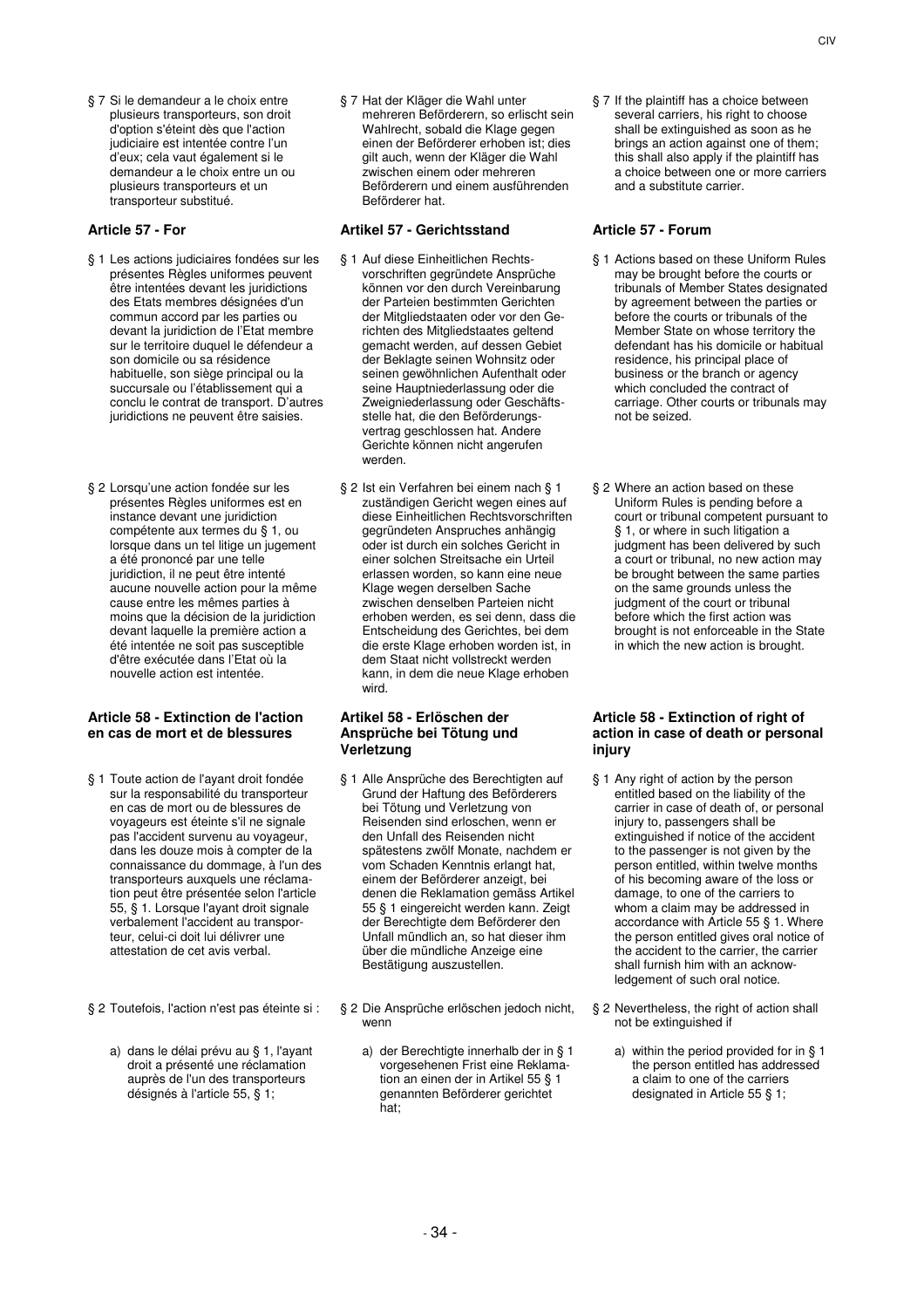§ 7 Si le demandeur a le choix entre plusieurs transporteurs, son droit d'option s'éteint dès que l'action judiciaire est intentée contre l'un d'eux; cela vaut également si le demandeur a le choix entre un ou plusieurs transporteurs et un transporteur substitué.

### Article 57 - For

§ 1 Les actions judiciaires fondées sur les présentes Règles uniformes peuvent être intentées devant les juridictions des Etats membres désignées d'un commun accord par les parties ou devant la juridiction de l'Etat membre sur le territoire duquel le défendeur a son domicile ou sa résidence habituelle, son siège principal ou la succursale ou l'établissement qui a conclu le contrat de transport. D'autres juridictions ne peuvent être saisies.

§ 2 Lorsqu'une action fondée sur les présentes Règles uniformes est en instance devant une juridiction compétente aux termes du § 1, ou lorsque dans un tel litige un jugement a été prononcé par une telle juridiction, il ne peut être intenté aucune nouvelle action pour la même cause entre les mêmes parties à moins que la décision de la juridiction devant laquelle la première action a été intentée ne soit pas susceptible d'être exécutée dans l'Etat où la nouvelle action est intentée.

### Article 58 - Extinction de l'action en cas de mort et de blessures

§ 1 Toute action de l'ayant droit fondée sur la responsabilité du transporteur en cas de mort ou de blessures de voyageurs est éteinte s'il ne signale pas l'accident survenu au voyageur, dans les douze mois à compter de la connaissance du dommage, à l'un des transporteurs auxquels une réclamation peut être présentée selon l'article 55, § 1. Lorsque l'ayant droit signale verbalement l'accident au transporteur, celui-ci doit lui délivrer une attestation de cet avis verbal.

§ 2 Toutefois, l'action n'est pas éteinte si :

a) dans le délai prévu au § 1, l'ayant droit a présenté une réclamation auprès de l'un des transporteurs désignés à l'article 55, § 1;

§ 7 Hat der Kläger die Wahl unter mehreren Beförderern, so erlischt sein Wahlrecht, sobald die Klage gegen einen der Beförderer erhoben ist; dies gilt auch, wenn der Kläger die Wahl zwischen einem oder mehreren Beförderern und einem ausführenden Beförderer hat.

### Artikel 57 - Gerichtsstand

§ 1 Auf diese Einheitlichen Rechtsvorschriften gegründete Ansprüche können vor den durch Vereinbarung der Parteien bestimmten Gerichten der Mitgliedstaaten oder vor den Gerichten des Mitgliedstaates geltend gemacht werden, auf dessen Gebiet der Beklagte seinen Wohnsitz oder seinen gewöhnlichen Aufenthalt oder seine Hauptniederlassung oder die Zweigniederlassung oder Geschäftsstelle hat, die den Beförderungsvertrag geschlossen hat. Andere Gerichte können nicht angerufen werden.

§ 2 Ist ein Verfahren bei einem nach § 1 zuständigen Gericht wegen eines auf diese Einheitlichen Rechtsvorschriften gegründeten Anspruches anhängig oder ist durch ein solches Gericht in einer solchen Streitsache ein Urteil erlassen worden, so kann eine neue Klage wegen derselben Sache zwischen denselben Parteien nicht erhoben werden, es sei denn, dass die Entscheidung des Gerichtes, bei dem die erste Klage erhoben worden ist, in dem Staat nicht vollstreckt werden kann, in dem die neue Klage erhoben wird.

### Artikel 58 - Erlöschen der Ansprüche bei Tötung und Verletzung

§ 1 Alle Ansprüche des Berechtigten auf Grund der Haftung des Beförderers bei Tötung und Verletzung von Reisenden sind erloschen, wenn er den Unfall des Reisenden nicht spätestens zwölf Monate, nachdem er vom Schaden Kenntnis erlangt hat, einem der Beförderer anzeigt, bei denen die Reklamation gemäss Artikel 55 § 1 eingereicht werden kann. Zeigt der Berechtigte dem Beförderer den Unfall mündlich an, so hat dieser ihm über die mündliche Anzeige eine Bestätigung auszustellen.

§ 2 Die Ansprüche erlöschen jedoch nicht, wenn

a) der Berechtigte innerhalb der in § 1 vorgesehenen Frist eine Reklamation an einen der in Artikel 55 § 1 genannten Beförderer gerichtet hat;

§ 7 If the plaintiff has a choice between several carriers, his right to choose shall be extinguished as soon as he brings an action against one of them; this shall also apply if the plaintiff has a choice between one or more carriers and a substitute carrier.

### Article 57 - Forum

§ 1 Actions based on these Uniform Rules may be brought before the courts or tribunals of Member States designated by agreement between the parties or before the courts or tribunals of the Member State on whose territory the defendant has his domicile or habitual residence, his principal place of business or the branch or agency which concluded the contract of carriage. Other courts or tribunals may not be seized.

§ 2 Where an action based on these Uniform Rules is pending before a court or tribunal competent pursuant to § 1, or where in such litigation a judgment has been delivered by such a court or tribunal, no new action may be brought between the same parties on the same grounds unless the judgment of the court or tribunal before which the first action was brought is not enforceable in the State in which the new action is brought.

### Article 58 - Extinction of right of action in case of death or personal injury

§ 1 Any right of action by the person entitled based on the liability of the carrier in case of death of, or personal injury to, passengers shall be extinguished if notice of the accident to the passenger is not given by the person entitled, within twelve months of his becoming aware of the loss or damage, to one of the carriers to whom a claim may be addressed in accordance with Article 55 § 1. Where the person entitled gives oral notice of the accident to the carrier, the carrier shall furnish him with an acknowledgement of such oral notice.

§ 2 Nevertheless, the right of action shall not be extinguished if

a) within the period provided for in § 1 the person entitled has addressed a claim to one of the carriers designated in Article 55 § 1;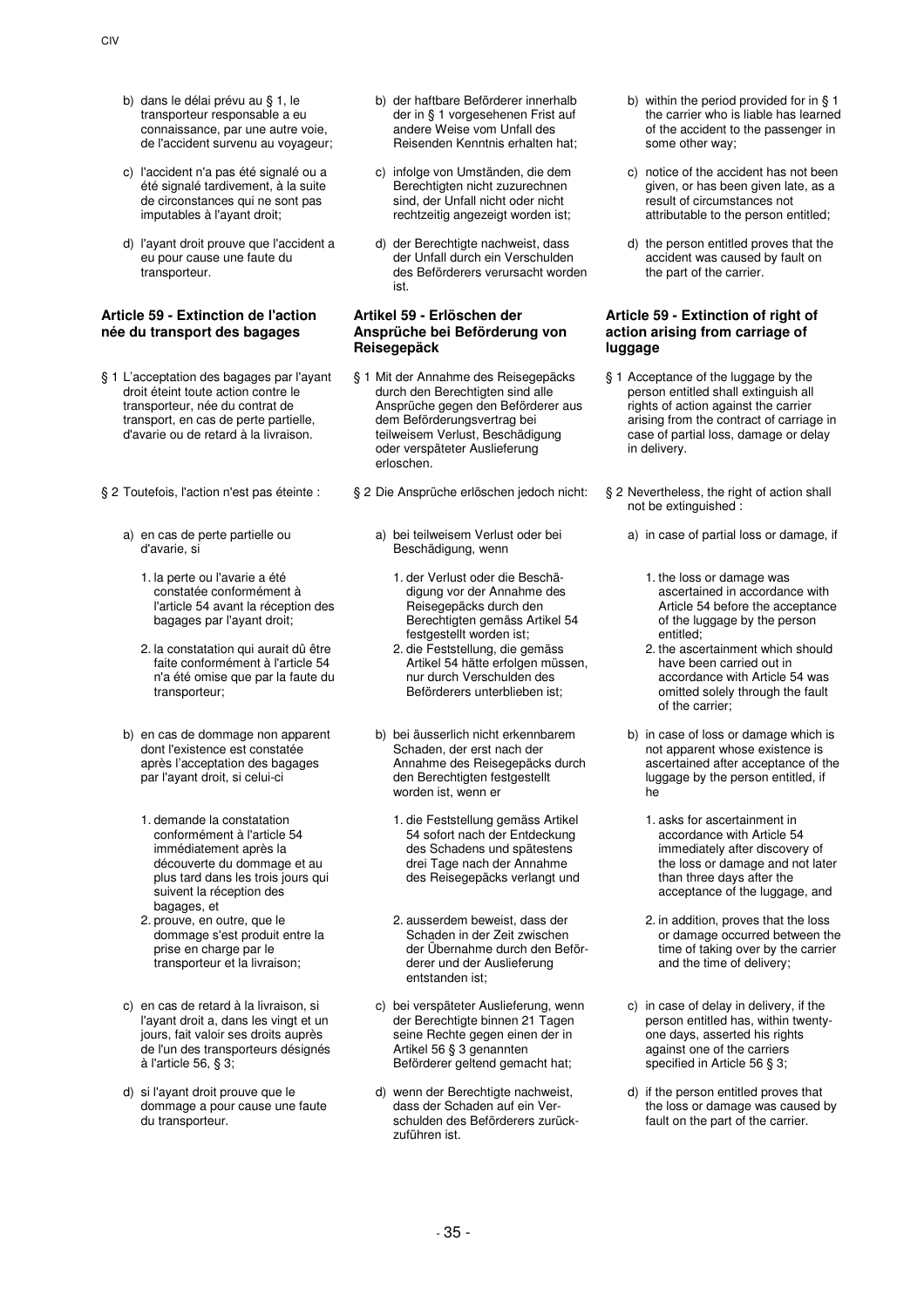b) dans le délai prévu au § 1, le transporteur responsable a eu connaissance, par une autre voie, de l'accident survenu au voyageur;

c) l'accident n'a pas été signalé ou a été signalé tardivement, à la suite de circonstances qui ne sont pas imputables à l'ayant droit;

d) l'ayant droit prouve que l'accident a eu pour cause une faute du transporteur.

### Article 59 - Extinction de l'action née du transport des bagages

§ 1 L'acceptation des bagages par l'ayant droit éteint toute action contre le transporteur, née du contrat de transport, en cas de perte partielle, d'avarie ou de retard à la livraison.

§ 2 Toutefois, l'action n'est pas éteinte :

a) en cas de perte partielle ou d'avarie, si

1. la perte ou l'avarie a été constatée conformément à l'article 54 avant la réception des bagages par l'ayant droit;
2. la constatation qui aurait dû être faite conformément à l'article 54 n'a été omise que par la faute du transporteur;

b) en cas de dommage non apparent dont l'existence est constatée après l'acceptation des bagages par l'ayant droit, si celui-ci

1. demande la constatation conformément à l'article 54 immédiatement après la découverte du dommage et au plus tard dans les trois jours qui suivent la réception des bagages, et
2. prouve, en outre, que le dommage s'est produit entre la prise en charge par le transporteur et la livraison;

c) en cas de retard à la livraison, si l'ayant droit a, dans les vingt et un jours, fait valoir ses droits auprès de l'un des transporteurs désignés à l'article 56, § 3;

d) si l'ayant droit prouve que le dommage a pour cause une faute du transporteur.

---

b) der haftbare Beförderer innerhalb der in § 1 vorgesehenen Frist auf andere Weise vom Unfall des Reisenden Kenntnis erhalten hat;

c) infolge von Umständen, die dem Berechtigten nicht zuzurechnen sind, der Unfall nicht oder nicht rechtzeitig angezeigt worden ist;

d) der Berechtigte nachweist, dass der Unfall durch ein Verschulden des Beförderers verursacht worden ist.

### Artikel 59 - Erlöschen der Ansprüche bei Beförderung von Reisegepäck

§ 1 Mit der Annahme des Reisegepäcks durch den Berechtigten sind alle Ansprüche gegen den Beförderer aus dem Beförderungsvertrag bei teilweisem Verlust, Beschädigung oder verspäteter Auslieferung erloschen.

§ 2 Die Ansprüche erlöschen jedoch nicht:

a) bei teilweisem Verlust oder bei Beschädigung, wenn

1. der Verlust oder die Beschädigung vor der Annahme des Reisegepäcks durch den Berechtigten gemäss Artikel 54 festgestellt worden ist;
2. die Feststellung, die gemäss Artikel 54 hätte erfolgen müssen, nur durch Verschulden des Beförderers unterblieben ist;

b) bei äusserlich nicht erkennbarem Schaden, der erst nach der Annahme des Reisegepäcks durch den Berechtigten festgestellt worden ist, wenn er

1. die Feststellung gemäss Artikel 54 sofort nach der Entdeckung des Schadens und spätestens drei Tage nach der Annahme des Reisegepäcks verlangt und
2. ausserdem beweist, dass der Schaden in der Zeit zwischen der Übernahme durch den Beförderer und der Auslieferung entstanden ist;

c) bei verspäteter Auslieferung, wenn der Berechtigte binnen 21 Tagen seine Rechte gegen einen der in Artikel 56 § 3 genannten Beförderer geltend gemacht hat;

d) wenn der Berechtigte nachweist, dass der Schaden auf ein Verschulden des Beförderers zurückzuführen ist.

---

b) within the period provided for in § 1 the carrier who is liable has learned of the accident to the passenger in some other way;

c) notice of the accident has not been given, or has been given late, as a result of circumstances not attributable to the person entitled;

d) the person entitled proves that the accident was caused by fault on the part of the carrier.

### Article 59 - Extinction of right of action arising from carriage of luggage

§ 1 Acceptance of the luggage by the person entitled shall extinguish all rights of action against the carrier arising from the contract of carriage in case of partial loss, damage or delay in delivery.

§ 2 Nevertheless, the right of action shall not be extinguished :

a) in case of partial loss or damage, if

1. the loss or damage was ascertained in accordance with Article 54 before the acceptance of the luggage by the person entitled;
2. the ascertainment which should have been carried out in accordance with Article 54 was omitted solely through the fault of the carrier;

b) in case of loss or damage which is not apparent whose existence is ascertained after acceptance of the luggage by the person entitled, if he

1. asks for ascertainment in accordance with Article 54 immediately after discovery of the loss or damage and not later than three days after the acceptance of the luggage, and
2. in addition, proves that the loss or damage occurred between the time of taking over by the carrier and the time of delivery;

c) in case of delay in delivery, if the person entitled has, within twenty-one days, asserted his rights against one of the carriers specified in Article 56 § 3;

d) if the person entitled proves that the loss or damage was caused by fault on the part of the carrier.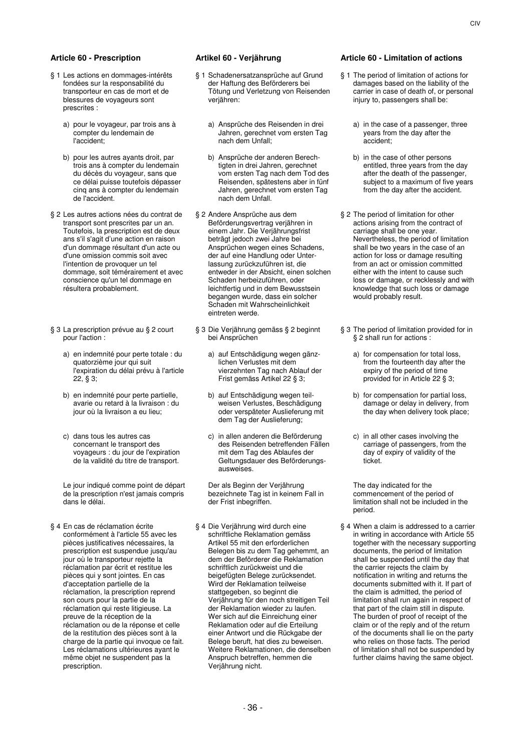## Article 60 - Prescription

§ 1 Les actions en dommages-intérêts fondées sur la responsabilité du transporteur en cas de mort et de blessures de voyageurs sont prescrites :

a) pour le voyageur, par trois ans à compter du lendemain de l'accident;

b) pour les autres ayants droit, par trois ans à compter du lendemain du décès du voyageur, sans que ce délai puisse toutefois dépasser cinq ans à compter du lendemain de l'accident.

§ 2 Les autres actions nées du contrat de transport sont prescrites par un an. Toutefois, la prescription est de deux ans s'il s'agit d'une action en raison d'un dommage résultant d'un acte ou d'une omission commis soit avec l'intention de provoquer un tel dommage, soit témérairement et avec conscience qu'un tel dommage en résultera probablement.

§ 3 La prescription prévue au § 2 court pour l'action :

a) en indemnité pour perte totale : du quatorzième jour qui suit l'expiration du délai prévu à l'article 22, § 3;

b) en indemnité pour perte partielle, avarie ou retard à la livraison : du jour où la livraison a eu lieu;

c) dans tous les autres cas concernant le transport des voyageurs : du jour de l'expiration de la validité du titre de transport.

Le jour indiqué comme point de départ de la prescription n'est jamais compris dans le délai.

§ 4 En cas de réclamation écrite conformément à l'article 55 avec les pièces justificatives nécessaires, la prescription est suspendue jusqu'au jour où le transporteur rejette la réclamation par écrit et restitue les pièces qui y sont jointes. En cas d'acceptation partielle de la réclamation, la prescription reprend son cours pour la partie de la réclamation qui reste litigieuse. La preuve de la réception de la réclamation ou de la réponse et celle de la restitution des pièces sont à la charge de la partie qui invoque ce fait. Les réclamations ultérieures ayant le même objet ne suspendent pas la prescription.

## Artikel 60 - Verjährung

§ 1 Schadenersatzansprüche auf Grund der Haftung des Beförderers bei Tötung und Verletzung von Reisenden verjähren:

a) Ansprüche des Reisenden in drei Jahren, gerechnet vom ersten Tag nach dem Unfall;

b) Ansprüche der anderen Berechtigten in drei Jahren, gerechnet vom ersten Tag nach dem Tod des Reisenden, spätestens aber in fünf Jahren, gerechnet vom ersten Tag nach dem Unfall.

§ 2 Andere Ansprüche aus dem Beförderungsvertrag verjähren in einem Jahr. Die Verjährungsfrist beträgt jedoch zwei Jahre bei Ansprüchen wegen eines Schadens, der auf eine Handlung oder Unterlassung zurückzuführen ist, die entweder in der Absicht, einen solchen Schaden herbeizuführen, oder leichtfertig und in dem Bewusstsein begangen wurde, dass ein solcher Schaden mit Wahrscheinlichkeit eintreten werde.

§ 3 Die Verjährung gemäss § 2 beginnt bei Ansprüchen

a) auf Entschädigung wegen gänzlichen Verlustes mit dem vierzehnten Tag nach Ablauf der Frist gemäss Artikel 22 § 3;

b) auf Entschädigung wegen teilweisen Verlustes, Beschädigung oder verspäteter Auslieferung mit dem Tag der Auslieferung;

c) in allen anderen die Beförderung des Reisenden betreffenden Fällen mit dem Tag des Ablaufes der Geltungsdauer des Beförderungsausweises.

Der als Beginn der Verjährung bezeichnete Tag ist in keinem Fall in der Frist inbegriffen.

§ 4 Die Verjährung wird durch eine schriftliche Reklamation gemäss Artikel 55 mit den erforderlichen Belegen bis zu dem Tag gehemmt, an dem der Beförderer die Reklamation schriftlich zurückweist und die beigefügten Belege zurücksendet. Wird der Reklamation teilweise stattgegeben, so beginnt die Verjährung für den noch streitigen Teil der Reklamation wieder zu laufen. Wer sich auf die Einreichung einer Reklamation oder auf die Erteilung einer Antwort und die Rückgabe der Belege beruft, hat dies zu beweisen. Weitere Reklamationen, die denselben Anspruch betreffen, hemmen die Verjährung nicht.

## Article 60 - Limitation of actions

§ 1 The period of limitation of actions for damages based on the liability of the carrier in case of death of, or personal injury to, passengers shall be:

a) in the case of a passenger, three years from the day after the accident;

b) in the case of other persons entitled, three years from the day after the death of the passenger, subject to a maximum of five years from the day after the accident.

§ 2 The period of limitation for other actions arising from the contract of carriage shall be one year. Nevertheless, the period of limitation shall be two years in the case of an action for loss or damage resulting from an act or omission committed either with the intent to cause such loss or damage, or recklessly and with knowledge that such loss or damage would probably result.

§ 3 The period of limitation provided for in § 2 shall run for actions :

a) for compensation for total loss, from the fourteenth day after the expiry of the period of time provided for in Article 22 § 3;

b) for compensation for partial loss, damage or delay in delivery, from the day when delivery took place;

c) in all other cases involving the carriage of passengers, from the day of expiry of validity of the ticket.

The day indicated for the commencement of the period of limitation shall not be included in the period.

§ 4 When a claim is addressed to a carrier in writing in accordance with Article 55 together with the necessary supporting documents, the period of limitation shall be suspended until the day that the carrier rejects the claim by notification in writing and returns the documents submitted with it. If part of the claim is admitted, the period of limitation shall run again in respect of that part of the claim still in dispute. The burden of proof of receipt of the claim or of the reply and of the return of the documents shall lie on the party who relies on those facts. The period of limitation shall not be suspended by further claims having the same object.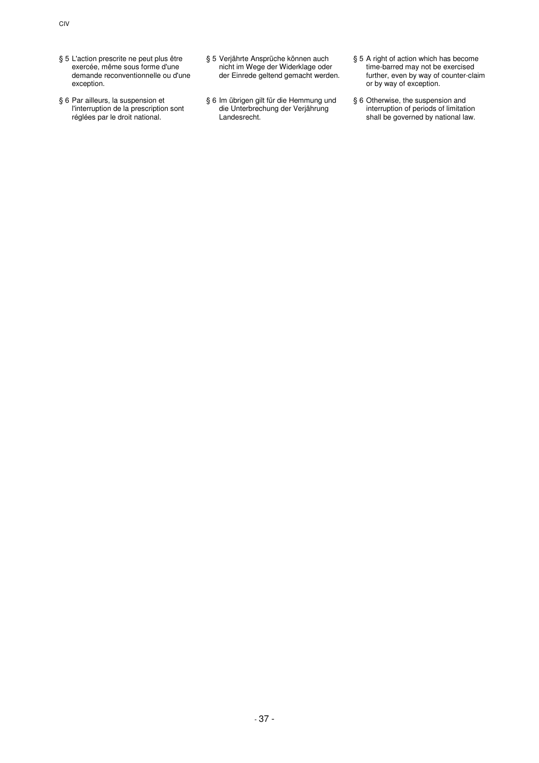§ 5 L'action prescrite ne peut plus être exercée, même sous forme d'une demande reconventionnelle ou d'une exception.

§ 6 Par ailleurs, la suspension et l'interruption de la prescription sont réglées par le droit national.

§ 5 Verjährte Ansprüche können auch nicht im Wege der Widerklage oder der Einrede geltend gemacht werden.

§ 6 Im übrigen gilt für die Hemmung und die Unterbrechung der Verjährung Landesrecht.

§ 5 A right of action which has become time-barred may not be exercised further, even by way of counter-claim or by way of exception.

§ 6 Otherwise, the suspension and interruption of periods of limitation shall be governed by national law.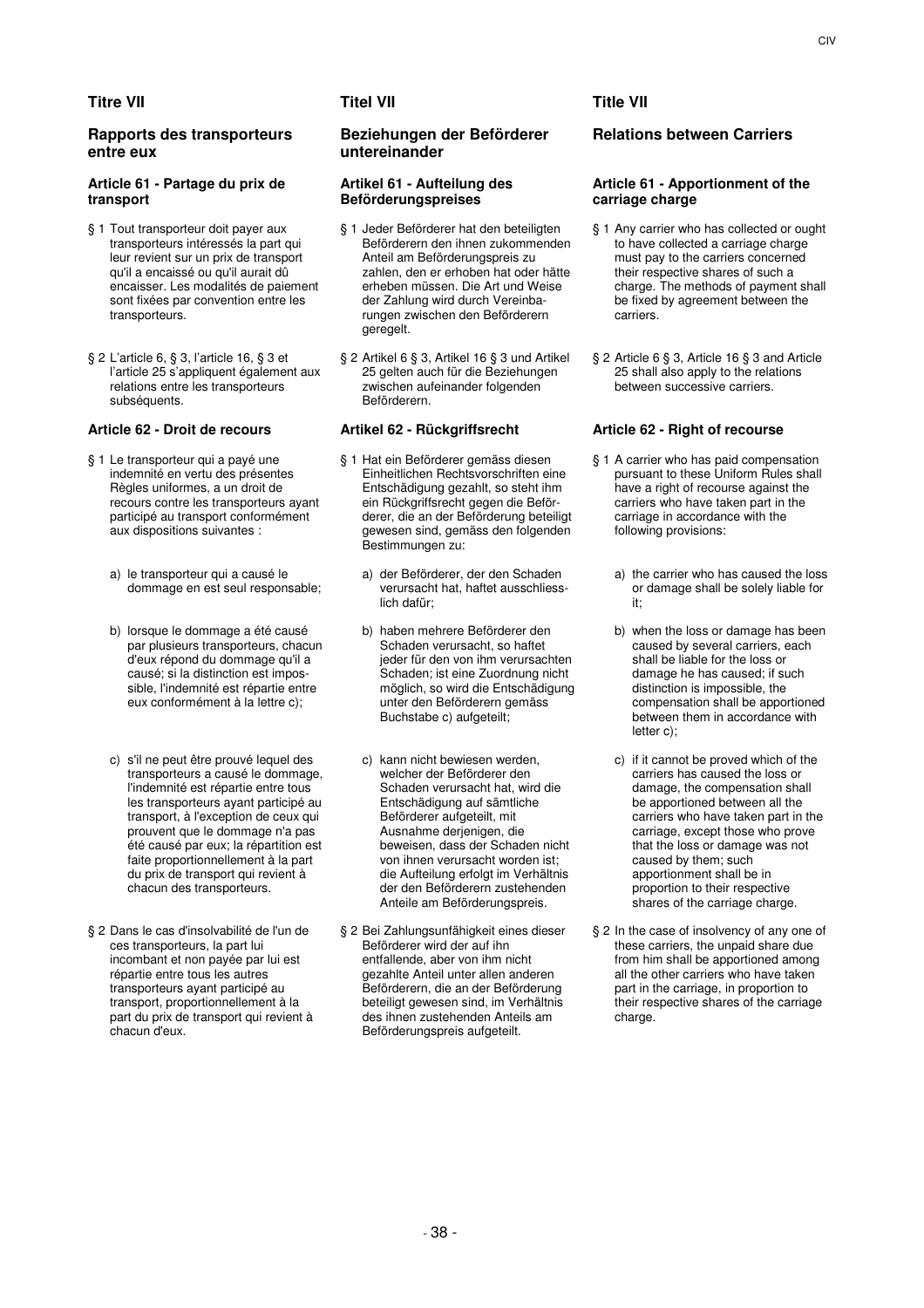# Titre VII

## Rapports des transporteurs entre eux

### Article 61 - Partage du prix de transport

§ 1 Tout transporteur doit payer aux transporteurs intéressés la part qui leur revient sur un prix de transport qu'il a encaissé ou qu'il aurait dû encaisser. Les modalités de paiement sont fixées par convention entre les transporteurs.

§ 2 L'article 6, § 3, l'article 16, § 3 et l'article 25 s'appliquent également aux relations entre les transporteurs subséquents.

### Article 62 - Droit de recours

§ 1 Le transporteur qui a payé une indemnité en vertu des présentes Règles uniformes, a un droit de recours contre les transporteurs ayant participé au transport conformément aux dispositions suivantes :

a) le transporteur qui a causé le dommage en est seul responsable;

b) lorsque le dommage a été causé par plusieurs transporteurs, chacun d'eux répond du dommage qu'il a causé; si la distinction est impossible, l'indemnité est répartie entre eux conformément à la lettre c);

c) s'il ne peut être prouvé lequel des transporteurs a causé le dommage, l'indemnité est répartie entre tous les transporteurs ayant participé au transport, à l'exception de ceux qui prouvent que le dommage n'a pas été causé par eux; la répartition est faite proportionnellement à la part du prix de transport qui revient à chacun des transporteurs.

§ 2 Dans le cas d'insolvabilité de l'un de ces transporteurs, la part lui incombant et non payée par lui est répartie entre tous les autres transporteurs ayant participé au transport, proportionnellement à la part du prix de transport qui revient à chacun d'eux.

# Titel VII

## Beziehungen der Beförderer untereinander

### Artikel 61 - Aufteilung des Beförderungspreises

§ 1 Jeder Beförderer hat den beteiligten Beförderern den ihnen zukommenden Anteil am Beförderungspreis zu zahlen, den er erhoben hat oder hätte erheben müssen. Die Art und Weise der Zahlung wird durch Vereinbarungen zwischen den Beförderern geregelt.

§ 2 Artikel 6 § 3, Artikel 16 § 3 und Artikel 25 gelten auch für die Beziehungen zwischen aufeinander folgenden Beförderern.

### Artikel 62 - Rückgriffsrecht

§ 1 Hat ein Beförderer gemäss diesen Einheitlichen Rechtsvorschriften eine Entschädigung gezahlt, so steht ihm ein Rückgriffsrecht gegen die Beförderer, die an der Beförderung beteiligt gewesen sind, gemäss den folgenden Bestimmungen zu:

a) der Beförderer, der den Schaden verursacht hat, haftet ausschliesslich dafür;

b) haben mehrere Beförderer den Schaden verursacht, so haftet jeder für den von ihm verursachten Schaden; ist eine Zuordnung nicht möglich, so wird die Entschädigung unter den Beförderern gemäss Buchstabe c) aufgeteilt;

c) kann nicht bewiesen werden, welcher der Beförderer den Schaden verursacht hat, wird die Entschädigung auf sämtliche Beförderer aufgeteilt, mit Ausnahme derjenigen, die beweisen, dass der Schaden nicht von ihnen verursacht worden ist; die Aufteilung erfolgt im Verhältnis der den Beförderern zustehenden Anteile am Beförderungspreis.

§ 2 Bei Zahlungsunfähigkeit eines dieser Beförderer wird der auf ihn entfallende, aber von ihm nicht gezahlte Anteil unter allen anderen Beförderern, die an der Beförderung beteiligt gewesen sind, im Verhältnis des ihnen zustehenden Anteils am Beförderungspreis aufgeteilt.

# Title VII

## Relations between Carriers

### Article 61 - Apportionment of the carriage charge

§ 1 Any carrier who has collected or ought to have collected a carriage charge must pay to the carriers concerned their respective shares of such a charge. The methods of payment shall be fixed by agreement between the carriers.

§ 2 Article 6 § 3, Article 16 § 3 and Article 25 shall also apply to the relations between successive carriers.

### Article 62 - Right of recourse

§ 1 A carrier who has paid compensation pursuant to these Uniform Rules shall have a right of recourse against the carriers who have taken part in the carriage in accordance with the following provisions:

a) the carrier who has caused the loss or damage shall be solely liable for it;

b) when the loss or damage has been caused by several carriers, each shall be liable for the loss or damage he has caused; if such distinction is impossible, the compensation shall be apportioned between them in accordance with letter c);

c) if it cannot be proved which of the carriers has caused the loss or damage, the compensation shall be apportioned between all the carriers who have taken part in the carriage, except those who prove that the loss or damage was not caused by them; such apportionment shall be in proportion to their respective shares of the carriage charge.

§ 2 In the case of insolvency of any one of these carriers, the unpaid share due from him shall be apportioned among all the other carriers who have taken part in the carriage, in proportion to their respective shares of the carriage charge.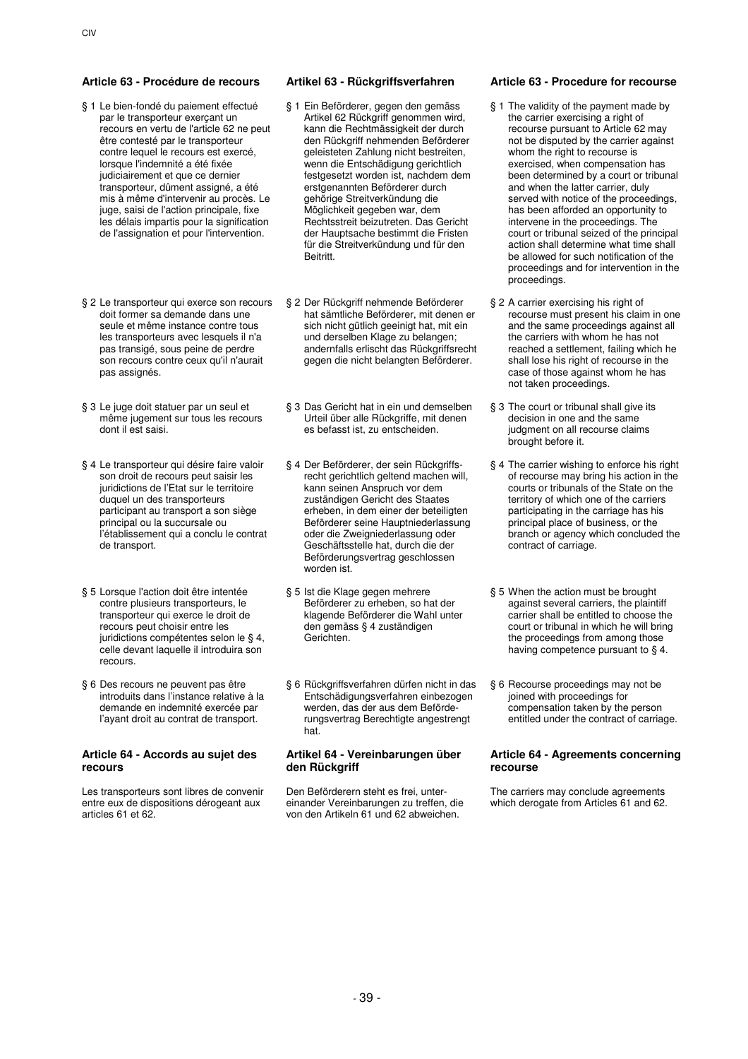## Article 63 - Procédure de recours

§ 1 Le bien-fondé du paiement effectué par le transporteur exerçant un recours en vertu de l'article 62 ne peut être contesté par le transporteur contre lequel le recours est exercé, lorsque l'indemnité a été fixée judiciairement et que ce dernier transporteur, dûment assigné, a été mis à même d'intervenir au procès. Le juge, saisi de l'action principale, fixe les délais impartis pour la signification de l'assignation et pour l'intervention.

§ 2 Le transporteur qui exerce son recours doit former sa demande dans une seule et même instance contre tous les transporteurs avec lesquels il n'a pas transigé, sous peine de perdre son recours contre ceux qu'il n'aurait pas assignés.

§ 3 Le juge doit statuer par un seul et même jugement sur tous les recours dont il est saisi.

§ 4 Le transporteur qui désire faire valoir son droit de recours peut saisir les juridictions de l'Etat sur le territoire duquel un des transporteurs participant au transport a son siège principal ou la succursale ou l'établissement qui a conclu le contrat de transport.

§ 5 Lorsque l'action doit être intentée contre plusieurs transporteurs, le transporteur qui exerce le droit de recours peut choisir entre les juridictions compétentes selon le § 4, celle devant laquelle il introduira son recours.

§ 6 Des recours ne peuvent pas être introduits dans l'instance relative à la demande en indemnité exercée par l'ayant droit au contrat de transport.

## Article 64 - Accords au sujet des recours

Les transporteurs sont libres de convenir entre eux de dispositions dérogeant aux articles 61 et 62.

## Artikel 63 - Rückgriffsverfahren

§ 1 Ein Beförderer, gegen den gemäss Artikel 62 Rückgriff genommen wird, kann die Rechtmässigkeit der durch den Rückgriff nehmenden Beförderer geleisteten Zahlung nicht bestreiten, wenn die Entschädigung gerichtlich festgesetzt worden ist, nachdem dem erstgenannten Beförderer durch gehörige Streitverkündung die Möglichkeit gegeben war, dem Rechtsstreit beizutreten. Das Gericht der Hauptsache bestimmt die Fristen für die Streitverkündung und für den Beitritt.

§ 2 Der Rückgriff nehmende Beförderer hat sämtliche Beförderer, mit denen er sich nicht gütlich geeinigt hat, mit ein und derselben Klage zu belangen; andernfalls erlischt das Rückgriffsrecht gegen die nicht belangten Beförderer.

§ 3 Das Gericht hat in ein und demselben Urteil über alle Rückgriffe, mit denen es befasst ist, zu entscheiden.

§ 4 Der Beförderer, der sein Rückgriffsrecht gerichtlich geltend machen will, kann seinen Anspruch vor dem zuständigen Gericht des Staates erheben, in dem einer der beteiligten Beförderer seine Hauptniederlassung oder die Zweigniederlassung oder Geschäftsstelle hat, durch die der Beförderungsvertrag geschlossen worden ist.

§ 5 Ist die Klage gegen mehrere Beförderer zu erheben, so hat der klagende Beförderer die Wahl unter den gemäss § 4 zuständigen Gerichten.

§ 6 Rückgriffsverfahren dürfen nicht in das Entschädigungsverfahren einbezogen werden, das der aus dem Beförderungsvertrag Berechtigte angestrengt hat.

## Artikel 64 - Vereinbarungen über den Rückgriff

Den Beförderern steht es frei, untereinander Vereinbarungen zu treffen, die von den Artikeln 61 und 62 abweichen.

## Article 63 - Procedure for recourse

§ 1 The validity of the payment made by the carrier exercising a right of recourse pursuant to Article 62 may not be disputed by the carrier against whom the right to recourse is exercised, when compensation has been determined by a court or tribunal and when the latter carrier, duly served with notice of the proceedings, has been afforded an opportunity to intervene in the proceedings. The court or tribunal seized of the principal action shall determine what time shall be allowed for such notification of the proceedings and for intervention in the proceedings.

§ 2 A carrier exercising his right of recourse must present his claim in one and the same proceedings against all the carriers with whom he has not reached a settlement, failing which he shall lose his right of recourse in the case of those against whom he has not taken proceedings.

§ 3 The court or tribunal shall give its decision in one and the same judgment on all recourse claims brought before it.

§ 4 The carrier wishing to enforce his right of recourse may bring his action in the courts or tribunals of the State on the territory of which one of the carriers participating in the carriage has his principal place of business, or the branch or agency which concluded the contract of carriage.

§ 5 When the action must be brought against several carriers, the plaintiff carrier shall be entitled to choose the court or tribunal in which he will bring the proceedings from among those having competence pursuant to § 4.

§ 6 Recourse proceedings may not be joined with proceedings for compensation taken by the person entitled under the contract of carriage.

## Article 64 - Agreements concerning recourse

The carriers may conclude agreements which derogate from Articles 61 and 62.